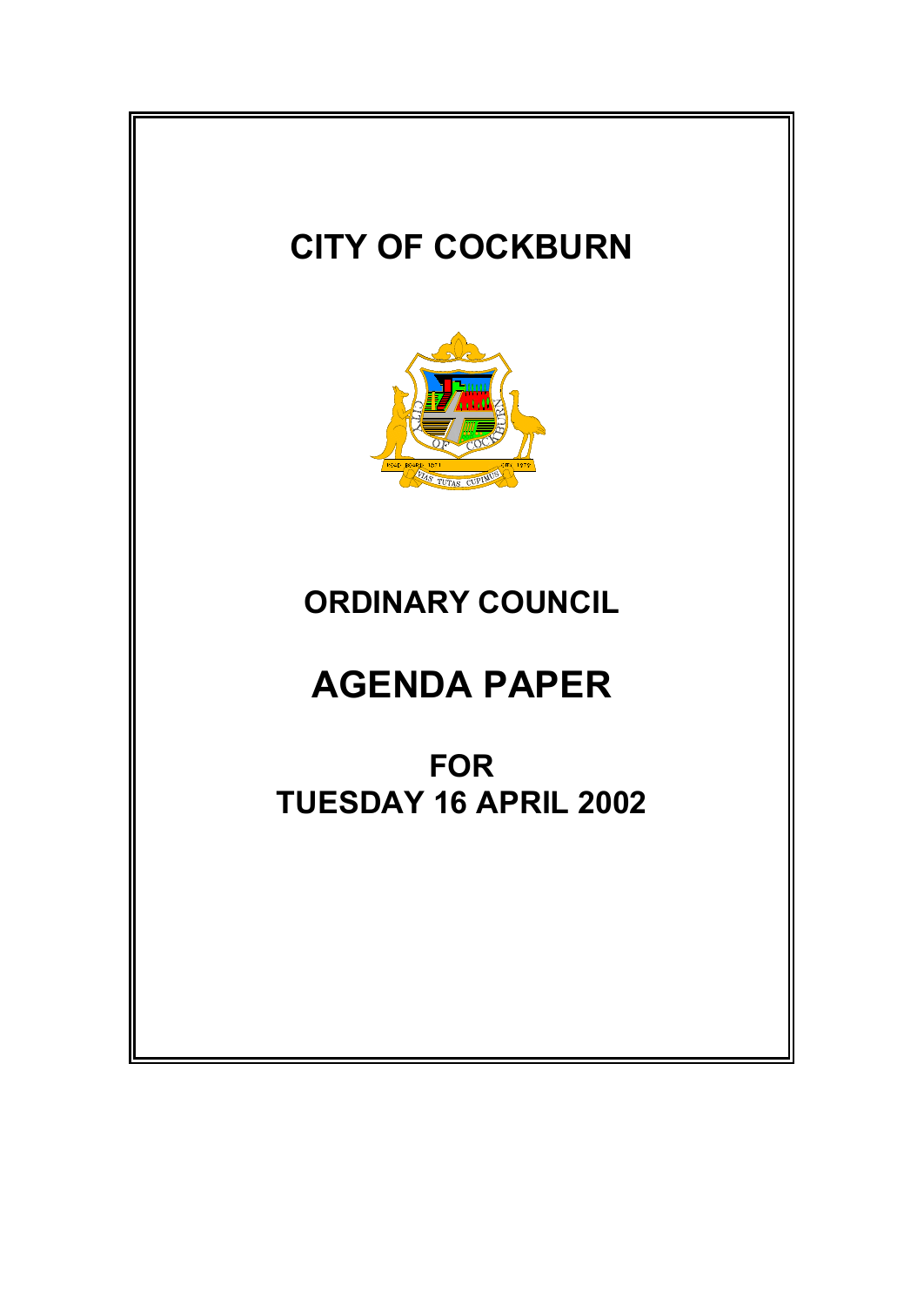# CITY OF COCKBURN

## ORDINARY COUNCIL

# AGENDA PAPER

## FOR
## TUESDAY 16 APRIL 2002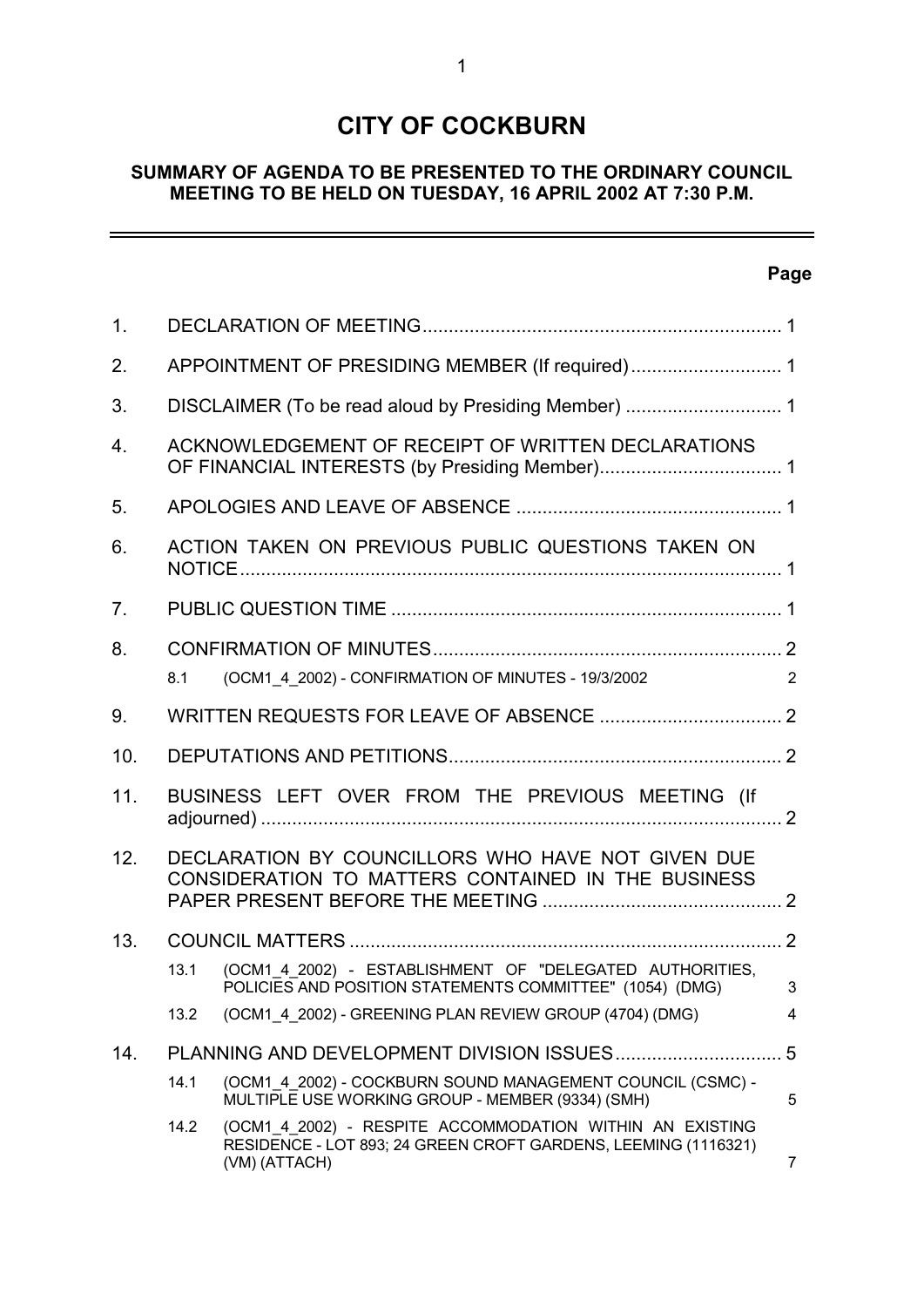# CITY OF COCKBURN

## SUMMARY OF AGENDA TO BE PRESENTED TO THE ORDINARY COUNCIL MEETING TO BE HELD ON TUESDAY, 16 APRIL 2002 AT 7:30 P.M.

| | | Page |
|---|---|---|
| 1. | DECLARATION OF MEETING | 1 |
| 2. | APPOINTMENT OF PRESIDING MEMBER (If required) | 1 |
| 3. | DISCLAIMER (To be read aloud by Presiding Member) | 1 |
| 4. | ACKNOWLEDGEMENT OF RECEIPT OF WRITTEN DECLARATIONS OF FINANCIAL INTERESTS (by Presiding Member) | 1 |
| 5. | APOLOGIES AND LEAVE OF ABSENCE | 1 |
| 6. | ACTION TAKEN ON PREVIOUS PUBLIC QUESTIONS TAKEN ON NOTICE | 1 |
| 7. | PUBLIC QUESTION TIME | 1 |
| 8. | CONFIRMATION OF MINUTES | 2 |
| | 8.1 (OCM1_4_2002) - CONFIRMATION OF MINUTES - 19/3/2002 | 2 |
| 9. | WRITTEN REQUESTS FOR LEAVE OF ABSENCE | 2 |
| 10. | DEPUTATIONS AND PETITIONS | 2 |
| 11. | BUSINESS LEFT OVER FROM THE PREVIOUS MEETING (If adjourned) | 2 |
| 12. | DECLARATION BY COUNCILLORS WHO HAVE NOT GIVEN DUE CONSIDERATION TO MATTERS CONTAINED IN THE BUSINESS PAPER PRESENT BEFORE THE MEETING | 2 |
| 13. | COUNCIL MATTERS | 2 |
| | 13.1 (OCM1_4_2002) - ESTABLISHMENT OF "DELEGATED AUTHORITIES, POLICIES AND POSITION STATEMENTS COMMITTEE" (1054) (DMG) | 3 |
| | 13.2 (OCM1_4_2002) - GREENING PLAN REVIEW GROUP (4704) (DMG) | 4 |
| 14. | PLANNING AND DEVELOPMENT DIVISION ISSUES | 5 |
| | 14.1 (OCM1_4_2002) - COCKBURN SOUND MANAGEMENT COUNCIL (CSMC) - MULTIPLE USE WORKING GROUP - MEMBER (9334) (SMH) | 5 |
| | 14.2 (OCM1_4_2002) - RESPITE ACCOMMODATION WITHIN AN EXISTING RESIDENCE - LOT 893; 24 GREEN CROFT GARDENS, LEEMING (1116321) (VM) (ATTACH) | 7 |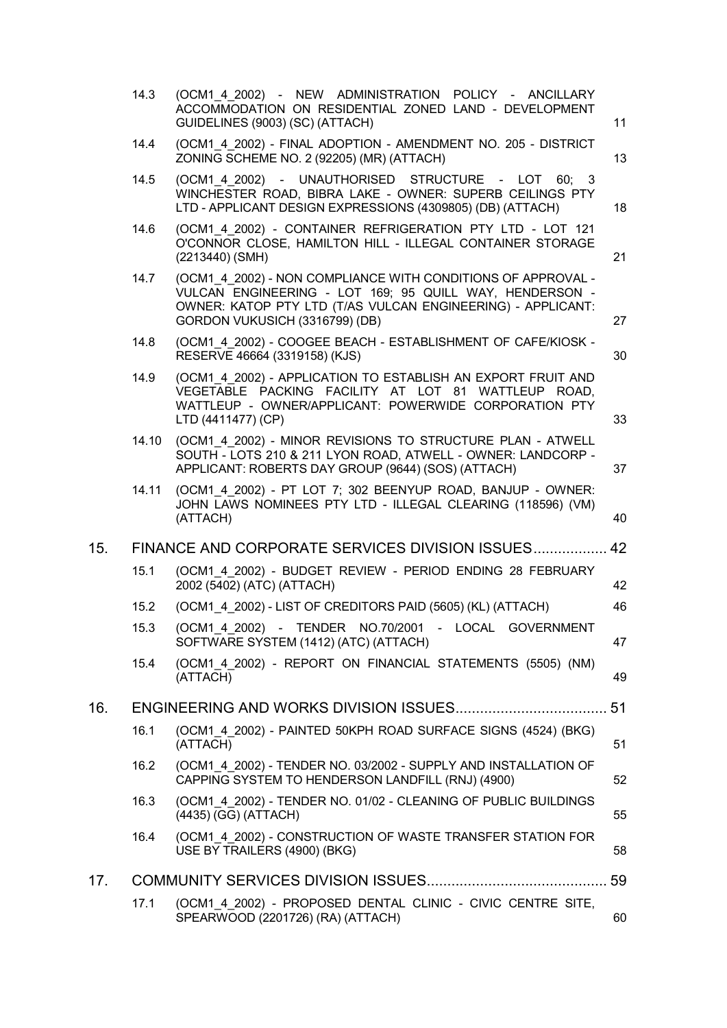| | | |
|---|---|---|
| 14.3 | (OCM1_4_2002) - NEW ADMINISTRATION POLICY - ANCILLARY ACCOMMODATION ON RESIDENTIAL ZONED LAND - DEVELOPMENT GUIDELINES (9003) (SC) (ATTACH) | 11 |
| 14.4 | (OCM1_4_2002) - FINAL ADOPTION - AMENDMENT NO. 205 - DISTRICT ZONING SCHEME NO. 2 (92205) (MR) (ATTACH) | 13 |
| 14.5 | (OCM1_4_2002) - UNAUTHORISED STRUCTURE - LOT 60; 3 WINCHESTER ROAD, BIBRA LAKE - OWNER: SUPERB CEILINGS PTY LTD - APPLICANT DESIGN EXPRESSIONS (4309805) (DB) (ATTACH) | 18 |
| 14.6 | (OCM1_4_2002) - CONTAINER REFRIGERATION PTY LTD - LOT 121 O'CONNOR CLOSE, HAMILTON HILL - ILLEGAL CONTAINER STORAGE (2213440) (SMH) | 21 |
| 14.7 | (OCM1_4_2002) - NON COMPLIANCE WITH CONDITIONS OF APPROVAL - VULCAN ENGINEERING - LOT 169; 95 QUILL WAY, HENDERSON - OWNER: KATOP PTY LTD (T/AS VULCAN ENGINEERING) - APPLICANT: GORDON VUKUSICH (3316799) (DB) | 27 |
| 14.8 | (OCM1_4_2002) - COOGEE BEACH - ESTABLISHMENT OF CAFE/KIOSK - RESERVE 46664 (3319158) (KJS) | 30 |
| 14.9 | (OCM1_4_2002) - APPLICATION TO ESTABLISH AN EXPORT FRUIT AND VEGETABLE PACKING FACILITY AT LOT 81 WATTLEUP ROAD, WATTLEUP - OWNER/APPLICANT: POWERWIDE CORPORATION PTY LTD (4411477) (CP) | 33 |
| 14.10 | (OCM1_4_2002) - MINOR REVISIONS TO STRUCTURE PLAN - ATWELL SOUTH - LOTS 210 & 211 LYON ROAD, ATWELL - OWNER: LANDCORP - APPLICANT: ROBERTS DAY GROUP (9644) (SOS) (ATTACH) | 37 |
| 14.11 | (OCM1_4_2002) - PT LOT 7; 302 BEENYUP ROAD, BANJUP - OWNER: JOHN LAWS NOMINEES PTY LTD - ILLEGAL CLEARING (118596) (VM) (ATTACH) | 40 |

## 15. FINANCE AND CORPORATE SERVICES DIVISION ISSUES .................. 42

| | | |
|---|---|---|
| 15.1 | (OCM1_4_2002) - BUDGET REVIEW - PERIOD ENDING 28 FEBRUARY 2002 (5402) (ATC) (ATTACH) | 42 |
| 15.2 | (OCM1_4_2002) - LIST OF CREDITORS PAID (5605) (KL) (ATTACH) | 46 |
| 15.3 | (OCM1_4_2002) - TENDER NO.70/2001 - LOCAL GOVERNMENT SOFTWARE SYSTEM (1412) (ATC) (ATTACH) | 47 |
| 15.4 | (OCM1_4_2002) - REPORT ON FINANCIAL STATEMENTS (5505) (NM) (ATTACH) | 49 |

## 16. ENGINEERING AND WORKS DIVISION ISSUES..................................... 51

| | | |
|---|---|---|
| 16.1 | (OCM1_4_2002) - PAINTED 50KPH ROAD SURFACE SIGNS (4524) (BKG) (ATTACH) | 51 |
| 16.2 | (OCM1_4_2002) - TENDER NO. 03/2002 - SUPPLY AND INSTALLATION OF CAPPING SYSTEM TO HENDERSON LANDFILL (RNJ) (4900) | 52 |
| 16.3 | (OCM1_4_2002) - TENDER NO. 01/02 - CLEANING OF PUBLIC BUILDINGS (4435) (GG) (ATTACH) | 55 |
| 16.4 | (OCM1_4_2002) - CONSTRUCTION OF WASTE TRANSFER STATION FOR USE BY TRAILERS (4900) (BKG) | 58 |

## 17. COMMUNITY SERVICES DIVISION ISSUES............................................ 59

| | | |
|---|---|---|
| 17.1 | (OCM1_4_2002) - PROPOSED DENTAL CLINIC - CIVIC CENTRE SITE, SPEARWOOD (2201726) (RA) (ATTACH) | 60 |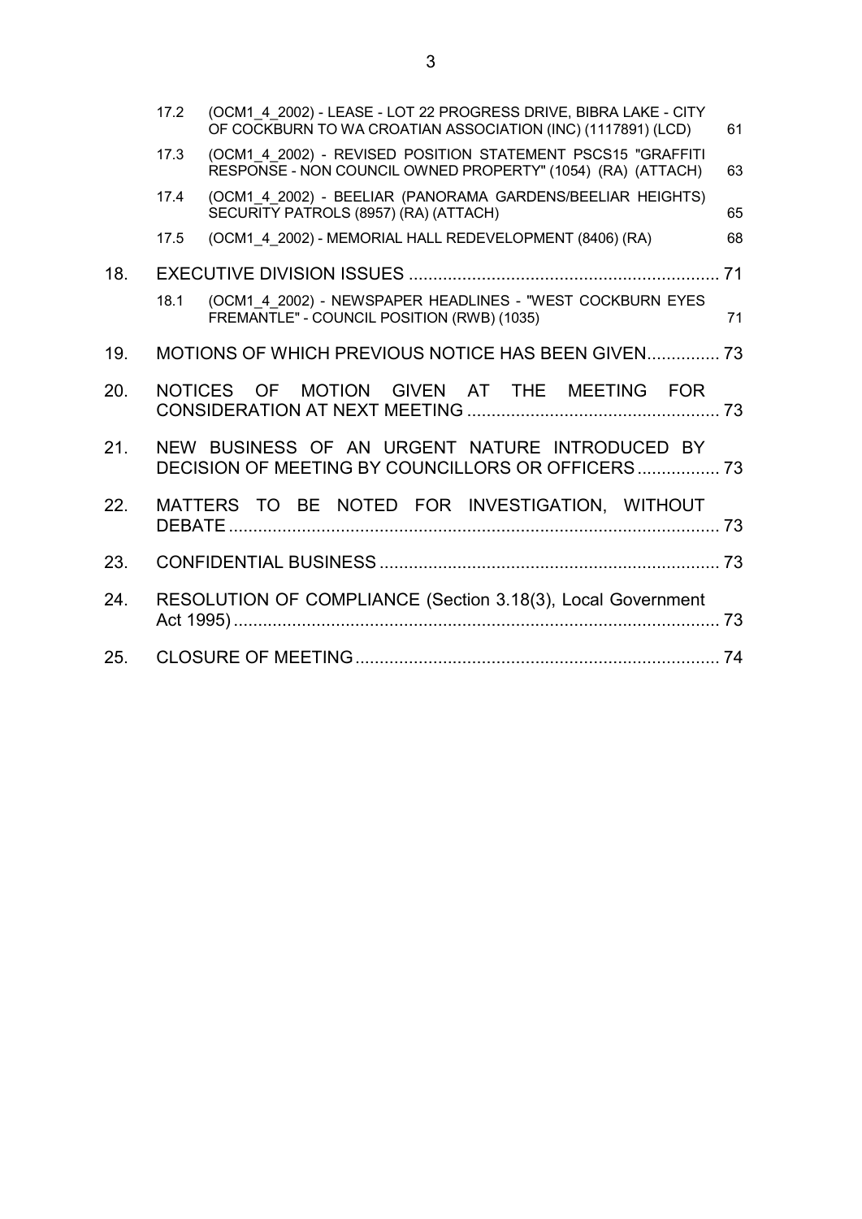| | | | |
|---|---|---|---|
| | 17.2 | (OCM1_4_2002) - LEASE - LOT 22 PROGRESS DRIVE, BIBRA LAKE - CITY OF COCKBURN TO WA CROATIAN ASSOCIATION (INC) (1117891) (LCD) | 61 |
| | 17.3 | (OCM1_4_2002) - REVISED POSITION STATEMENT PSCS15 "GRAFFITI RESPONSE - NON COUNCIL OWNED PROPERTY" (1054) (RA) (ATTACH) | 63 |
| | 17.4 | (OCM1_4_2002) - BEELIAR (PANORAMA GARDENS/BEELIAR HEIGHTS) SECURITY PATROLS (8957) (RA) (ATTACH) | 65 |
| | 17.5 | (OCM1_4_2002) - MEMORIAL HALL REDEVELOPMENT (8406) (RA) | 68 |
| 18. | EXECUTIVE DIVISION ISSUES | | 71 |
| | 18.1 | (OCM1_4_2002) - NEWSPAPER HEADLINES - "WEST COCKBURN EYES FREMANTLE" - COUNCIL POSITION (RWB) (1035) | 71 |
| 19. | MOTIONS OF WHICH PREVIOUS NOTICE HAS BEEN GIVEN | | 73 |
| 20. | NOTICES OF MOTION GIVEN AT THE MEETING FOR CONSIDERATION AT NEXT MEETING | | 73 |
| 21. | NEW BUSINESS OF AN URGENT NATURE INTRODUCED BY DECISION OF MEETING BY COUNCILLORS OR OFFICERS | | 73 |
| 22. | MATTERS TO BE NOTED FOR INVESTIGATION, WITHOUT DEBATE | | 73 |
| 23. | CONFIDENTIAL BUSINESS | | 73 |
| 24. | RESOLUTION OF COMPLIANCE (Section 3.18(3), Local Government Act 1995) | | 73 |
| 25. | CLOSURE OF MEETING | | 74 |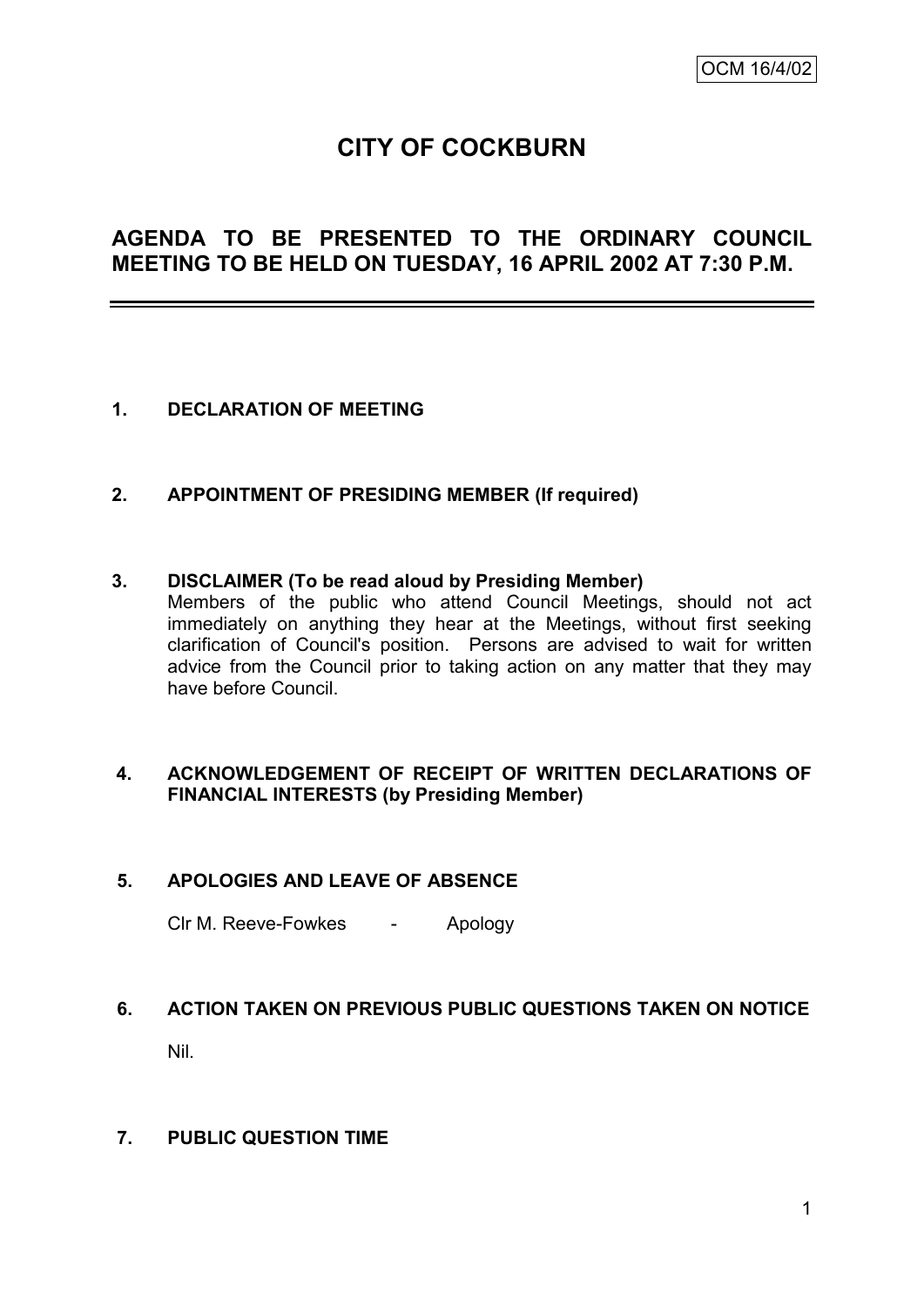OCM 16/4/02

# CITY OF COCKBURN

## AGENDA TO BE PRESENTED TO THE ORDINARY COUNCIL MEETING TO BE HELD ON TUESDAY, 16 APRIL 2002 AT 7:30 P.M.

---

**1. DECLARATION OF MEETING**

**2. APPOINTMENT OF PRESIDING MEMBER (If required)**

**3. DISCLAIMER (To be read aloud by Presiding Member)**

Members of the public who attend Council Meetings, should not act immediately on anything they hear at the Meetings, without first seeking clarification of Council's position. Persons are advised to wait for written advice from the Council prior to taking action on any matter that they may have before Council.

**4. ACKNOWLEDGEMENT OF RECEIPT OF WRITTEN DECLARATIONS OF FINANCIAL INTERESTS (by Presiding Member)**

**5. APOLOGIES AND LEAVE OF ABSENCE**

Clr M. Reeve-Fowkes - Apology

**6. ACTION TAKEN ON PREVIOUS PUBLIC QUESTIONS TAKEN ON NOTICE**

Nil.

**7. PUBLIC QUESTION TIME**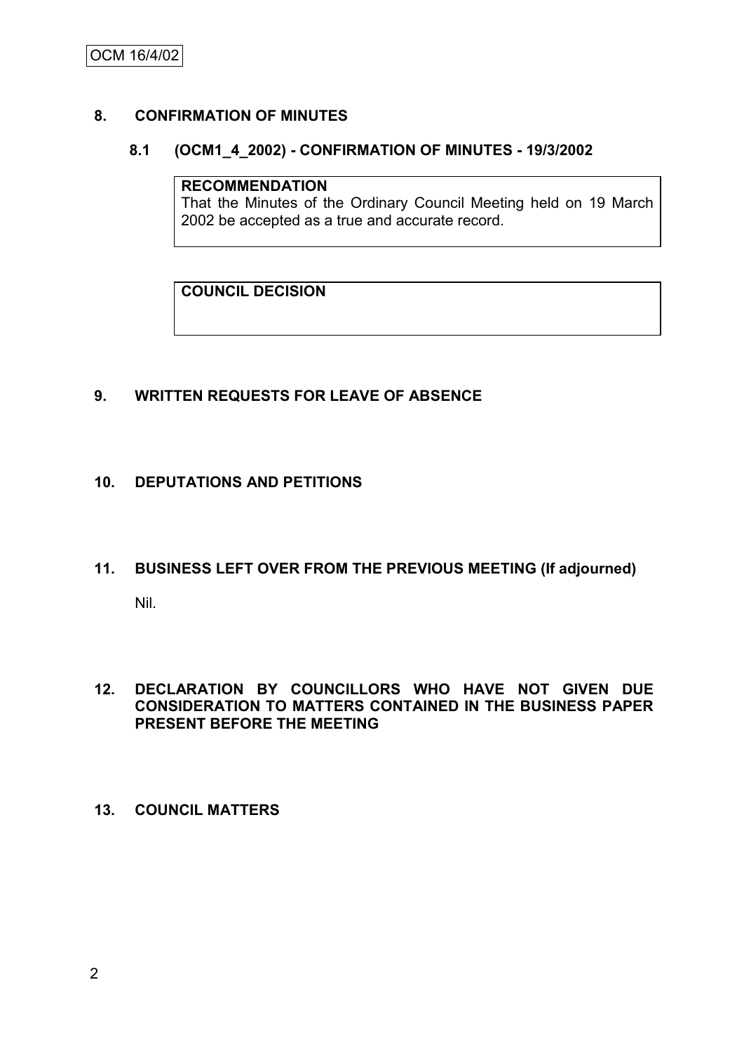## 8. CONFIRMATION OF MINUTES

### 8.1 (OCM1_4_2002) - CONFIRMATION OF MINUTES - 19/3/2002

**RECOMMENDATION**
That the Minutes of the Ordinary Council Meeting held on 19 March 2002 be accepted as a true and accurate record.

**COUNCIL DECISION**

## 9. WRITTEN REQUESTS FOR LEAVE OF ABSENCE

## 10. DEPUTATIONS AND PETITIONS

## 11. BUSINESS LEFT OVER FROM THE PREVIOUS MEETING (If adjourned)

Nil.

## 12. DECLARATION BY COUNCILLORS WHO HAVE NOT GIVEN DUE CONSIDERATION TO MATTERS CONTAINED IN THE BUSINESS PAPER PRESENT BEFORE THE MEETING

## 13. COUNCIL MATTERS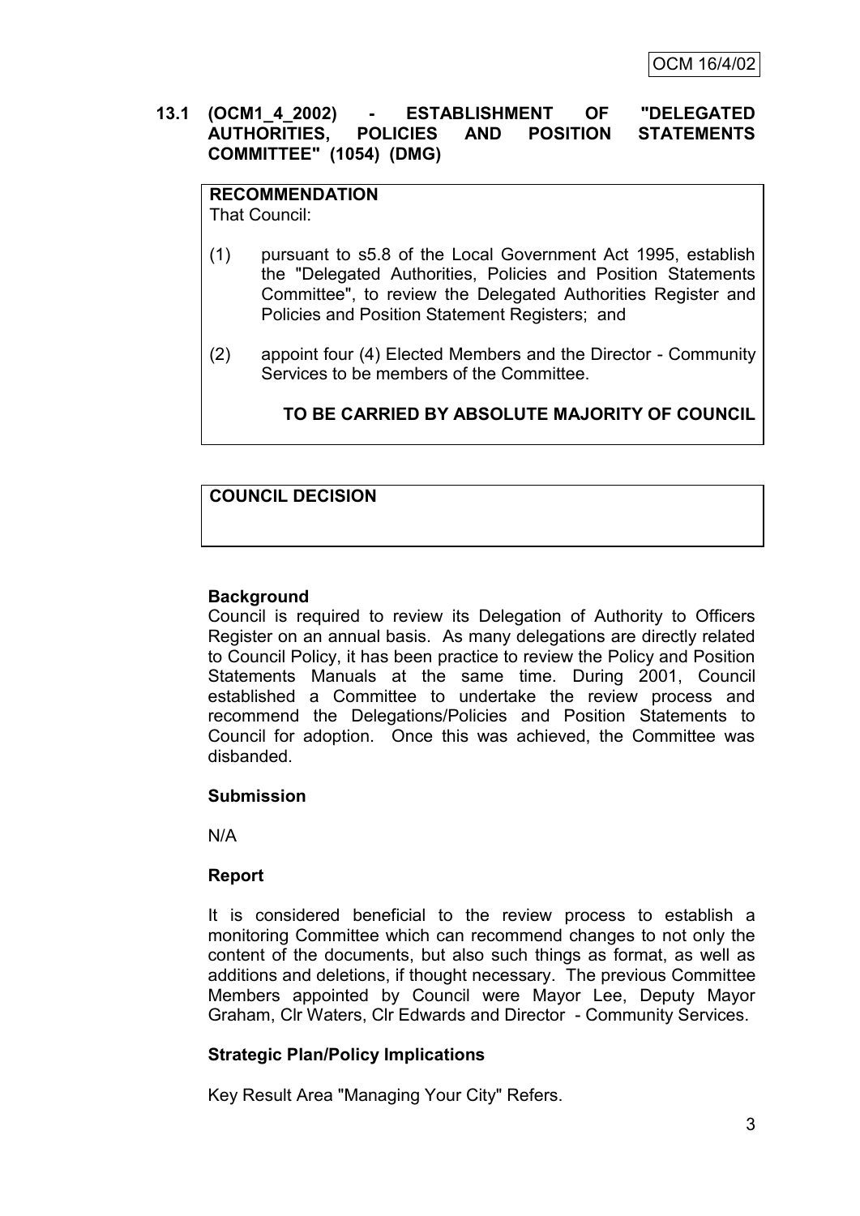OCM 16/4/02

## 13.1 (OCM1_4_2002) - ESTABLISHMENT OF "DELEGATED AUTHORITIES, POLICIES AND POSITION STATEMENTS COMMITTEE" (1054) (DMG)

**RECOMMENDATION**

That Council:

(1) pursuant to s5.8 of the Local Government Act 1995, establish the "Delegated Authorities, Policies and Position Statements Committee", to review the Delegated Authorities Register and Policies and Position Statement Registers; and

(2) appoint four (4) Elected Members and the Director - Community Services to be members of the Committee.

**TO BE CARRIED BY ABSOLUTE MAJORITY OF COUNCIL**

**COUNCIL DECISION**

**Background**

Council is required to review its Delegation of Authority to Officers Register on an annual basis. As many delegations are directly related to Council Policy, it has been practice to review the Policy and Position Statements Manuals at the same time. During 2001, Council established a Committee to undertake the review process and recommend the Delegations/Policies and Position Statements to Council for adoption. Once this was achieved, the Committee was disbanded.

**Submission**

N/A

**Report**

It is considered beneficial to the review process to establish a monitoring Committee which can recommend changes to not only the content of the documents, but also such things as format, as well as additions and deletions, if thought necessary. The previous Committee Members appointed by Council were Mayor Lee, Deputy Mayor Graham, Clr Waters, Clr Edwards and Director - Community Services.

**Strategic Plan/Policy Implications**

Key Result Area "Managing Your City" Refers.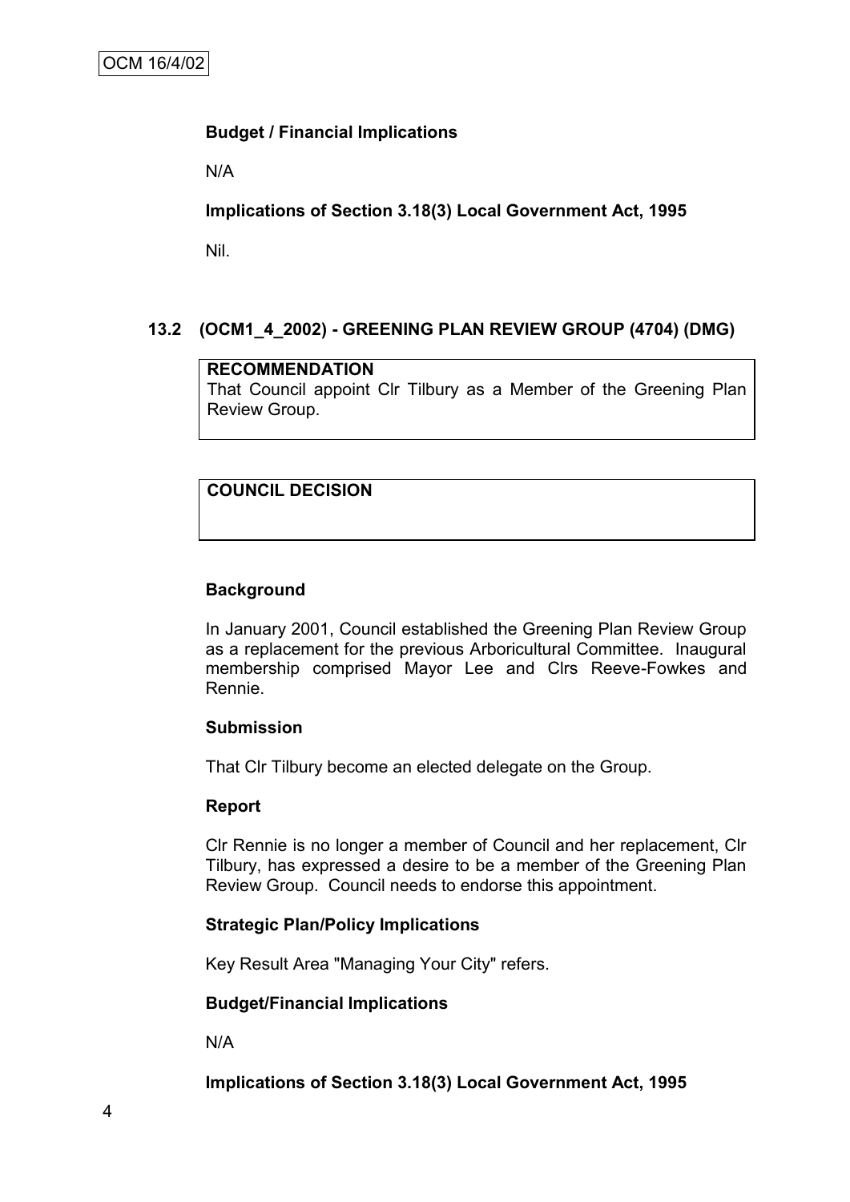**Budget / Financial Implications**

N/A

**Implications of Section 3.18(3) Local Government Act, 1995**

Nil.

## 13.2 (OCM1_4_2002) - GREENING PLAN REVIEW GROUP (4704) (DMG)

**RECOMMENDATION**

That Council appoint Clr Tilbury as a Member of the Greening Plan Review Group.

**COUNCIL DECISION**

**Background**

In January 2001, Council established the Greening Plan Review Group as a replacement for the previous Arboricultural Committee. Inaugural membership comprised Mayor Lee and Clrs Reeve-Fowkes and Rennie.

**Submission**

That Clr Tilbury become an elected delegate on the Group.

**Report**

Clr Rennie is no longer a member of Council and her replacement, Clr Tilbury, has expressed a desire to be a member of the Greening Plan Review Group. Council needs to endorse this appointment.

**Strategic Plan/Policy Implications**

Key Result Area "Managing Your City" refers.

**Budget/Financial Implications**

N/A

**Implications of Section 3.18(3) Local Government Act, 1995**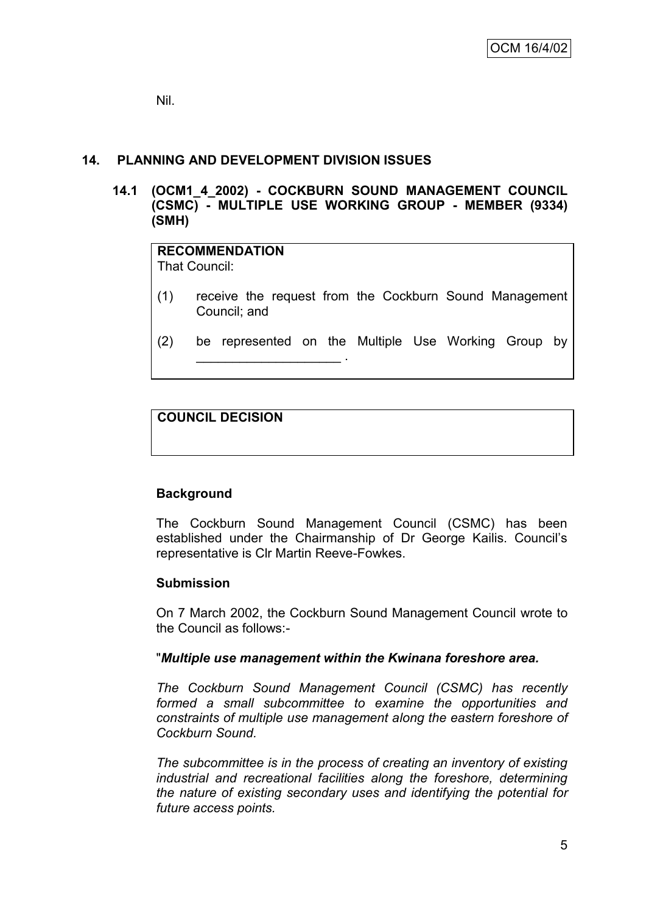Nil.

## 14. PLANNING AND DEVELOPMENT DIVISION ISSUES

### 14.1 (OCM1_4_2002) - COCKBURN SOUND MANAGEMENT COUNCIL (CSMC) - MULTIPLE USE WORKING GROUP - MEMBER (9334) (SMH)

**RECOMMENDATION**
That Council:

(1) receive the request from the Cockburn Sound Management Council; and

(2) be represented on the Multiple Use Working Group by \_\_\_\_\_\_\_\_\_\_\_\_\_\_\_\_\_\_\_\_ .

**COUNCIL DECISION**

**Background**

The Cockburn Sound Management Council (CSMC) has been established under the Chairmanship of Dr George Kailis. Council's representative is Clr Martin Reeve-Fowkes.

**Submission**

On 7 March 2002, the Cockburn Sound Management Council wrote to the Council as follows:-

"***Multiple use management within the Kwinana foreshore area.***

*The Cockburn Sound Management Council (CSMC) has recently formed a small subcommittee to examine the opportunities and constraints of multiple use management along the eastern foreshore of Cockburn Sound.*

*The subcommittee is in the process of creating an inventory of existing industrial and recreational facilities along the foreshore, determining the nature of existing secondary uses and identifying the potential for future access points.*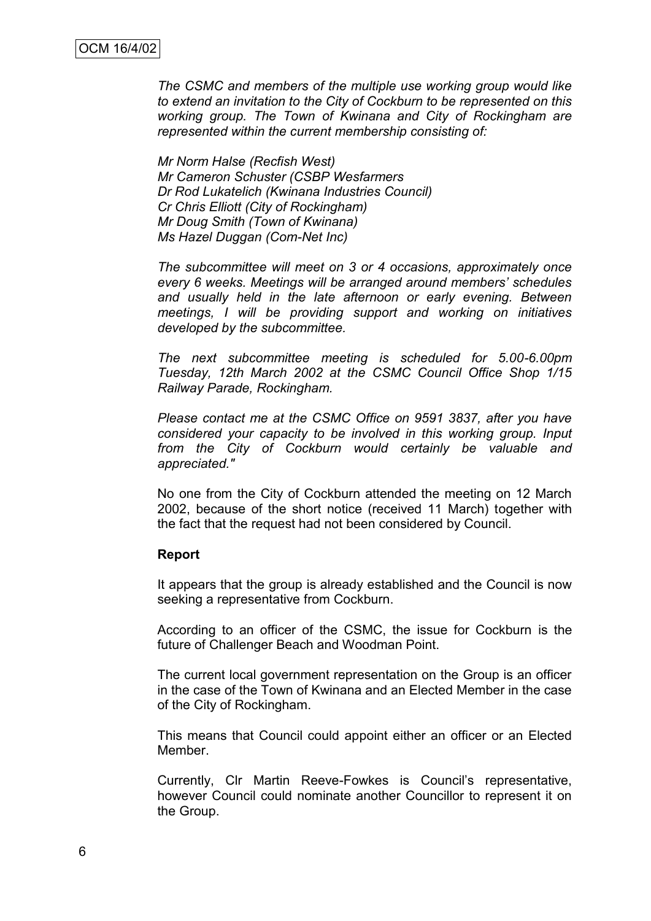*The CSMC and members of the multiple use working group would like to extend an invitation to the City of Cockburn to be represented on this working group. The Town of Kwinana and City of Rockingham are represented within the current membership consisting of:*

*Mr Norm Halse (Recfish West)*
*Mr Cameron Schuster (CSBP Wesfarmers*
*Dr Rod Lukatelich (Kwinana Industries Council)*
*Cr Chris Elliott (City of Rockingham)*
*Mr Doug Smith (Town of Kwinana)*
*Ms Hazel Duggan (Com-Net Inc)*

*The subcommittee will meet on 3 or 4 occasions, approximately once every 6 weeks. Meetings will be arranged around members' schedules and usually held in the late afternoon or early evening. Between meetings, I will be providing support and working on initiatives developed by the subcommittee.*

*The next subcommittee meeting is scheduled for 5.00-6.00pm Tuesday, 12th March 2002 at the CSMC Council Office Shop 1/15 Railway Parade, Rockingham.*

*Please contact me at the CSMC Office on 9591 3837, after you have considered your capacity to be involved in this working group. Input from the City of Cockburn would certainly be valuable and appreciated."*

No one from the City of Cockburn attended the meeting on 12 March 2002, because of the short notice (received 11 March) together with the fact that the request had not been considered by Council.

**Report**

It appears that the group is already established and the Council is now seeking a representative from Cockburn.

According to an officer of the CSMC, the issue for Cockburn is the future of Challenger Beach and Woodman Point.

The current local government representation on the Group is an officer in the case of the Town of Kwinana and an Elected Member in the case of the City of Rockingham.

This means that Council could appoint either an officer or an Elected Member.

Currently, Clr Martin Reeve-Fowkes is Council's representative, however Council could nominate another Councillor to represent it on the Group.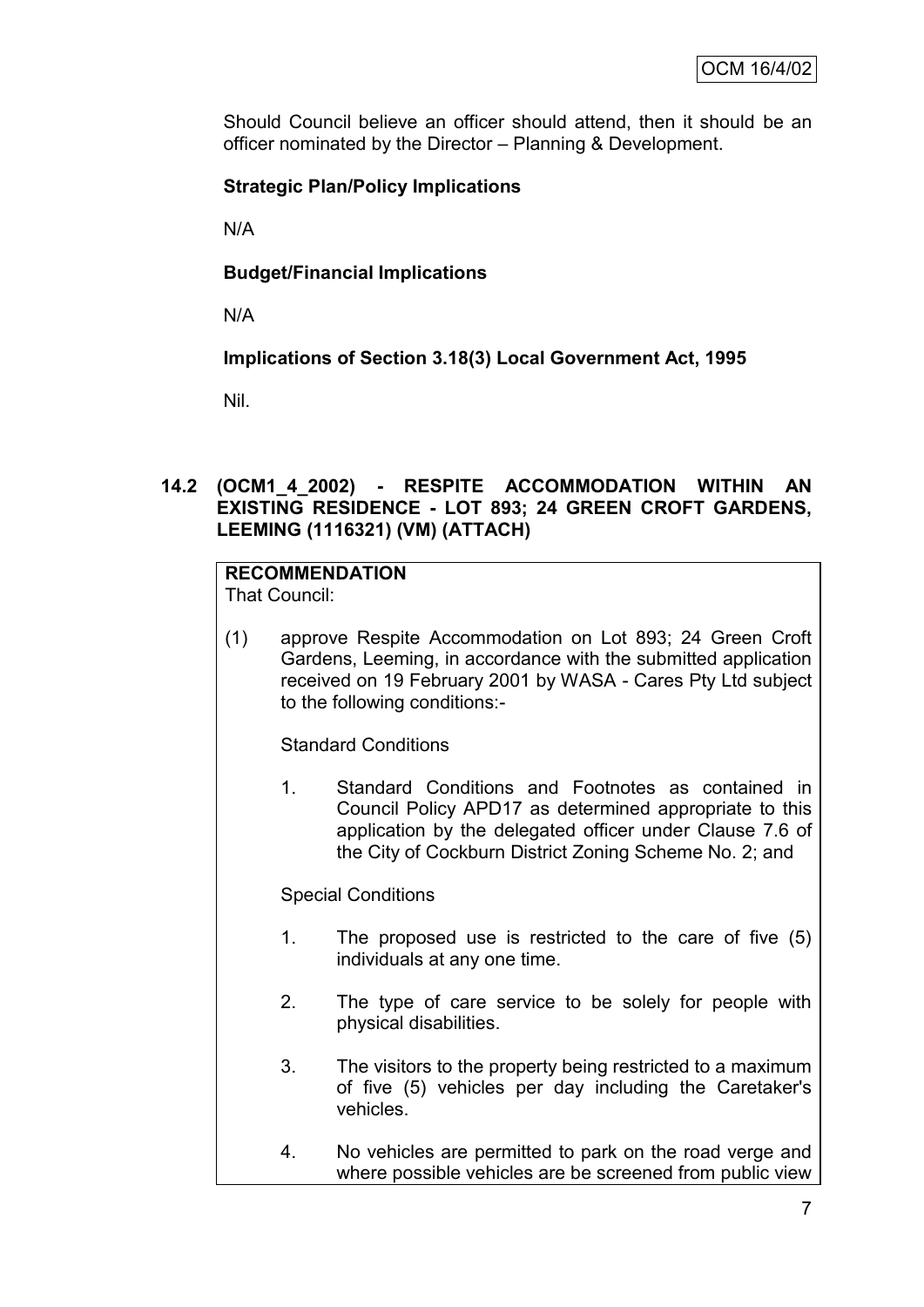Should Council believe an officer should attend, then it should be an officer nominated by the Director – Planning & Development.

**Strategic Plan/Policy Implications**

N/A

**Budget/Financial Implications**

N/A

**Implications of Section 3.18(3) Local Government Act, 1995**

Nil.

## 14.2 (OCM1_4_2002) - RESPITE ACCOMMODATION WITHIN AN EXISTING RESIDENCE - LOT 893; 24 GREEN CROFT GARDENS, LEEMING (1116321) (VM) (ATTACH)

**RECOMMENDATION**
That Council:

(1) approve Respite Accommodation on Lot 893; 24 Green Croft Gardens, Leeming, in accordance with the submitted application received on 19 February 2001 by WASA - Cares Pty Ltd subject to the following conditions:-

Standard Conditions

1. Standard Conditions and Footnotes as contained in Council Policy APD17 as determined appropriate to this application by the delegated officer under Clause 7.6 of the City of Cockburn District Zoning Scheme No. 2; and

Special Conditions

1. The proposed use is restricted to the care of five (5) individuals at any one time.

2. The type of care service to be solely for people with physical disabilities.

3. The visitors to the property being restricted to a maximum of five (5) vehicles per day including the Caretaker's vehicles.

4. No vehicles are permitted to park on the road verge and where possible vehicles are be screened from public view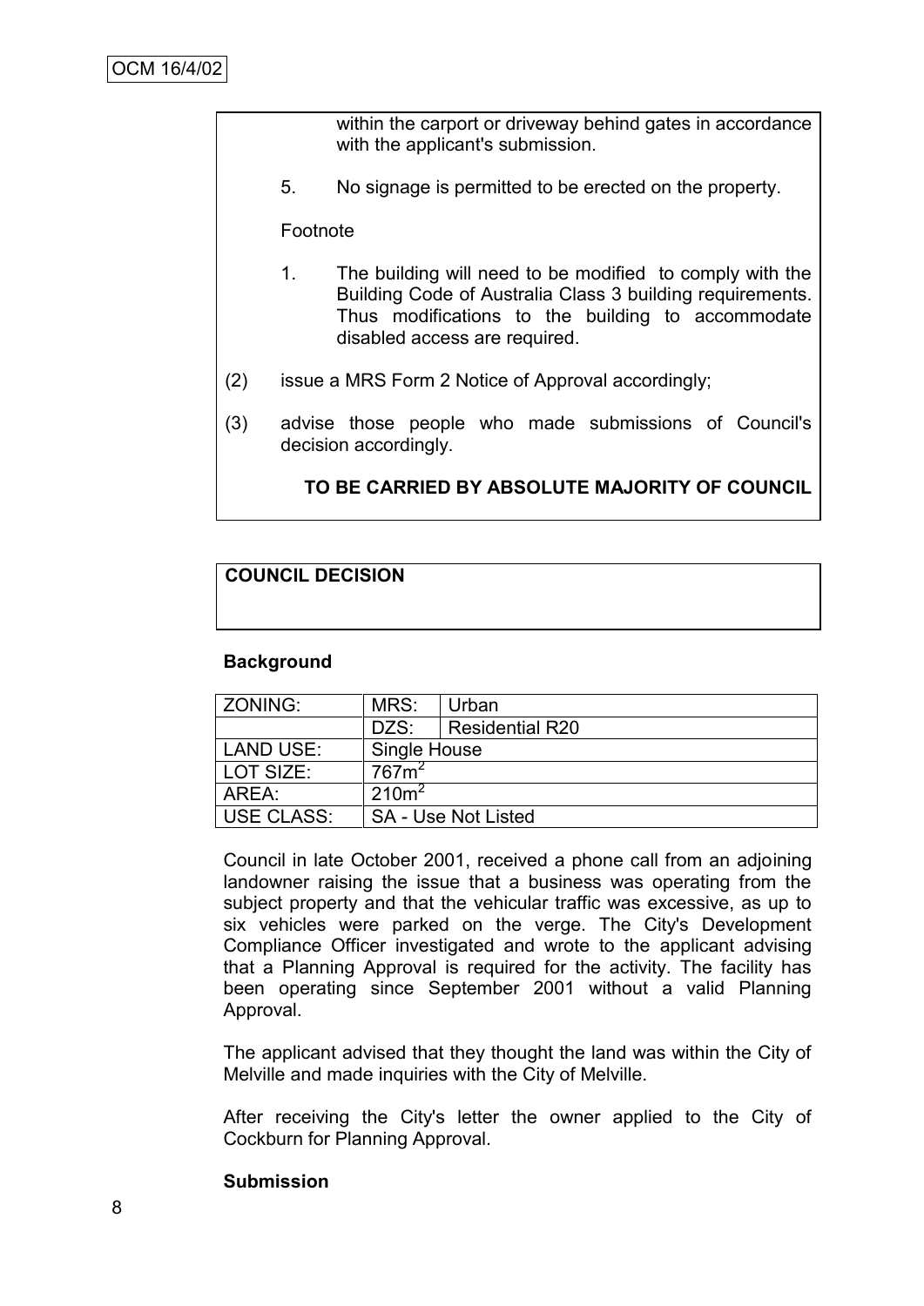within the carport or driveway behind gates in accordance with the applicant's submission.

5. No signage is permitted to be erected on the property.

Footnote

1. The building will need to be modified to comply with the Building Code of Australia Class 3 building requirements. Thus modifications to the building to accommodate disabled access are required.

(2) issue a MRS Form 2 Notice of Approval accordingly;

(3) advise those people who made submissions of Council's decision accordingly.

**TO BE CARRIED BY ABSOLUTE MAJORITY OF COUNCIL**

**COUNCIL DECISION**

**Background**

| ZONING: | MRS: | Urban |
|---|---|---|
| | DZS: | Residential R20 |
| LAND USE: | Single House | |
| LOT SIZE: | $767m^2$ | |
| AREA: | $210m^2$ | |
| USE CLASS: | SA - Use Not Listed | |

Council in late October 2001, received a phone call from an adjoining landowner raising the issue that a business was operating from the subject property and that the vehicular traffic was excessive, as up to six vehicles were parked on the verge. The City's Development Compliance Officer investigated and wrote to the applicant advising that a Planning Approval is required for the activity. The facility has been operating since September 2001 without a valid Planning Approval.

The applicant advised that they thought the land was within the City of Melville and made inquiries with the City of Melville.

After receiving the City's letter the owner applied to the City of Cockburn for Planning Approval.

**Submission**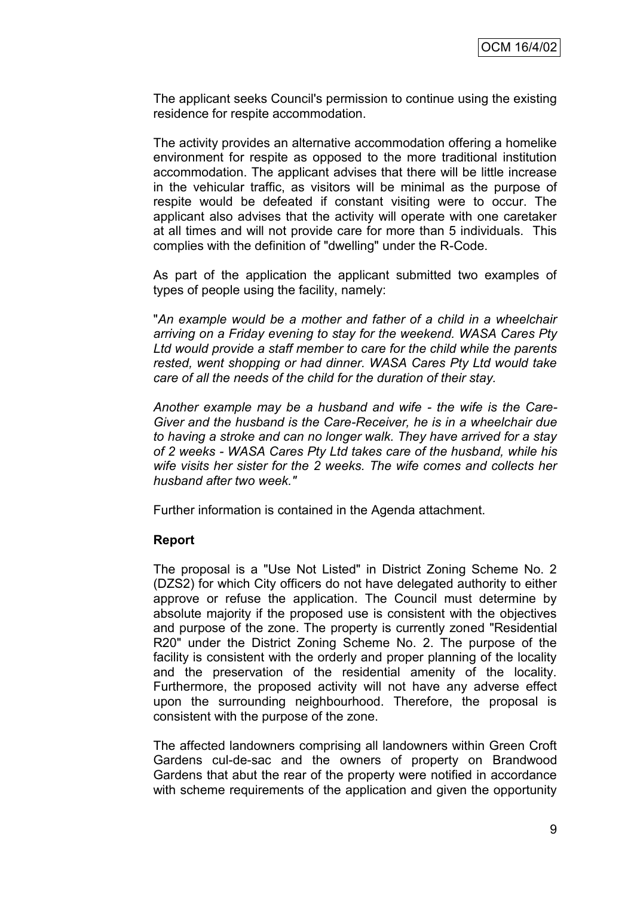The applicant seeks Council's permission to continue using the existing residence for respite accommodation.

The activity provides an alternative accommodation offering a homelike environment for respite as opposed to the more traditional institution accommodation. The applicant advises that there will be little increase in the vehicular traffic, as visitors will be minimal as the purpose of respite would be defeated if constant visiting were to occur. The applicant also advises that the activity will operate with one caretaker at all times and will not provide care for more than 5 individuals. This complies with the definition of "dwelling" under the R-Code.

As part of the application the applicant submitted two examples of types of people using the facility, namely:

"*An example would be a mother and father of a child in a wheelchair arriving on a Friday evening to stay for the weekend. WASA Cares Pty Ltd would provide a staff member to care for the child while the parents rested, went shopping or had dinner. WASA Cares Pty Ltd would take care of all the needs of the child for the duration of their stay.*

*Another example may be a husband and wife - the wife is the Care-Giver and the husband is the Care-Receiver, he is in a wheelchair due to having a stroke and can no longer walk. They have arrived for a stay of 2 weeks - WASA Cares Pty Ltd takes care of the husband, while his wife visits her sister for the 2 weeks. The wife comes and collects her husband after two week."*

Further information is contained in the Agenda attachment.

**Report**

The proposal is a "Use Not Listed" in District Zoning Scheme No. 2 (DZS2) for which City officers do not have delegated authority to either approve or refuse the application. The Council must determine by absolute majority if the proposed use is consistent with the objectives and purpose of the zone. The property is currently zoned "Residential R20" under the District Zoning Scheme No. 2. The purpose of the facility is consistent with the orderly and proper planning of the locality and the preservation of the residential amenity of the locality. Furthermore, the proposed activity will not have any adverse effect upon the surrounding neighbourhood. Therefore, the proposal is consistent with the purpose of the zone.

The affected landowners comprising all landowners within Green Croft Gardens cul-de-sac and the owners of property on Brandwood Gardens that abut the rear of the property were notified in accordance with scheme requirements of the application and given the opportunity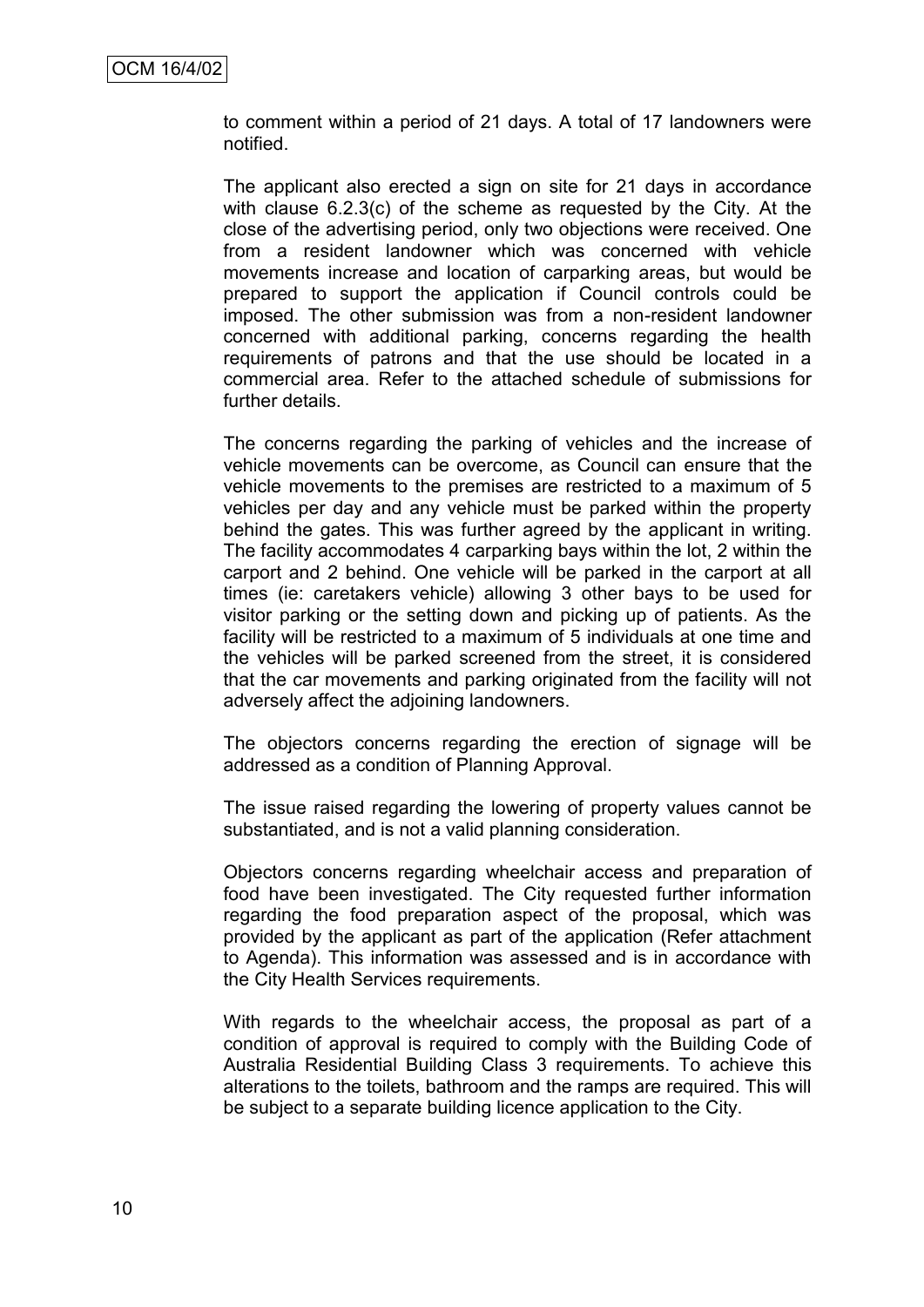to comment within a period of 21 days. A total of 17 landowners were notified.

The applicant also erected a sign on site for 21 days in accordance with clause 6.2.3(c) of the scheme as requested by the City. At the close of the advertising period, only two objections were received. One from a resident landowner which was concerned with vehicle movements increase and location of carparking areas, but would be prepared to support the application if Council controls could be imposed. The other submission was from a non-resident landowner concerned with additional parking, concerns regarding the health requirements of patrons and that the use should be located in a commercial area. Refer to the attached schedule of submissions for further details.

The concerns regarding the parking of vehicles and the increase of vehicle movements can be overcome, as Council can ensure that the vehicle movements to the premises are restricted to a maximum of 5 vehicles per day and any vehicle must be parked within the property behind the gates. This was further agreed by the applicant in writing. The facility accommodates 4 carparking bays within the lot, 2 within the carport and 2 behind. One vehicle will be parked in the carport at all times (ie: caretakers vehicle) allowing 3 other bays to be used for visitor parking or the setting down and picking up of patients. As the facility will be restricted to a maximum of 5 individuals at one time and the vehicles will be parked screened from the street, it is considered that the car movements and parking originated from the facility will not adversely affect the adjoining landowners.

The objectors concerns regarding the erection of signage will be addressed as a condition of Planning Approval.

The issue raised regarding the lowering of property values cannot be substantiated, and is not a valid planning consideration.

Objectors concerns regarding wheelchair access and preparation of food have been investigated. The City requested further information regarding the food preparation aspect of the proposal, which was provided by the applicant as part of the application (Refer attachment to Agenda). This information was assessed and is in accordance with the City Health Services requirements.

With regards to the wheelchair access, the proposal as part of a condition of approval is required to comply with the Building Code of Australia Residential Building Class 3 requirements. To achieve this alterations to the toilets, bathroom and the ramps are required. This will be subject to a separate building licence application to the City.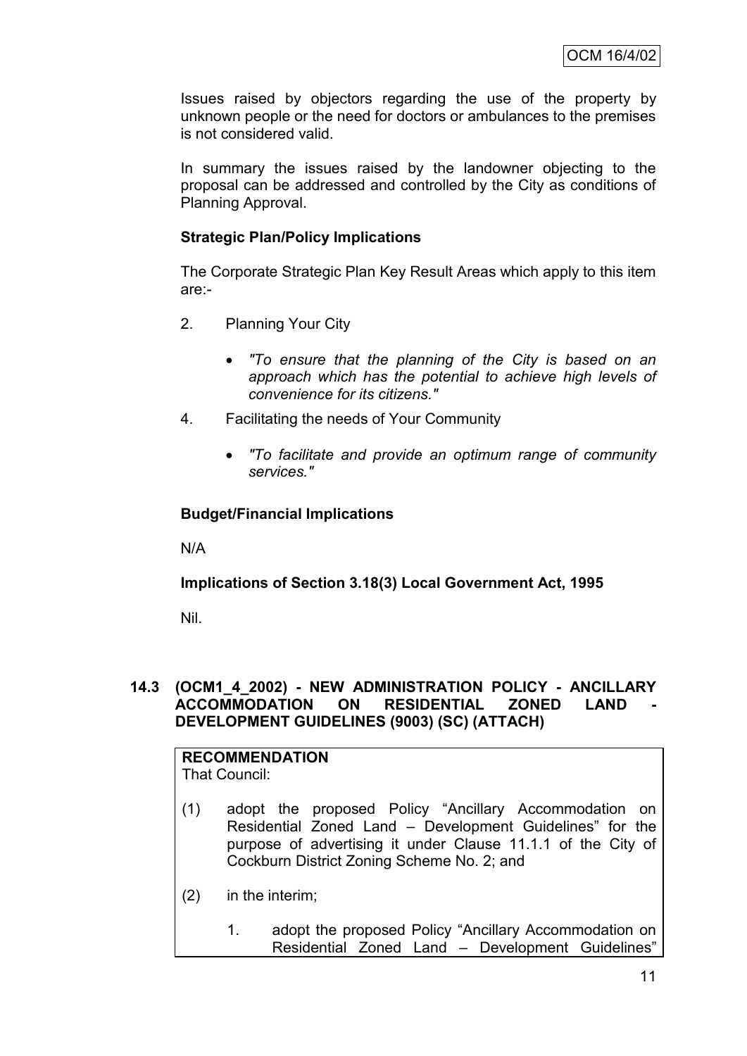Issues raised by objectors regarding the use of the property by unknown people or the need for doctors or ambulances to the premises is not considered valid.

In summary the issues raised by the landowner objecting to the proposal can be addressed and controlled by the City as conditions of Planning Approval.

**Strategic Plan/Policy Implications**

The Corporate Strategic Plan Key Result Areas which apply to this item are:-

2. Planning Your City

   - *"To ensure that the planning of the City is based on an approach which has the potential to achieve high levels of convenience for its citizens."*

4. Facilitating the needs of Your Community

   - *"To facilitate and provide an optimum range of community services."*

**Budget/Financial Implications**

N/A

**Implications of Section 3.18(3) Local Government Act, 1995**

Nil.

### 14.3 (OCM1_4_2002) - NEW ADMINISTRATION POLICY - ANCILLARY ACCOMMODATION ON RESIDENTIAL ZONED LAND - DEVELOPMENT GUIDELINES (9003) (SC) (ATTACH)

**RECOMMENDATION**
That Council:

(1) adopt the proposed Policy "Ancillary Accommodation on Residential Zoned Land – Development Guidelines" for the purpose of advertising it under Clause 11.1.1 of the City of Cockburn District Zoning Scheme No. 2; and

(2) in the interim;

   1. adopt the proposed Policy "Ancillary Accommodation on Residential Zoned Land – Development Guidelines"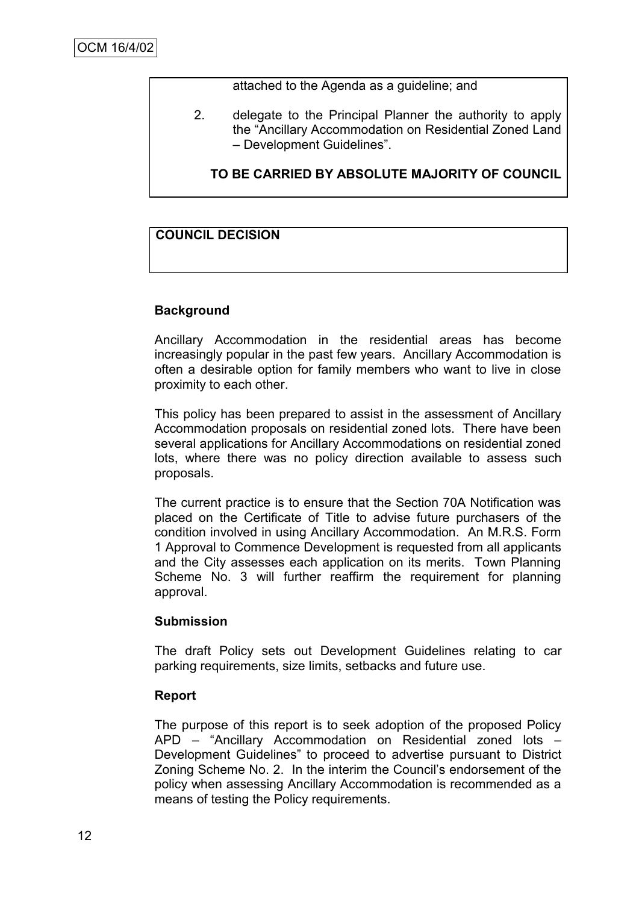attached to the Agenda as a guideline; and

2. delegate to the Principal Planner the authority to apply the "Ancillary Accommodation on Residential Zoned Land – Development Guidelines".

**TO BE CARRIED BY ABSOLUTE MAJORITY OF COUNCIL**

**COUNCIL DECISION**

### Background

Ancillary Accommodation in the residential areas has become increasingly popular in the past few years. Ancillary Accommodation is often a desirable option for family members who want to live in close proximity to each other.

This policy has been prepared to assist in the assessment of Ancillary Accommodation proposals on residential zoned lots. There have been several applications for Ancillary Accommodations on residential zoned lots, where there was no policy direction available to assess such proposals.

The current practice is to ensure that the Section 70A Notification was placed on the Certificate of Title to advise future purchasers of the condition involved in using Ancillary Accommodation. An M.R.S. Form 1 Approval to Commence Development is requested from all applicants and the City assesses each application on its merits. Town Planning Scheme No. 3 will further reaffirm the requirement for planning approval.

### Submission

The draft Policy sets out Development Guidelines relating to car parking requirements, size limits, setbacks and future use.

### Report

The purpose of this report is to seek adoption of the proposed Policy APD – "Ancillary Accommodation on Residential zoned lots – Development Guidelines" to proceed to advertise pursuant to District Zoning Scheme No. 2. In the interim the Council's endorsement of the policy when assessing Ancillary Accommodation is recommended as a means of testing the Policy requirements.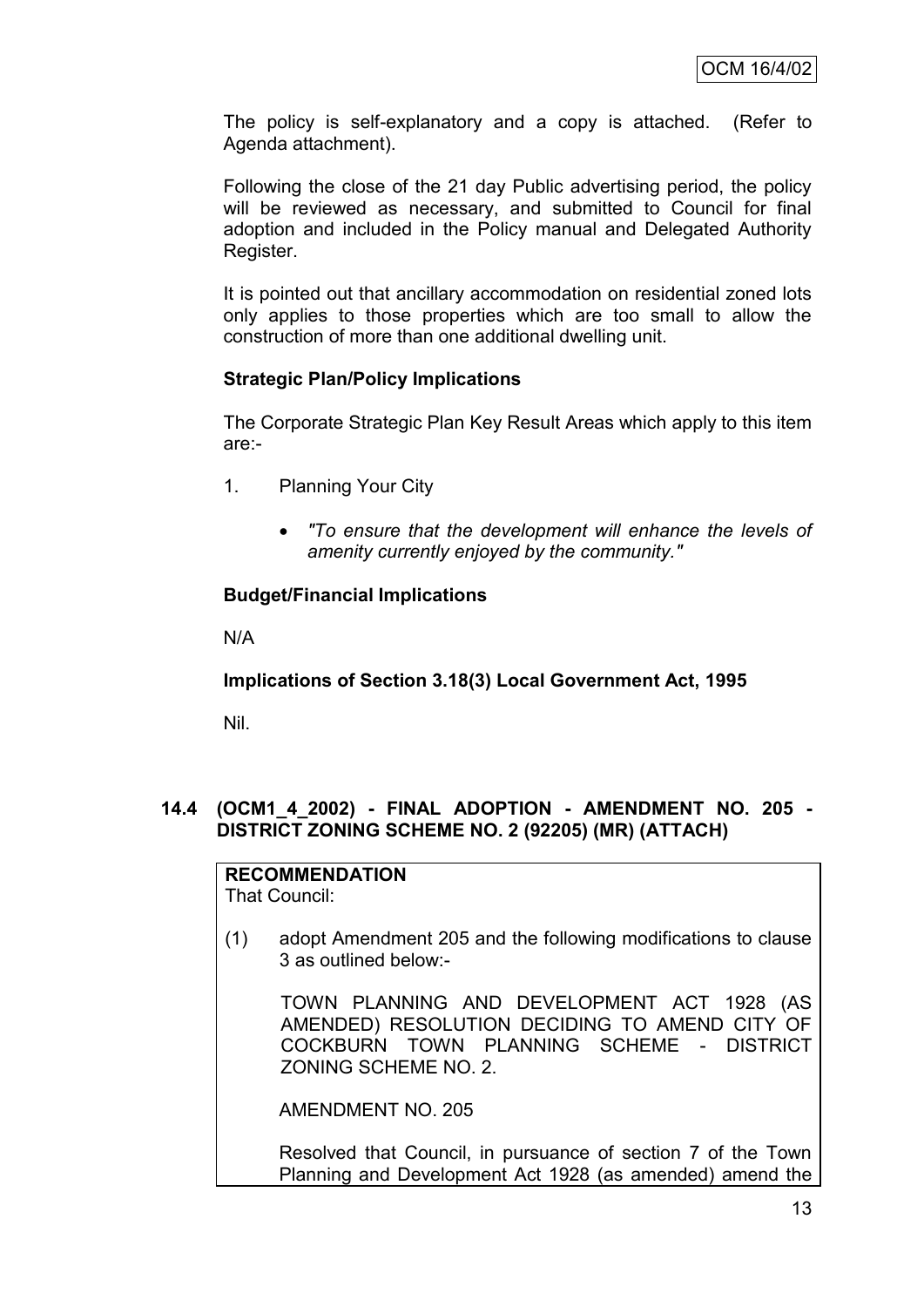The policy is self-explanatory and a copy is attached. (Refer to Agenda attachment).

Following the close of the 21 day Public advertising period, the policy will be reviewed as necessary, and submitted to Council for final adoption and included in the Policy manual and Delegated Authority Register.

It is pointed out that ancillary accommodation on residential zoned lots only applies to those properties which are too small to allow the construction of more than one additional dwelling unit.

**Strategic Plan/Policy Implications**

The Corporate Strategic Plan Key Result Areas which apply to this item are:-

1. Planning Your City

   - *"To ensure that the development will enhance the levels of amenity currently enjoyed by the community."*

**Budget/Financial Implications**

N/A

**Implications of Section 3.18(3) Local Government Act, 1995**

Nil.

### 14.4 (OCM1_4_2002) - FINAL ADOPTION - AMENDMENT NO. 205 - DISTRICT ZONING SCHEME NO. 2 (92205) (MR) (ATTACH)

**RECOMMENDATION**
That Council:

(1) adopt Amendment 205 and the following modifications to clause 3 as outlined below:-

TOWN PLANNING AND DEVELOPMENT ACT 1928 (AS AMENDED) RESOLUTION DECIDING TO AMEND CITY OF COCKBURN TOWN PLANNING SCHEME - DISTRICT ZONING SCHEME NO. 2.

AMENDMENT NO. 205

Resolved that Council, in pursuance of section 7 of the Town Planning and Development Act 1928 (as amended) amend the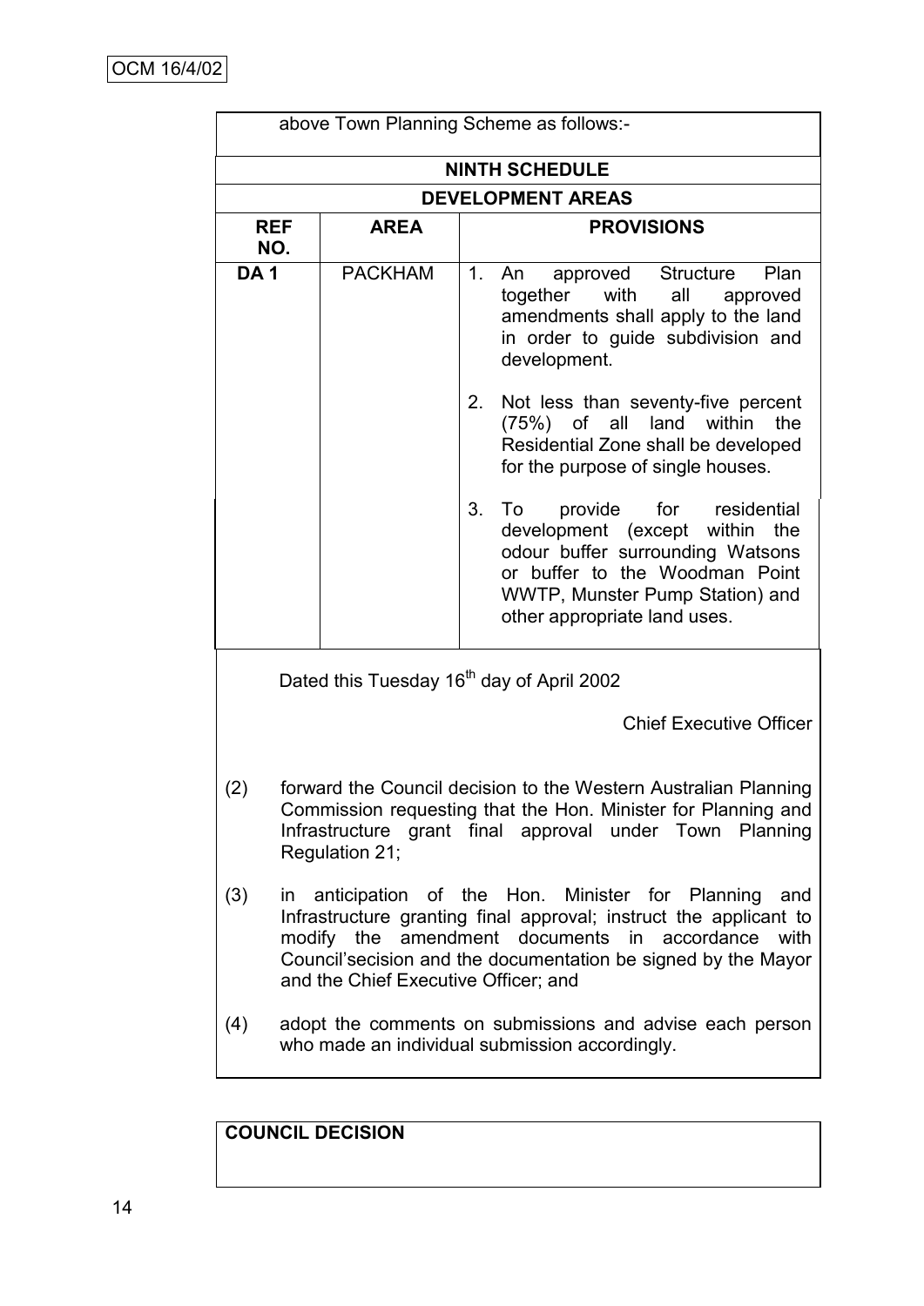above Town Planning Scheme as follows:-

| NINTH SCHEDULE | | |
|---|---|---|
| **DEVELOPMENT AREAS** | | |
| **REF NO.** | **AREA** | **PROVISIONS** |
| **DA 1** | PACKHAM | 1. An approved Structure Plan together with all approved amendments shall apply to the land in order to guide subdivision and development.<br><br>2. Not less than seventy-five percent (75%) of all land within the Residential Zone shall be developed for the purpose of single houses.<br><br>3. To provide for residential development (except within the odour buffer surrounding Watsons or buffer to the Woodman Point WWTP, Munster Pump Station) and other appropriate land uses. |

Dated this Tuesday 16th day of April 2002

Chief Executive Officer

(2) forward the Council decision to the Western Australian Planning Commission requesting that the Hon. Minister for Planning and Infrastructure grant final approval under Town Planning Regulation 21;

(3) in anticipation of the Hon. Minister for Planning and Infrastructure granting final approval; instruct the applicant to modify the amendment documents in accordance with Council'secision and the documentation be signed by the Mayor and the Chief Executive Officer; and

(4) adopt the comments on submissions and advise each person who made an individual submission accordingly.

**COUNCIL DECISION**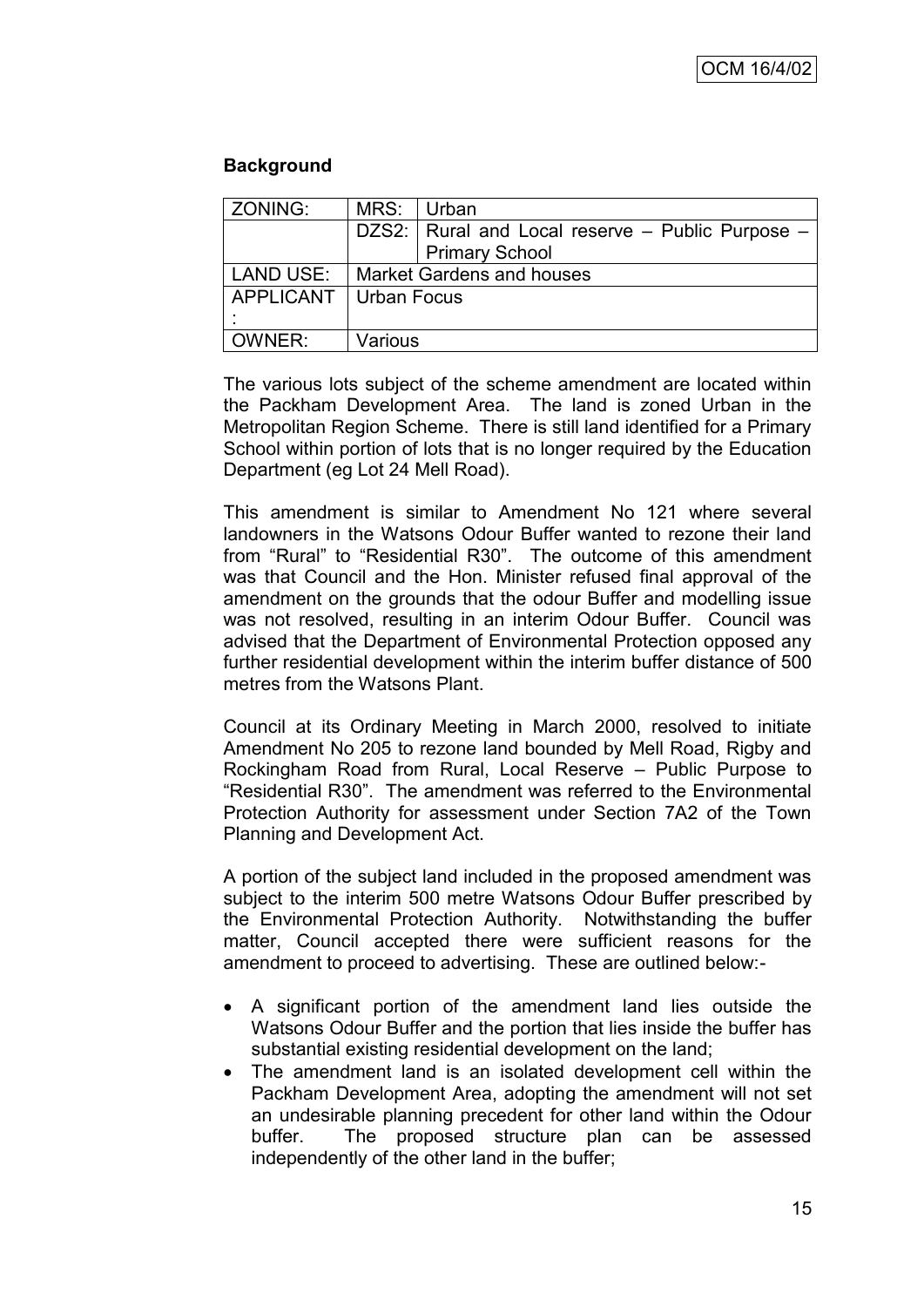### Background

| ZONING: | MRS: | Urban |
|---|---|---|
| | DZS2: | Rural and Local reserve – Public Purpose – Primary School |
| LAND USE: | Market Gardens and houses | |
| APPLICANT: | Urban Focus | |
| OWNER: | Various | |

The various lots subject of the scheme amendment are located within the Packham Development Area. The land is zoned Urban in the Metropolitan Region Scheme. There is still land identified for a Primary School within portion of lots that is no longer required by the Education Department (eg Lot 24 Mell Road).

This amendment is similar to Amendment No 121 where several landowners in the Watsons Odour Buffer wanted to rezone their land from "Rural" to "Residential R30". The outcome of this amendment was that Council and the Hon. Minister refused final approval of the amendment on the grounds that the odour Buffer and modelling issue was not resolved, resulting in an interim Odour Buffer. Council was advised that the Department of Environmental Protection opposed any further residential development within the interim buffer distance of 500 metres from the Watsons Plant.

Council at its Ordinary Meeting in March 2000, resolved to initiate Amendment No 205 to rezone land bounded by Mell Road, Rigby and Rockingham Road from Rural, Local Reserve – Public Purpose to "Residential R30". The amendment was referred to the Environmental Protection Authority for assessment under Section 7A2 of the Town Planning and Development Act.

A portion of the subject land included in the proposed amendment was subject to the interim 500 metre Watsons Odour Buffer prescribed by the Environmental Protection Authority. Notwithstanding the buffer matter, Council accepted there were sufficient reasons for the amendment to proceed to advertising. These are outlined below:-

- A significant portion of the amendment land lies outside the Watsons Odour Buffer and the portion that lies inside the buffer has substantial existing residential development on the land;
- The amendment land is an isolated development cell within the Packham Development Area, adopting the amendment will not set an undesirable planning precedent for other land within the Odour buffer. The proposed structure plan can be assessed independently of the other land in the buffer;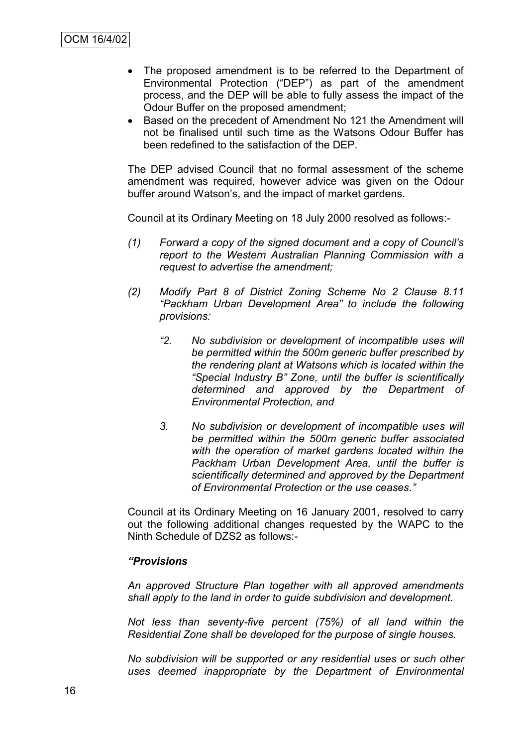- The proposed amendment is to be referred to the Department of Environmental Protection ("DEP") as part of the amendment process, and the DEP will be able to fully assess the impact of the Odour Buffer on the proposed amendment;
- Based on the precedent of Amendment No 121 the Amendment will not be finalised until such time as the Watsons Odour Buffer has been redefined to the satisfaction of the DEP.

The DEP advised Council that no formal assessment of the scheme amendment was required, however advice was given on the Odour buffer around Watson's, and the impact of market gardens.

Council at its Ordinary Meeting on 18 July 2000 resolved as follows:-

*(1) Forward a copy of the signed document and a copy of Council's report to the Western Australian Planning Commission with a request to advertise the amendment;*

*(2) Modify Part 8 of District Zoning Scheme No 2 Clause 8.11 "Packham Urban Development Area" to include the following provisions:*

*"2. No subdivision or development of incompatible uses will be permitted within the 500m generic buffer prescribed by the rendering plant at Watsons which is located within the "Special Industry B" Zone, until the buffer is scientifically determined and approved by the Department of Environmental Protection, and*

*3. No subdivision or development of incompatible uses will be permitted within the 500m generic buffer associated with the operation of market gardens located within the Packham Urban Development Area, until the buffer is scientifically determined and approved by the Department of Environmental Protection or the use ceases."*

Council at its Ordinary Meeting on 16 January 2001, resolved to carry out the following additional changes requested by the WAPC to the Ninth Schedule of DZS2 as follows:-

***"Provisions***

*An approved Structure Plan together with all approved amendments shall apply to the land in order to guide subdivision and development.*

*Not less than seventy-five percent (75%) of all land within the Residential Zone shall be developed for the purpose of single houses.*

*No subdivision will be supported or any residential uses or such other uses deemed inappropriate by the Department of Environmental*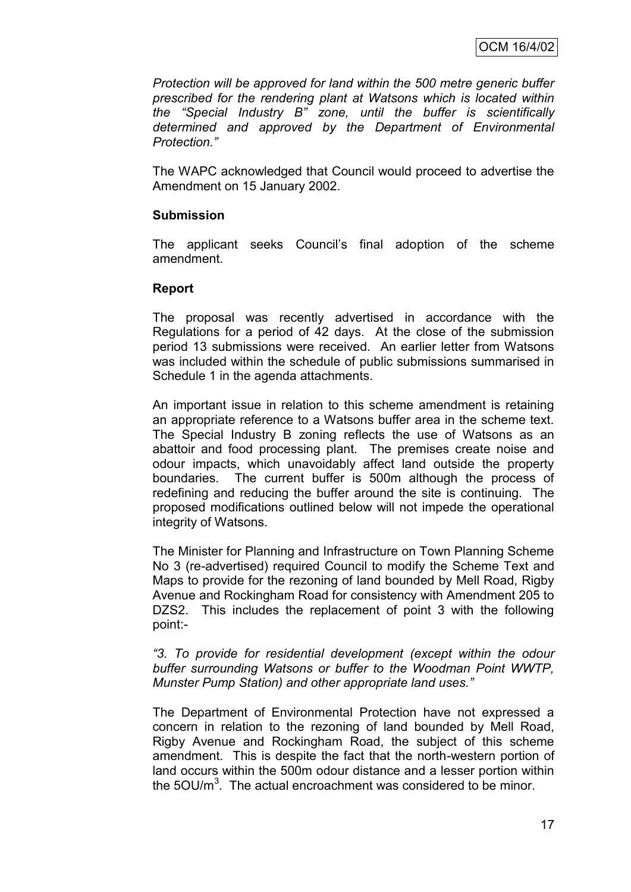*Protection will be approved for land within the 500 metre generic buffer prescribed for the rendering plant at Watsons which is located within the "Special Industry B" zone, until the buffer is scientifically determined and approved by the Department of Environmental Protection."*

The WAPC acknowledged that Council would proceed to advertise the Amendment on 15 January 2002.

**Submission**

The applicant seeks Council's final adoption of the scheme amendment.

**Report**

The proposal was recently advertised in accordance with the Regulations for a period of 42 days. At the close of the submission period 13 submissions were received. An earlier letter from Watsons was included within the schedule of public submissions summarised in Schedule 1 in the agenda attachments.

An important issue in relation to this scheme amendment is retaining an appropriate reference to a Watsons buffer area in the scheme text. The Special Industry B zoning reflects the use of Watsons as an abattoir and food processing plant. The premises create noise and odour impacts, which unavoidably affect land outside the property boundaries. The current buffer is 500m although the process of redefining and reducing the buffer around the site is continuing. The proposed modifications outlined below will not impede the operational integrity of Watsons.

The Minister for Planning and Infrastructure on Town Planning Scheme No 3 (re-advertised) required Council to modify the Scheme Text and Maps to provide for the rezoning of land bounded by Mell Road, Rigby Avenue and Rockingham Road for consistency with Amendment 205 to DZS2. This includes the replacement of point 3 with the following point:-

*"3. To provide for residential development (except within the odour buffer surrounding Watsons or buffer to the Woodman Point WWTP, Munster Pump Station) and other appropriate land uses."*

The Department of Environmental Protection have not expressed a concern in relation to the rezoning of land bounded by Mell Road, Rigby Avenue and Rockingham Road, the subject of this scheme amendment. This is despite the fact that the north-western portion of land occurs within the 500m odour distance and a lesser portion within the $5OU/m^3$. The actual encroachment was considered to be minor.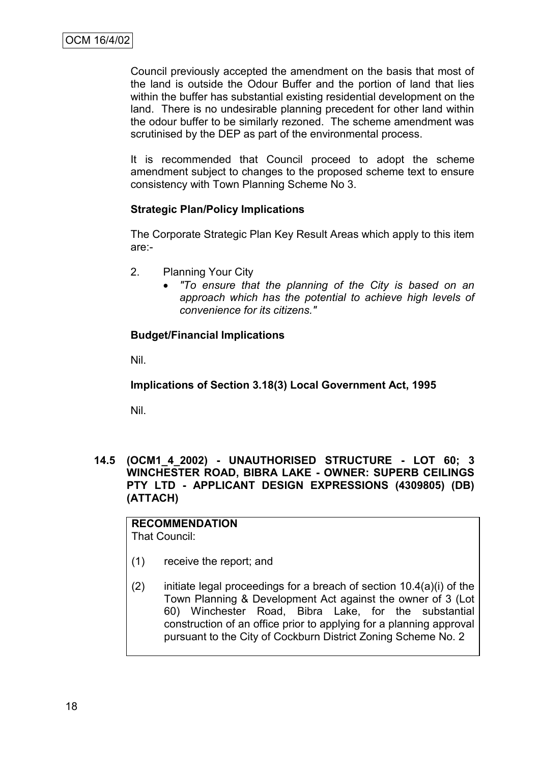Council previously accepted the amendment on the basis that most of the land is outside the Odour Buffer and the portion of land that lies within the buffer has substantial existing residential development on the land. There is no undesirable planning precedent for other land within the odour buffer to be similarly rezoned. The scheme amendment was scrutinised by the DEP as part of the environmental process.

It is recommended that Council proceed to adopt the scheme amendment subject to changes to the proposed scheme text to ensure consistency with Town Planning Scheme No 3.

**Strategic Plan/Policy Implications**

The Corporate Strategic Plan Key Result Areas which apply to this item are:-

2. Planning Your City
   - *"To ensure that the planning of the City is based on an approach which has the potential to achieve high levels of convenience for its citizens."*

**Budget/Financial Implications**

Nil.

**Implications of Section 3.18(3) Local Government Act, 1995**

Nil.

## 14.5 (OCM1_4_2002) - UNAUTHORISED STRUCTURE - LOT 60; 3 WINCHESTER ROAD, BIBRA LAKE - OWNER: SUPERB CEILINGS PTY LTD - APPLICANT DESIGN EXPRESSIONS (4309805) (DB) (ATTACH)

**RECOMMENDATION**
That Council:

(1) receive the report; and

(2) initiate legal proceedings for a breach of section 10.4(a)(i) of the Town Planning & Development Act against the owner of 3 (Lot 60) Winchester Road, Bibra Lake, for the substantial construction of an office prior to applying for a planning approval pursuant to the City of Cockburn District Zoning Scheme No. 2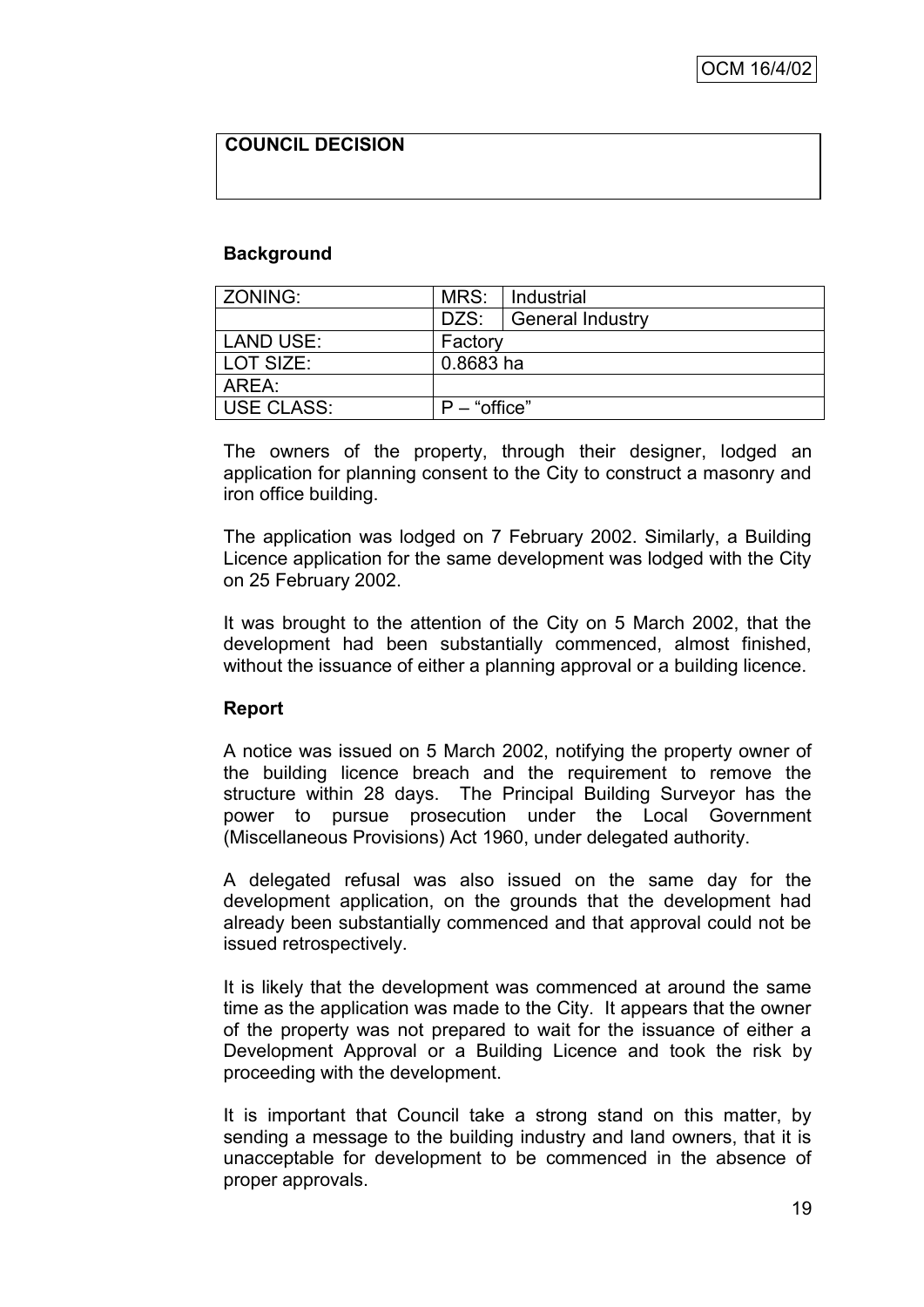| COUNCIL DECISION |
| --- |
| |

**Background**

| ZONING: | MRS: | Industrial |
| --- | --- | --- |
| | DZS: | General Industry |
| LAND USE: | Factory | |
| LOT SIZE: | 0.8683 ha | |
| AREA: | | |
| USE CLASS: | P – "office" | |

The owners of the property, through their designer, lodged an application for planning consent to the City to construct a masonry and iron office building.

The application was lodged on 7 February 2002. Similarly, a Building Licence application for the same development was lodged with the City on 25 February 2002.

It was brought to the attention of the City on 5 March 2002, that the development had been substantially commenced, almost finished, without the issuance of either a planning approval or a building licence.

**Report**

A notice was issued on 5 March 2002, notifying the property owner of the building licence breach and the requirement to remove the structure within 28 days. The Principal Building Surveyor has the power to pursue prosecution under the Local Government (Miscellaneous Provisions) Act 1960, under delegated authority.

A delegated refusal was also issued on the same day for the development application, on the grounds that the development had already been substantially commenced and that approval could not be issued retrospectively.

It is likely that the development was commenced at around the same time as the application was made to the City. It appears that the owner of the property was not prepared to wait for the issuance of either a Development Approval or a Building Licence and took the risk by proceeding with the development.

It is important that Council take a strong stand on this matter, by sending a message to the building industry and land owners, that it is unacceptable for development to be commenced in the absence of proper approvals.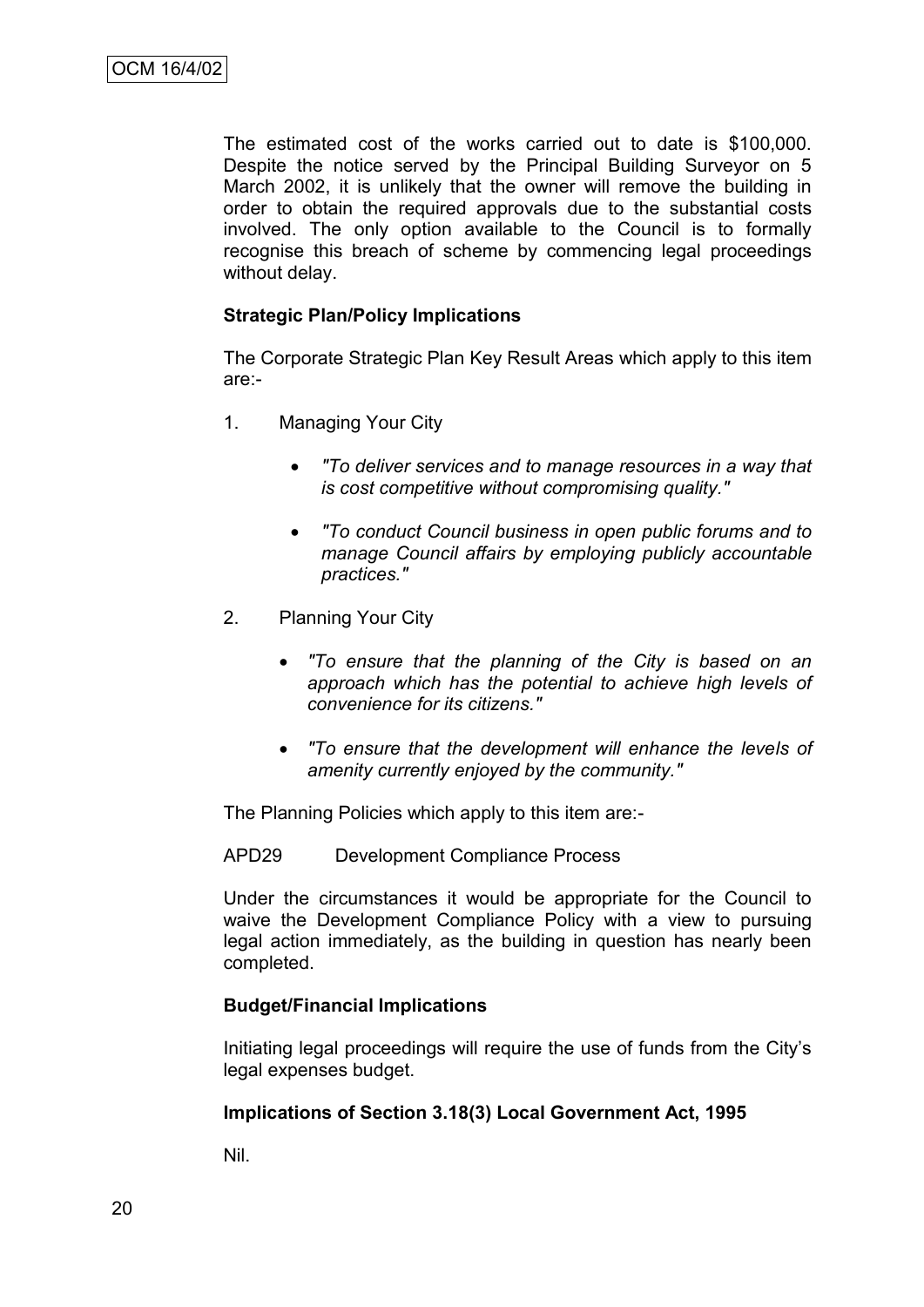The estimated cost of the works carried out to date is $100,000. Despite the notice served by the Principal Building Surveyor on 5 March 2002, it is unlikely that the owner will remove the building in order to obtain the required approvals due to the substantial costs involved. The only option available to the Council is to formally recognise this breach of scheme by commencing legal proceedings without delay.

**Strategic Plan/Policy Implications**

The Corporate Strategic Plan Key Result Areas which apply to this item are:-

1. Managing Your City

   - *"To deliver services and to manage resources in a way that is cost competitive without compromising quality."*

   - *"To conduct Council business in open public forums and to manage Council affairs by employing publicly accountable practices."*

2. Planning Your City

   - *"To ensure that the planning of the City is based on an approach which has the potential to achieve high levels of convenience for its citizens."*

   - *"To ensure that the development will enhance the levels of amenity currently enjoyed by the community."*

The Planning Policies which apply to this item are:-

APD29 Development Compliance Process

Under the circumstances it would be appropriate for the Council to waive the Development Compliance Policy with a view to pursuing legal action immediately, as the building in question has nearly been completed.

**Budget/Financial Implications**

Initiating legal proceedings will require the use of funds from the City's legal expenses budget.

**Implications of Section 3.18(3) Local Government Act, 1995**

Nil.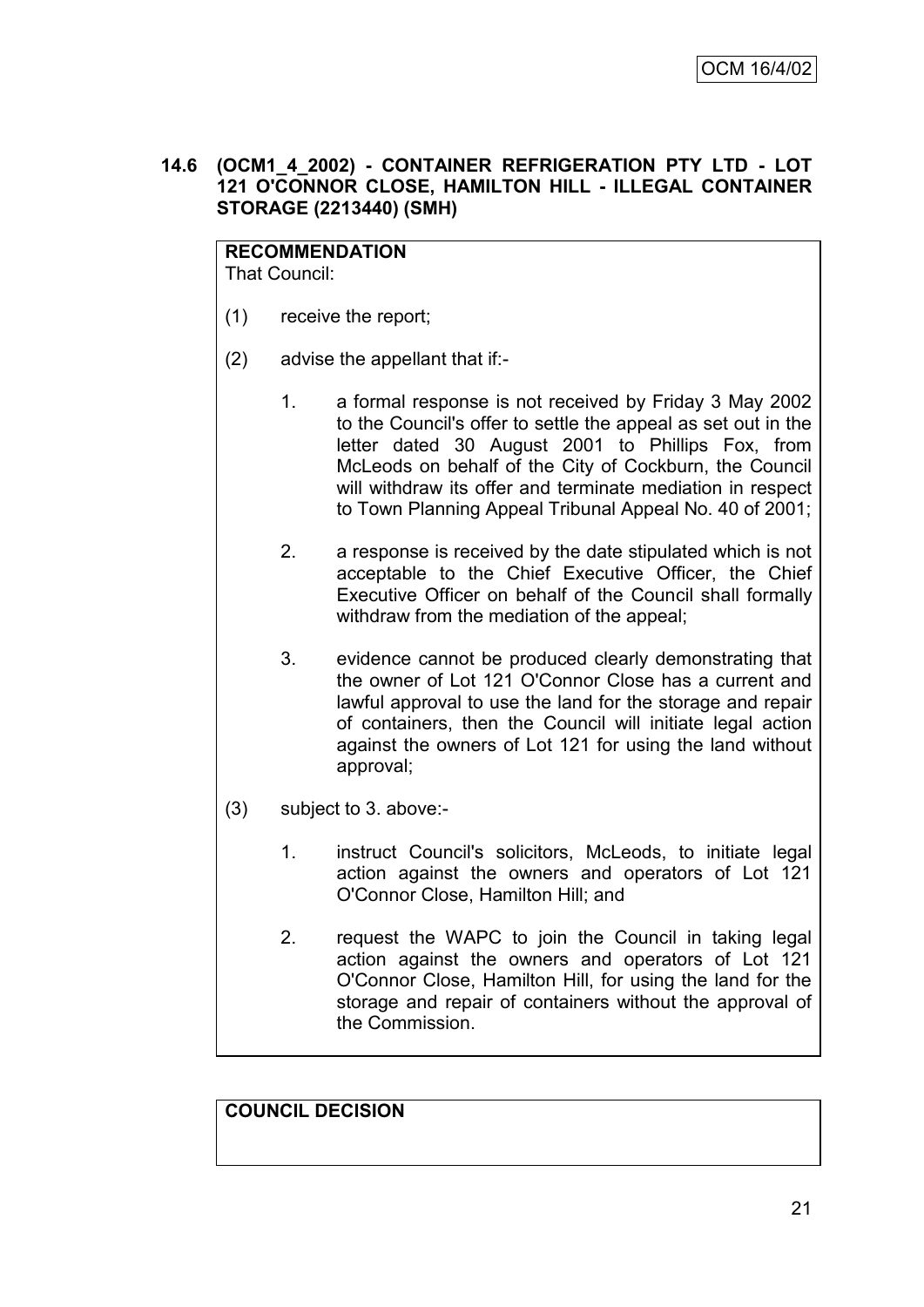### 14.6 (OCM1_4_2002) - CONTAINER REFRIGERATION PTY LTD - LOT 121 O'CONNOR CLOSE, HAMILTON HILL - ILLEGAL CONTAINER STORAGE (2213440) (SMH)

**RECOMMENDATION**
That Council:

(1) receive the report;

(2) advise the appellant that if:-

1. a formal response is not received by Friday 3 May 2002 to the Council's offer to settle the appeal as set out in the letter dated 30 August 2001 to Phillips Fox, from McLeods on behalf of the City of Cockburn, the Council will withdraw its offer and terminate mediation in respect to Town Planning Appeal Tribunal Appeal No. 40 of 2001;

2. a response is received by the date stipulated which is not acceptable to the Chief Executive Officer, the Chief Executive Officer on behalf of the Council shall formally withdraw from the mediation of the appeal;

3. evidence cannot be produced clearly demonstrating that the owner of Lot 121 O'Connor Close has a current and lawful approval to use the land for the storage and repair of containers, then the Council will initiate legal action against the owners of Lot 121 for using the land without approval;

(3) subject to 3. above:-

1. instruct Council's solicitors, McLeods, to initiate legal action against the owners and operators of Lot 121 O'Connor Close, Hamilton Hill; and

2. request the WAPC to join the Council in taking legal action against the owners and operators of Lot 121 O'Connor Close, Hamilton Hill, for using the land for the storage and repair of containers without the approval of the Commission.

**COUNCIL DECISION**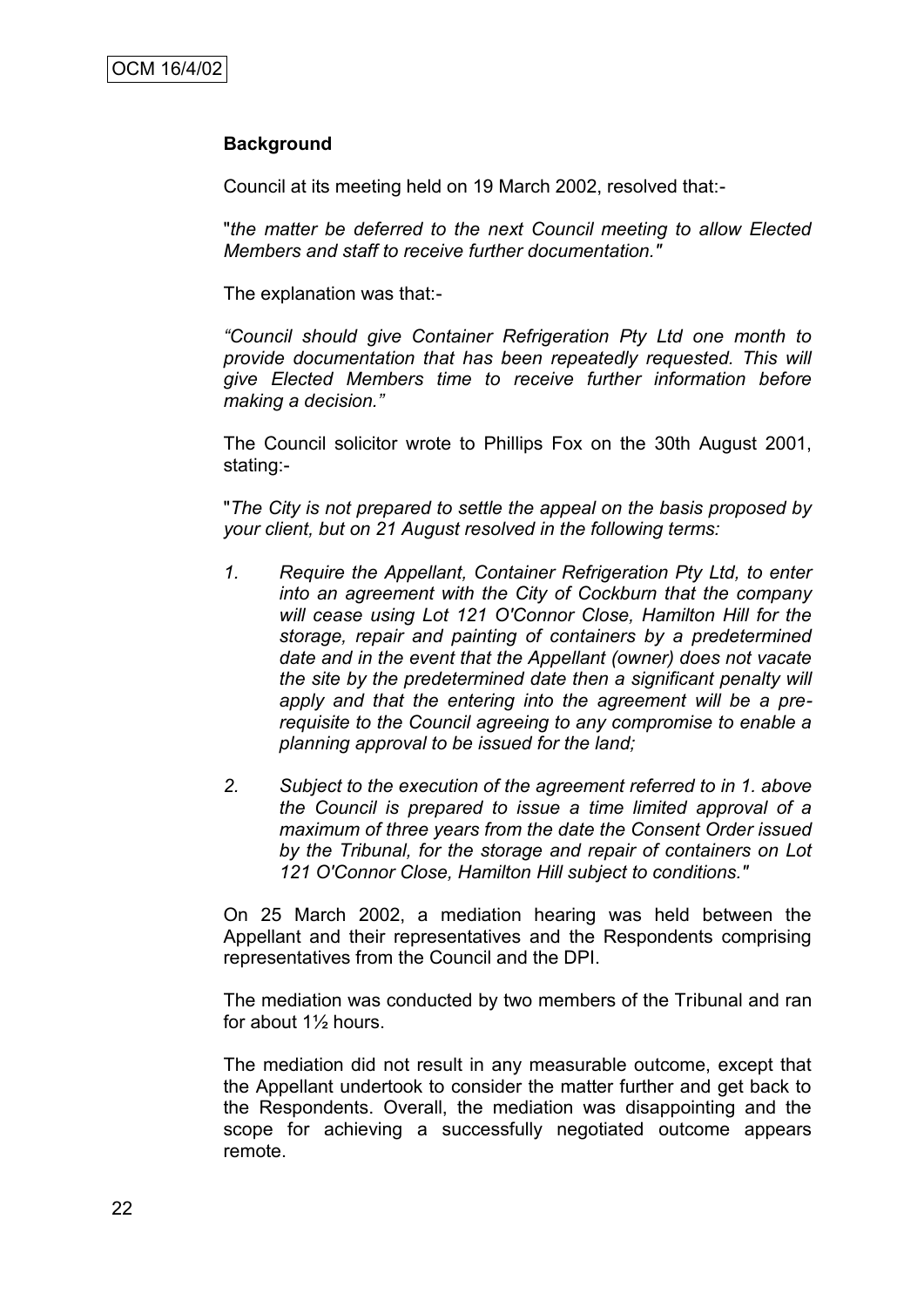**Background**

Council at its meeting held on 19 March 2002, resolved that:-

"*the matter be deferred to the next Council meeting to allow Elected Members and staff to receive further documentation.*"

The explanation was that:-

*"Council should give Container Refrigeration Pty Ltd one month to provide documentation that has been repeatedly requested. This will give Elected Members time to receive further information before making a decision."*

The Council solicitor wrote to Phillips Fox on the 30th August 2001, stating:-

"*The City is not prepared to settle the appeal on the basis proposed by your client, but on 21 August resolved in the following terms:*

1. *Require the Appellant, Container Refrigeration Pty Ltd, to enter into an agreement with the City of Cockburn that the company will cease using Lot 121 O'Connor Close, Hamilton Hill for the storage, repair and painting of containers by a predetermined date and in the event that the Appellant (owner) does not vacate the site by the predetermined date then a significant penalty will apply and that the entering into the agreement will be a pre-requisite to the Council agreeing to any compromise to enable a planning approval to be issued for the land;*

2. *Subject to the execution of the agreement referred to in 1. above the Council is prepared to issue a time limited approval of a maximum of three years from the date the Consent Order issued by the Tribunal, for the storage and repair of containers on Lot 121 O'Connor Close, Hamilton Hill subject to conditions.*"

On 25 March 2002, a mediation hearing was held between the Appellant and their representatives and the Respondents comprising representatives from the Council and the DPI.

The mediation was conducted by two members of the Tribunal and ran for about 1½ hours.

The mediation did not result in any measurable outcome, except that the Appellant undertook to consider the matter further and get back to the Respondents. Overall, the mediation was disappointing and the scope for achieving a successfully negotiated outcome appears remote.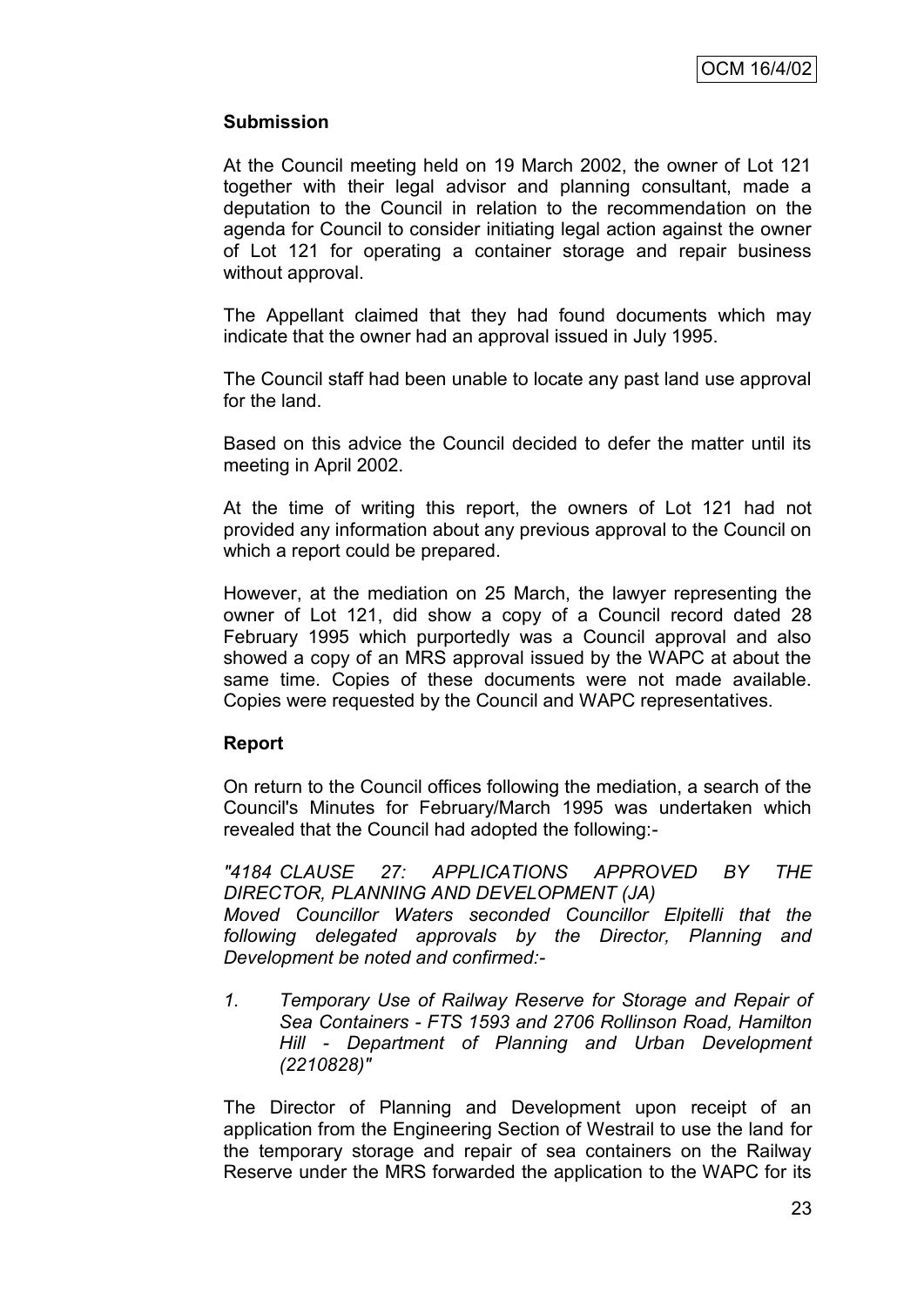**Submission**

At the Council meeting held on 19 March 2002, the owner of Lot 121 together with their legal advisor and planning consultant, made a deputation to the Council in relation to the recommendation on the agenda for Council to consider initiating legal action against the owner of Lot 121 for operating a container storage and repair business without approval.

The Appellant claimed that they had found documents which may indicate that the owner had an approval issued in July 1995.

The Council staff had been unable to locate any past land use approval for the land.

Based on this advice the Council decided to defer the matter until its meeting in April 2002.

At the time of writing this report, the owners of Lot 121 had not provided any information about any previous approval to the Council on which a report could be prepared.

However, at the mediation on 25 March, the lawyer representing the owner of Lot 121, did show a copy of a Council record dated 28 February 1995 which purportedly was a Council approval and also showed a copy of an MRS approval issued by the WAPC at about the same time. Copies of these documents were not made available. Copies were requested by the Council and WAPC representatives.

**Report**

On return to the Council offices following the mediation, a search of the Council's Minutes for February/March 1995 was undertaken which revealed that the Council had adopted the following:-

*"4184 CLAUSE 27: APPLICATIONS APPROVED BY THE DIRECTOR, PLANNING AND DEVELOPMENT (JA)*
*Moved Councillor Waters seconded Councillor Elpitelli that the following delegated approvals by the Director, Planning and Development be noted and confirmed:-*

1. *Temporary Use of Railway Reserve for Storage and Repair of Sea Containers - FTS 1593 and 2706 Rollinson Road, Hamilton Hill - Department of Planning and Urban Development (2210828)"*

The Director of Planning and Development upon receipt of an application from the Engineering Section of Westrail to use the land for the temporary storage and repair of sea containers on the Railway Reserve under the MRS forwarded the application to the WAPC for its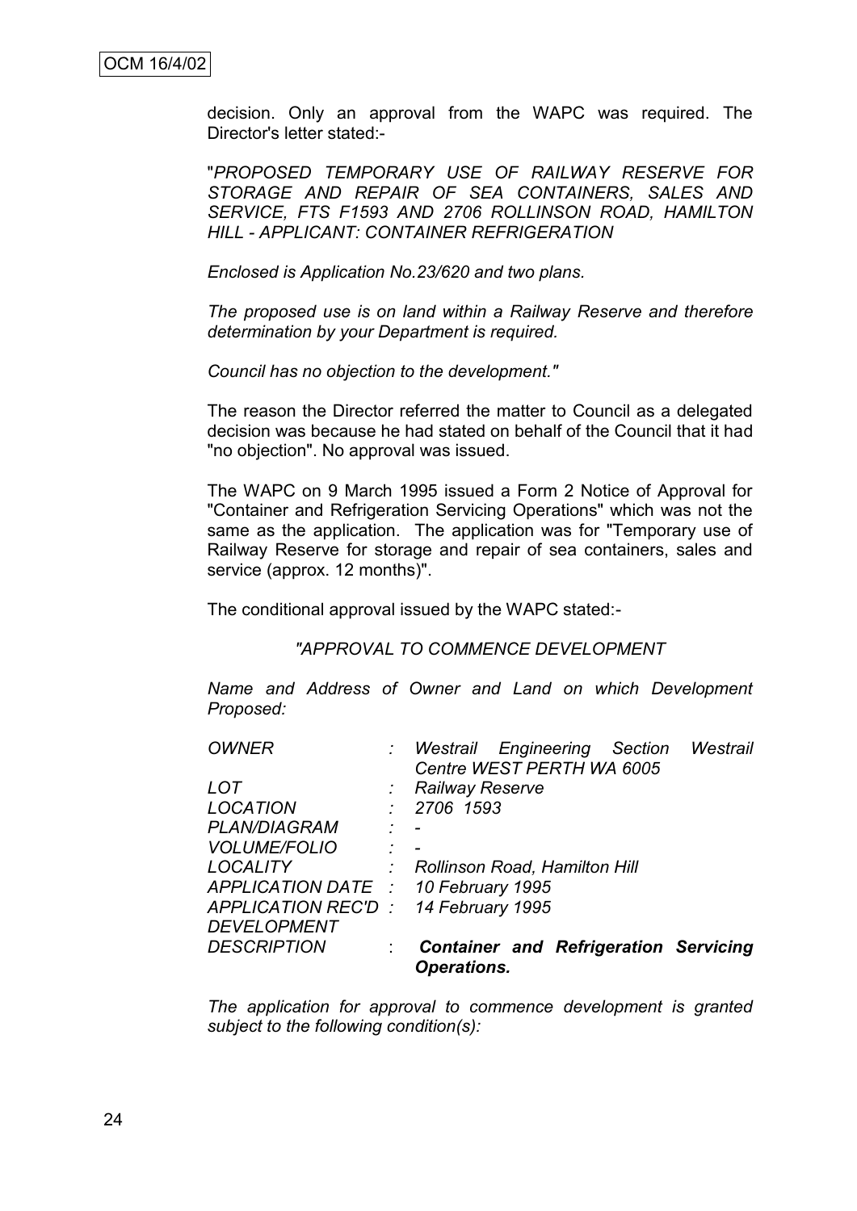decision. Only an approval from the WAPC was required. The Director's letter stated:-

"*PROPOSED TEMPORARY USE OF RAILWAY RESERVE FOR STORAGE AND REPAIR OF SEA CONTAINERS, SALES AND SERVICE, FTS F1593 AND 2706 ROLLINSON ROAD, HAMILTON HILL - APPLICANT: CONTAINER REFRIGERATION*

*Enclosed is Application No.23/620 and two plans.*

*The proposed use is on land within a Railway Reserve and therefore determination by your Department is required.*

*Council has no objection to the development."*

The reason the Director referred the matter to Council as a delegated decision was because he had stated on behalf of the Council that it had "no objection". No approval was issued.

The WAPC on 9 March 1995 issued a Form 2 Notice of Approval for "Container and Refrigeration Servicing Operations" which was not the same as the application. The application was for "Temporary use of Railway Reserve for storage and repair of sea containers, sales and service (approx. 12 months)".

The conditional approval issued by the WAPC stated:-

*"APPROVAL TO COMMENCE DEVELOPMENT*

*Name and Address of Owner and Land on which Development Proposed:*

| | | |
|---|---|---|
| *OWNER* | : | *Westrail Engineering Section Westrail Centre WEST PERTH WA 6005* |
| *LOT* | : | *Railway Reserve* |
| *LOCATION* | : | *2706 1593* |
| *PLAN/DIAGRAM* | : | *-* |
| *VOLUME/FOLIO* | : | *-* |
| *LOCALITY* | : | *Rollinson Road, Hamilton Hill* |
| *APPLICATION DATE* | : | *10 February 1995* |
| *APPLICATION REC'D* | : | *14 February 1995* |
| *DEVELOPMENT DESCRIPTION* | : | ***Container and Refrigeration Servicing Operations.*** |

*The application for approval to commence development is granted subject to the following condition(s):*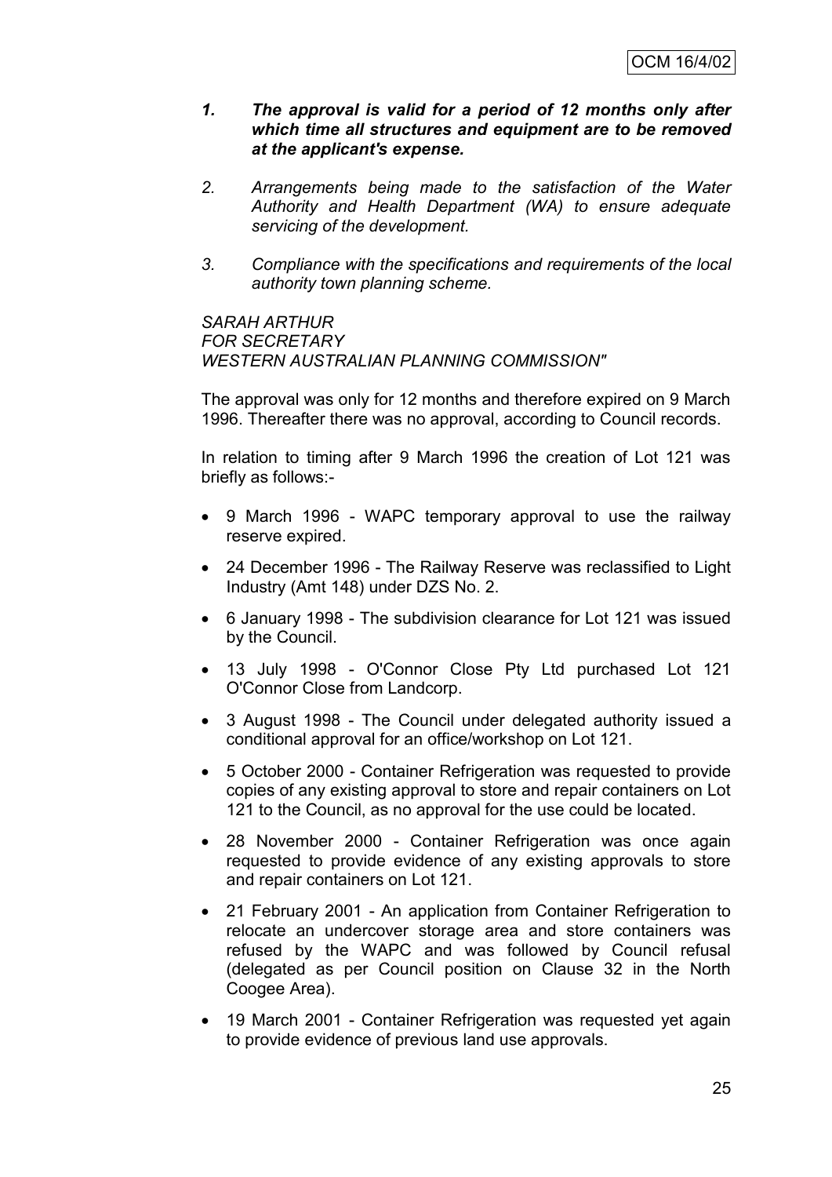1. ***The approval is valid for a period of 12 months only after which time all structures and equipment are to be removed at the applicant's expense.***

2. *Arrangements being made to the satisfaction of the Water Authority and Health Department (WA) to ensure adequate servicing of the development.*

3. *Compliance with the specifications and requirements of the local authority town planning scheme.*

*SARAH ARTHUR*
*FOR SECRETARY*
*WESTERN AUSTRALIAN PLANNING COMMISSION"*

The approval was only for 12 months and therefore expired on 9 March 1996. Thereafter there was no approval, according to Council records.

In relation to timing after 9 March 1996 the creation of Lot 121 was briefly as follows:-

- 9 March 1996 - WAPC temporary approval to use the railway reserve expired.
- 24 December 1996 - The Railway Reserve was reclassified to Light Industry (Amt 148) under DZS No. 2.
- 6 January 1998 - The subdivision clearance for Lot 121 was issued by the Council.
- 13 July 1998 - O'Connor Close Pty Ltd purchased Lot 121 O'Connor Close from Landcorp.
- 3 August 1998 - The Council under delegated authority issued a conditional approval for an office/workshop on Lot 121.
- 5 October 2000 - Container Refrigeration was requested to provide copies of any existing approval to store and repair containers on Lot 121 to the Council, as no approval for the use could be located.
- 28 November 2000 - Container Refrigeration was once again requested to provide evidence of any existing approvals to store and repair containers on Lot 121.
- 21 February 2001 - An application from Container Refrigeration to relocate an undercover storage area and store containers was refused by the WAPC and was followed by Council refusal (delegated as per Council position on Clause 32 in the North Coogee Area).
- 19 March 2001 - Container Refrigeration was requested yet again to provide evidence of previous land use approvals.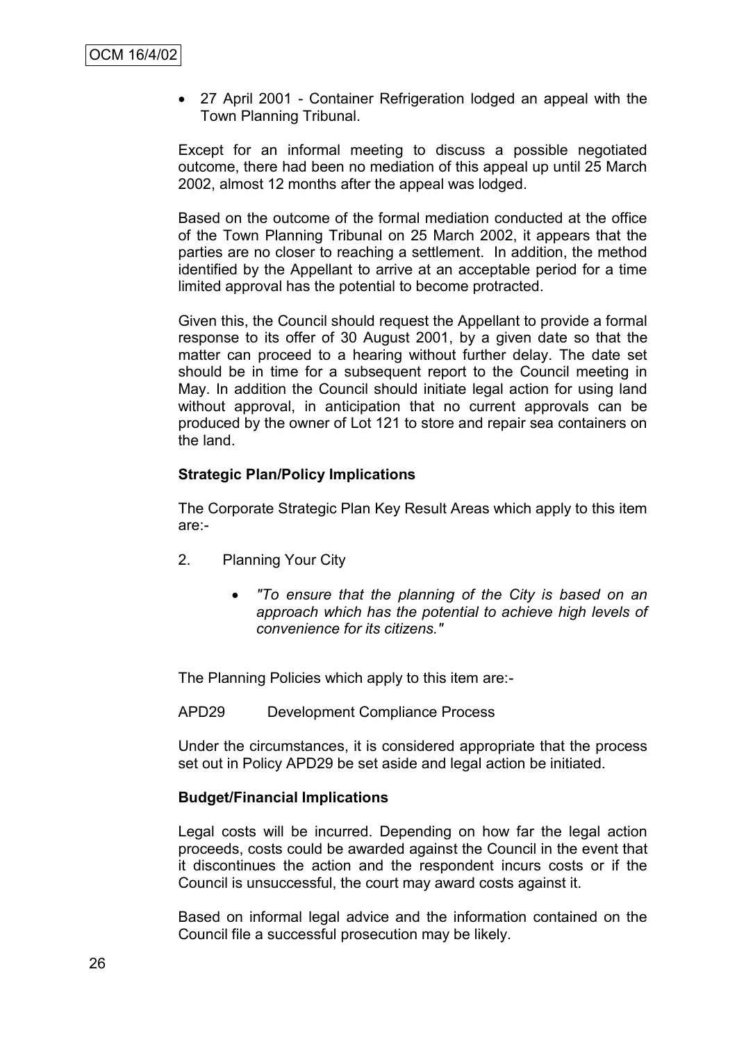- 27 April 2001 - Container Refrigeration lodged an appeal with the Town Planning Tribunal.

Except for an informal meeting to discuss a possible negotiated outcome, there had been no mediation of this appeal up until 25 March 2002, almost 12 months after the appeal was lodged.

Based on the outcome of the formal mediation conducted at the office of the Town Planning Tribunal on 25 March 2002, it appears that the parties are no closer to reaching a settlement. In addition, the method identified by the Appellant to arrive at an acceptable period for a time limited approval has the potential to become protracted.

Given this, the Council should request the Appellant to provide a formal response to its offer of 30 August 2001, by a given date so that the matter can proceed to a hearing without further delay. The date set should be in time for a subsequent report to the Council meeting in May. In addition the Council should initiate legal action for using land without approval, in anticipation that no current approvals can be produced by the owner of Lot 121 to store and repair sea containers on the land.

**Strategic Plan/Policy Implications**

The Corporate Strategic Plan Key Result Areas which apply to this item are:-

2. Planning Your City

    - *"To ensure that the planning of the City is based on an approach which has the potential to achieve high levels of convenience for its citizens."*

The Planning Policies which apply to this item are:-

APD29 Development Compliance Process

Under the circumstances, it is considered appropriate that the process set out in Policy APD29 be set aside and legal action be initiated.

**Budget/Financial Implications**

Legal costs will be incurred. Depending on how far the legal action proceeds, costs could be awarded against the Council in the event that it discontinues the action and the respondent incurs costs or if the Council is unsuccessful, the court may award costs against it.

Based on informal legal advice and the information contained on the Council file a successful prosecution may be likely.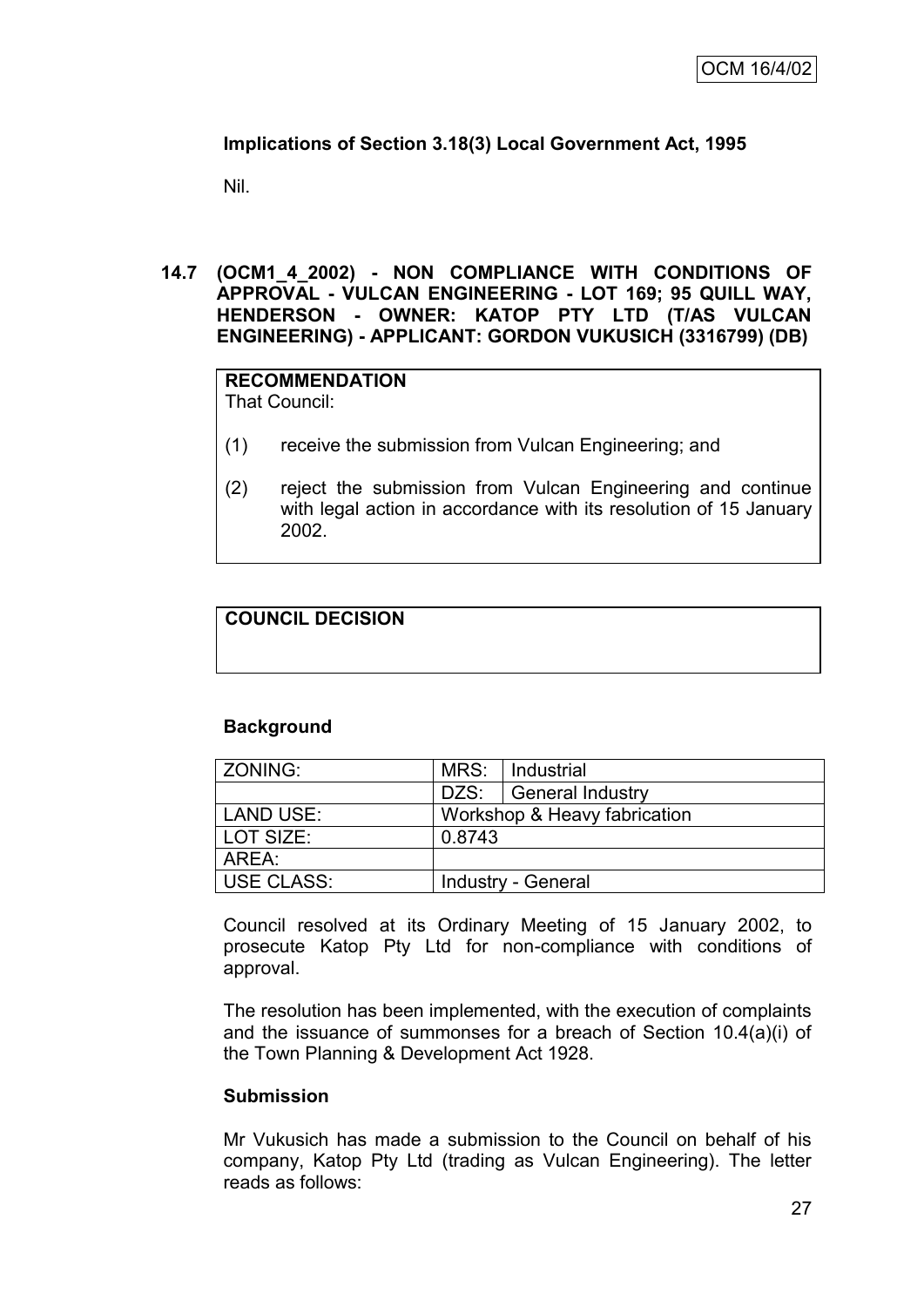**Implications of Section 3.18(3) Local Government Act, 1995**

Nil.

## 14.7 (OCM1_4_2002) - NON COMPLIANCE WITH CONDITIONS OF APPROVAL - VULCAN ENGINEERING - LOT 169; 95 QUILL WAY, HENDERSON - OWNER: KATOP PTY LTD (T/AS VULCAN ENGINEERING) - APPLICANT: GORDON VUKUSICH (3316799) (DB)

**RECOMMENDATION**
That Council:

(1) receive the submission from Vulcan Engineering; and

(2) reject the submission from Vulcan Engineering and continue with legal action in accordance with its resolution of 15 January 2002.

**COUNCIL DECISION**

**Background**

| ZONING: | MRS: | Industrial |
|---|---|---|
| | DZS: | General Industry |
| LAND USE: | Workshop & Heavy fabrication | |
| LOT SIZE: | 0.8743 | |
| AREA: | | |
| USE CLASS: | Industry - General | |

Council resolved at its Ordinary Meeting of 15 January 2002, to prosecute Katop Pty Ltd for non-compliance with conditions of approval.

The resolution has been implemented, with the execution of complaints and the issuance of summonses for a breach of Section 10.4(a)(i) of the Town Planning & Development Act 1928.

**Submission**

Mr Vukusich has made a submission to the Council on behalf of his company, Katop Pty Ltd (trading as Vulcan Engineering). The letter reads as follows: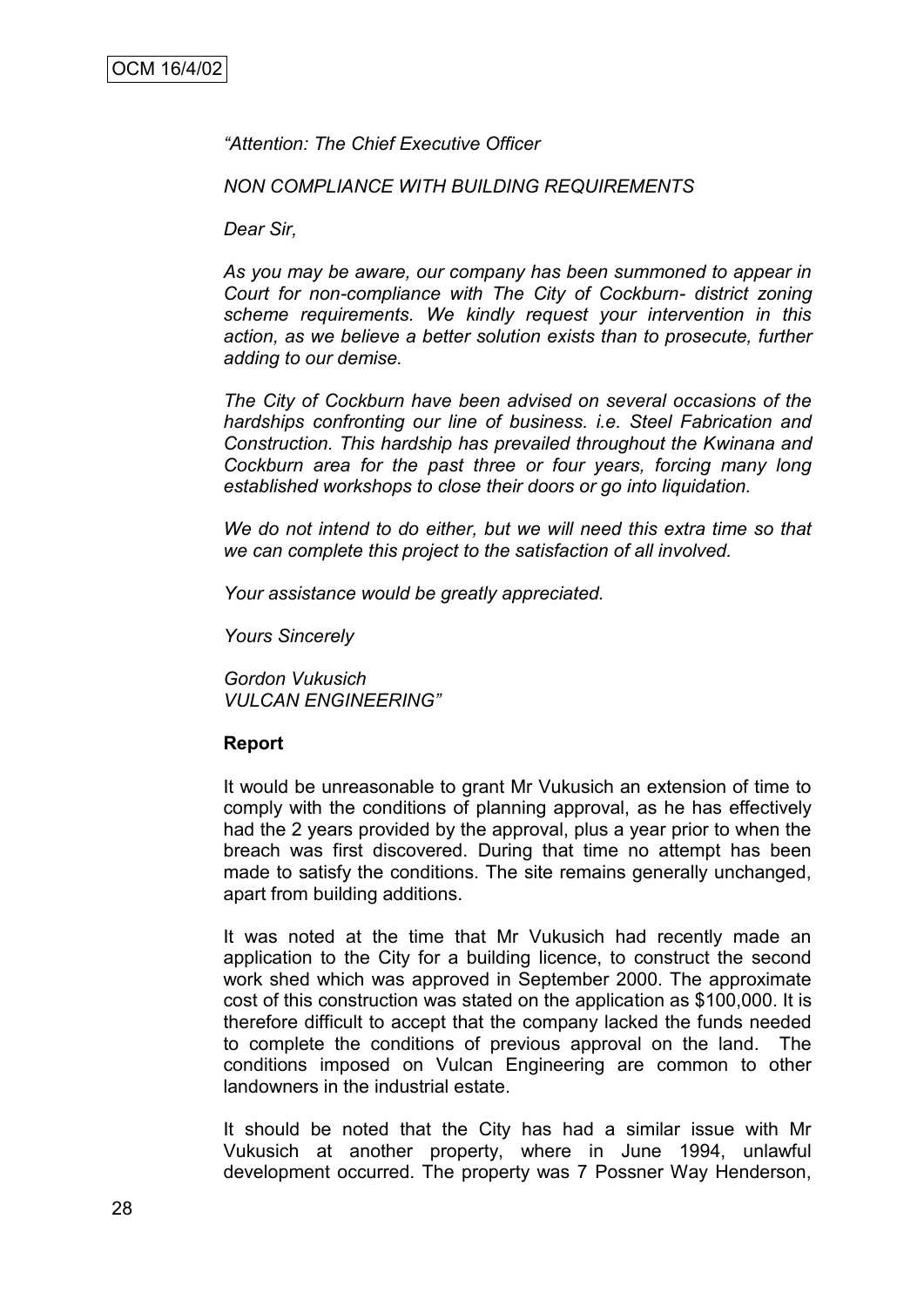*"Attention: The Chief Executive Officer*

*NON COMPLIANCE WITH BUILDING REQUIREMENTS*

*Dear Sir,*

*As you may be aware, our company has been summoned to appear in Court for non-compliance with The City of Cockburn- district zoning scheme requirements. We kindly request your intervention in this action, as we believe a better solution exists than to prosecute, further adding to our demise.*

*The City of Cockburn have been advised on several occasions of the hardships confronting our line of business. i.e. Steel Fabrication and Construction. This hardship has prevailed throughout the Kwinana and Cockburn area for the past three or four years, forcing many long established workshops to close their doors or go into liquidation.*

*We do not intend to do either, but we will need this extra time so that we can complete this project to the satisfaction of all involved.*

*Your assistance would be greatly appreciated.*

*Yours Sincerely*

*Gordon Vukusich*
*VULCAN ENGINEERING"*

**Report**

It would be unreasonable to grant Mr Vukusich an extension of time to comply with the conditions of planning approval, as he has effectively had the 2 years provided by the approval, plus a year prior to when the breach was first discovered. During that time no attempt has been made to satisfy the conditions. The site remains generally unchanged, apart from building additions.

It was noted at the time that Mr Vukusich had recently made an application to the City for a building licence, to construct the second work shed which was approved in September 2000. The approximate cost of this construction was stated on the application as $100,000. It is therefore difficult to accept that the company lacked the funds needed to complete the conditions of previous approval on the land. The conditions imposed on Vulcan Engineering are common to other landowners in the industrial estate.

It should be noted that the City has had a similar issue with Mr Vukusich at another property, where in June 1994, unlawful development occurred. The property was 7 Possner Way Henderson,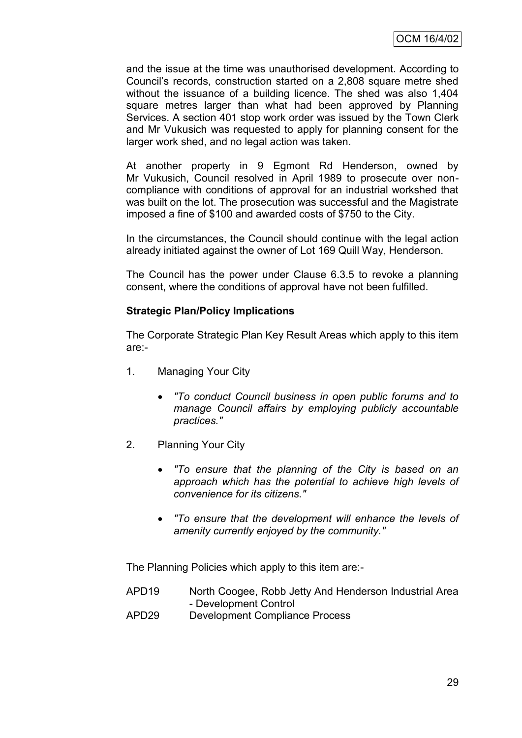and the issue at the time was unauthorised development. According to Council's records, construction started on a 2,808 square metre shed without the issuance of a building licence. The shed was also 1,404 square metres larger than what had been approved by Planning Services. A section 401 stop work order was issued by the Town Clerk and Mr Vukusich was requested to apply for planning consent for the larger work shed, and no legal action was taken.

At another property in 9 Egmont Rd Henderson, owned by Mr Vukusich, Council resolved in April 1989 to prosecute over non-compliance with conditions of approval for an industrial workshed that was built on the lot. The prosecution was successful and the Magistrate imposed a fine of $100 and awarded costs of $750 to the City.

In the circumstances, the Council should continue with the legal action already initiated against the owner of Lot 169 Quill Way, Henderson.

The Council has the power under Clause 6.3.5 to revoke a planning consent, where the conditions of approval have not been fulfilled.

**Strategic Plan/Policy Implications**

The Corporate Strategic Plan Key Result Areas which apply to this item are:-

1. Managing Your City

   - *"To conduct Council business in open public forums and to manage Council affairs by employing publicly accountable practices."*

2. Planning Your City

   - *"To ensure that the planning of the City is based on an approach which has the potential to achieve high levels of convenience for its citizens."*
   - *"To ensure that the development will enhance the levels of amenity currently enjoyed by the community."*

The Planning Policies which apply to this item are:-

| | |
|---|---|
| APD19 | North Coogee, Robb Jetty And Henderson Industrial Area - Development Control |
| APD29 | Development Compliance Process |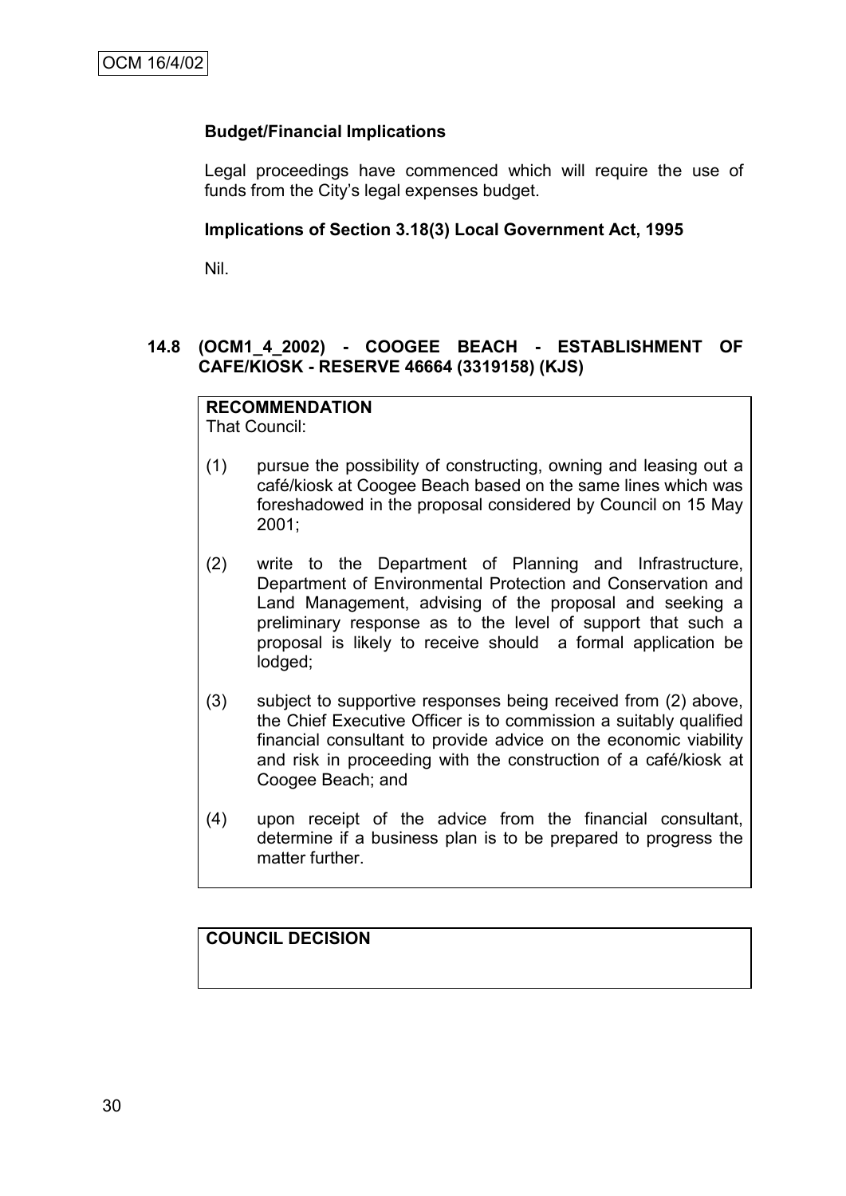**Budget/Financial Implications**

Legal proceedings have commenced which will require the use of funds from the City's legal expenses budget.

**Implications of Section 3.18(3) Local Government Act, 1995**

Nil.

## 14.8 (OCM1_4_2002) - COOGEE BEACH - ESTABLISHMENT OF CAFE/KIOSK - RESERVE 46664 (3319158) (KJS)

**RECOMMENDATION**
That Council:

(1) pursue the possibility of constructing, owning and leasing out a café/kiosk at Coogee Beach based on the same lines which was foreshadowed in the proposal considered by Council on 15 May 2001;

(2) write to the Department of Planning and Infrastructure, Department of Environmental Protection and Conservation and Land Management, advising of the proposal and seeking a preliminary response as to the level of support that such a proposal is likely to receive should a formal application be lodged;

(3) subject to supportive responses being received from (2) above, the Chief Executive Officer is to commission a suitably qualified financial consultant to provide advice on the economic viability and risk in proceeding with the construction of a café/kiosk at Coogee Beach; and

(4) upon receipt of the advice from the financial consultant, determine if a business plan is to be prepared to progress the matter further.

**COUNCIL DECISION**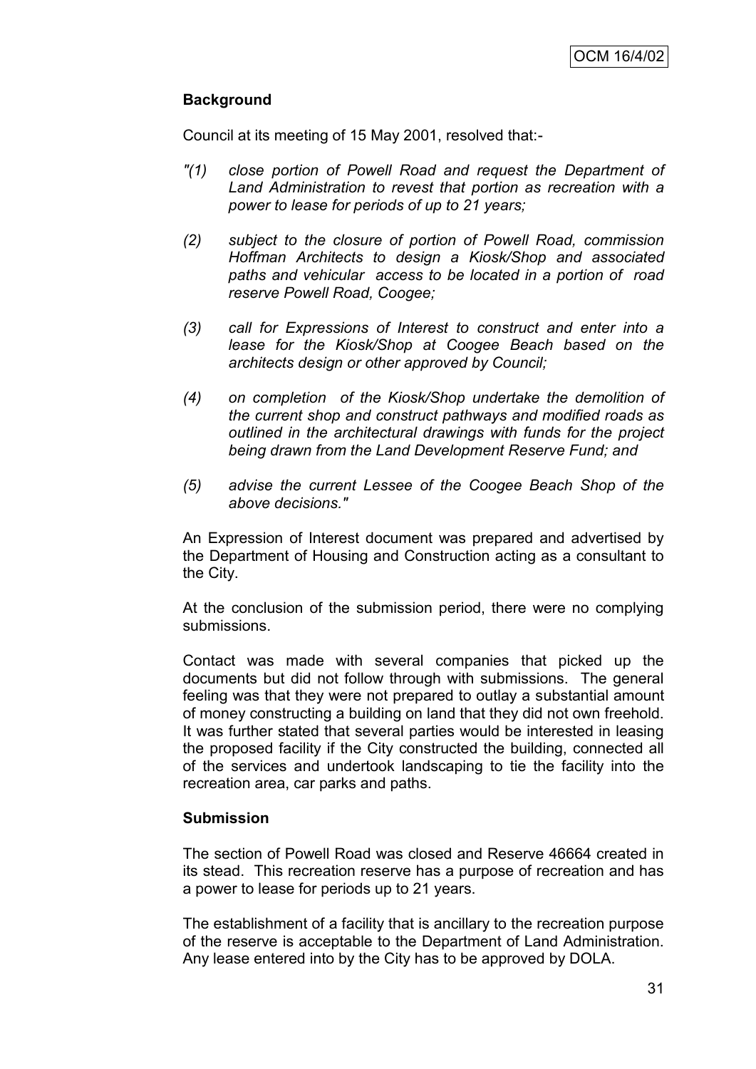### Background

Council at its meeting of 15 May 2001, resolved that:-

*"(1) close portion of Powell Road and request the Department of Land Administration to revest that portion as recreation with a power to lease for periods of up to 21 years;*

*(2) subject to the closure of portion of Powell Road, commission Hoffman Architects to design a Kiosk/Shop and associated paths and vehicular access to be located in a portion of road reserve Powell Road, Coogee;*

*(3) call for Expressions of Interest to construct and enter into a lease for the Kiosk/Shop at Coogee Beach based on the architects design or other approved by Council;*

*(4) on completion of the Kiosk/Shop undertake the demolition of the current shop and construct pathways and modified roads as outlined in the architectural drawings with funds for the project being drawn from the Land Development Reserve Fund; and*

*(5) advise the current Lessee of the Coogee Beach Shop of the above decisions."*

An Expression of Interest document was prepared and advertised by the Department of Housing and Construction acting as a consultant to the City.

At the conclusion of the submission period, there were no complying submissions.

Contact was made with several companies that picked up the documents but did not follow through with submissions. The general feeling was that they were not prepared to outlay a substantial amount of money constructing a building on land that they did not own freehold. It was further stated that several parties would be interested in leasing the proposed facility if the City constructed the building, connected all of the services and undertook landscaping to tie the facility into the recreation area, car parks and paths.

### Submission

The section of Powell Road was closed and Reserve 46664 created in its stead. This recreation reserve has a purpose of recreation and has a power to lease for periods up to 21 years.

The establishment of a facility that is ancillary to the recreation purpose of the reserve is acceptable to the Department of Land Administration. Any lease entered into by the City has to be approved by DOLA.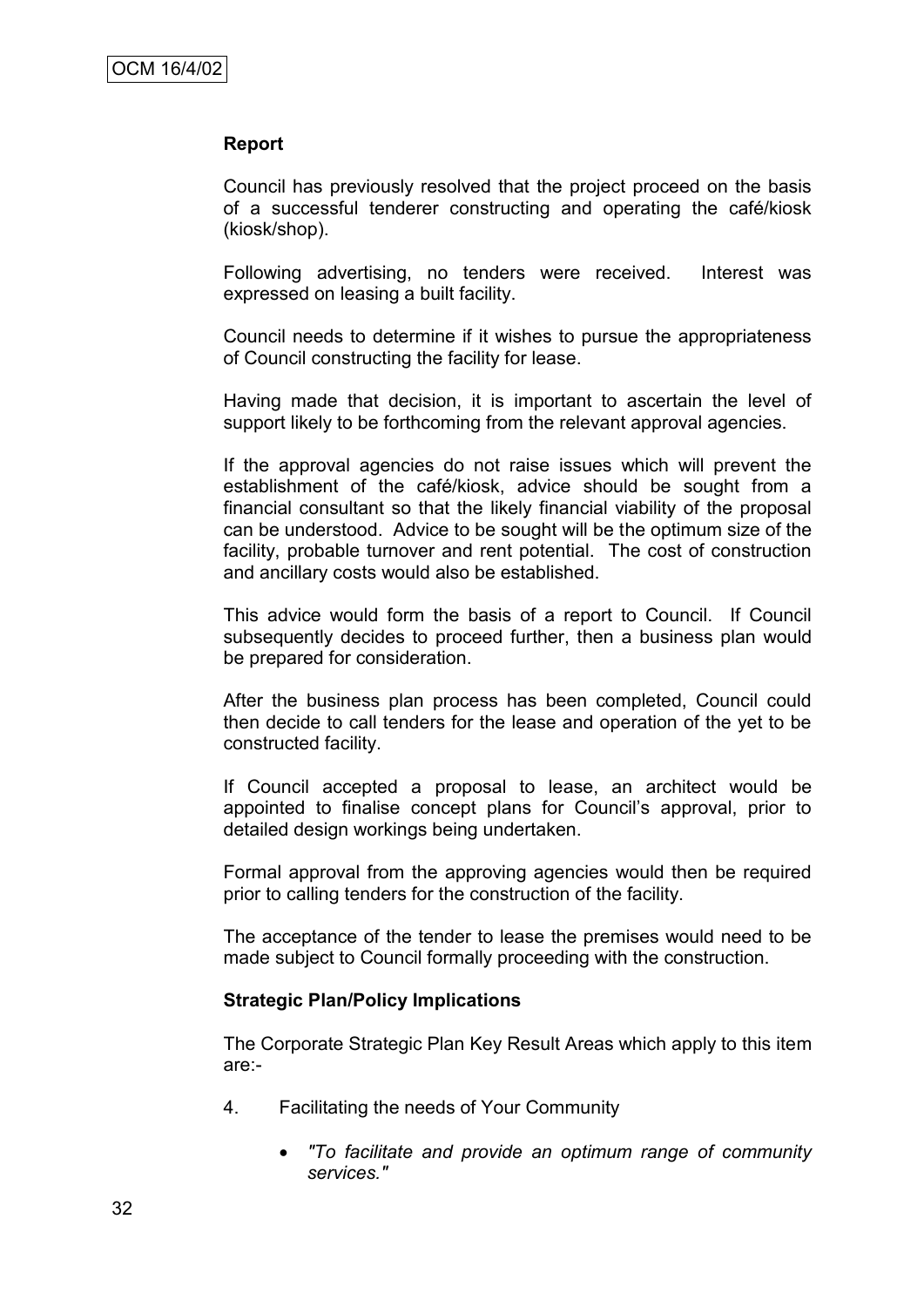## Report

Council has previously resolved that the project proceed on the basis of a successful tenderer constructing and operating the café/kiosk (kiosk/shop).

Following advertising, no tenders were received. Interest was expressed on leasing a built facility.

Council needs to determine if it wishes to pursue the appropriateness of Council constructing the facility for lease.

Having made that decision, it is important to ascertain the level of support likely to be forthcoming from the relevant approval agencies.

If the approval agencies do not raise issues which will prevent the establishment of the café/kiosk, advice should be sought from a financial consultant so that the likely financial viability of the proposal can be understood. Advice to be sought will be the optimum size of the facility, probable turnover and rent potential. The cost of construction and ancillary costs would also be established.

This advice would form the basis of a report to Council. If Council subsequently decides to proceed further, then a business plan would be prepared for consideration.

After the business plan process has been completed, Council could then decide to call tenders for the lease and operation of the yet to be constructed facility.

If Council accepted a proposal to lease, an architect would be appointed to finalise concept plans for Council's approval, prior to detailed design workings being undertaken.

Formal approval from the approving agencies would then be required prior to calling tenders for the construction of the facility.

The acceptance of the tender to lease the premises would need to be made subject to Council formally proceeding with the construction.

## Strategic Plan/Policy Implications

The Corporate Strategic Plan Key Result Areas which apply to this item are:-

4. Facilitating the needs of Your Community

   - *"To facilitate and provide an optimum range of community services."*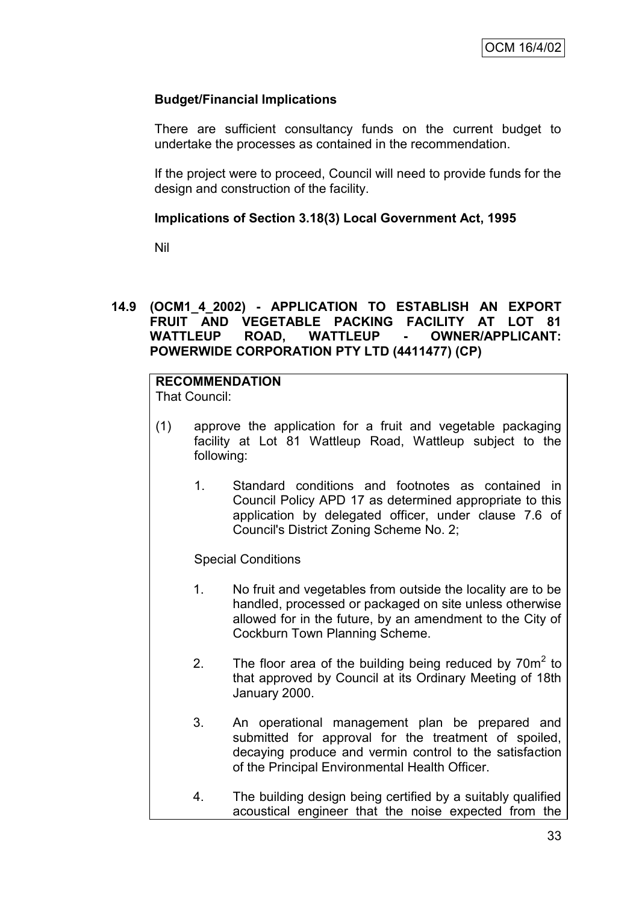**Budget/Financial Implications**

There are sufficient consultancy funds on the current budget to undertake the processes as contained in the recommendation.

If the project were to proceed, Council will need to provide funds for the design and construction of the facility.

**Implications of Section 3.18(3) Local Government Act, 1995**

Nil

## 14.9 (OCM1_4_2002) - APPLICATION TO ESTABLISH AN EXPORT FRUIT AND VEGETABLE PACKING FACILITY AT LOT 81 WATTLEUP ROAD, WATTLEUP - OWNER/APPLICANT: POWERWIDE CORPORATION PTY LTD (4411477) (CP)

**RECOMMENDATION**
That Council:

(1) approve the application for a fruit and vegetable packaging facility at Lot 81 Wattleup Road, Wattleup subject to the following:

1. Standard conditions and footnotes as contained in Council Policy APD 17 as determined appropriate to this application by delegated officer, under clause 7.6 of Council's District Zoning Scheme No. 2;

Special Conditions

1. No fruit and vegetables from outside the locality are to be handled, processed or packaged on site unless otherwise allowed for in the future, by an amendment to the City of Cockburn Town Planning Scheme.

2. The floor area of the building being reduced by $70m^2$ to that approved by Council at its Ordinary Meeting of 18th January 2000.

3. An operational management plan be prepared and submitted for approval for the treatment of spoiled, decaying produce and vermin control to the satisfaction of the Principal Environmental Health Officer.

4. The building design being certified by a suitably qualified acoustical engineer that the noise expected from the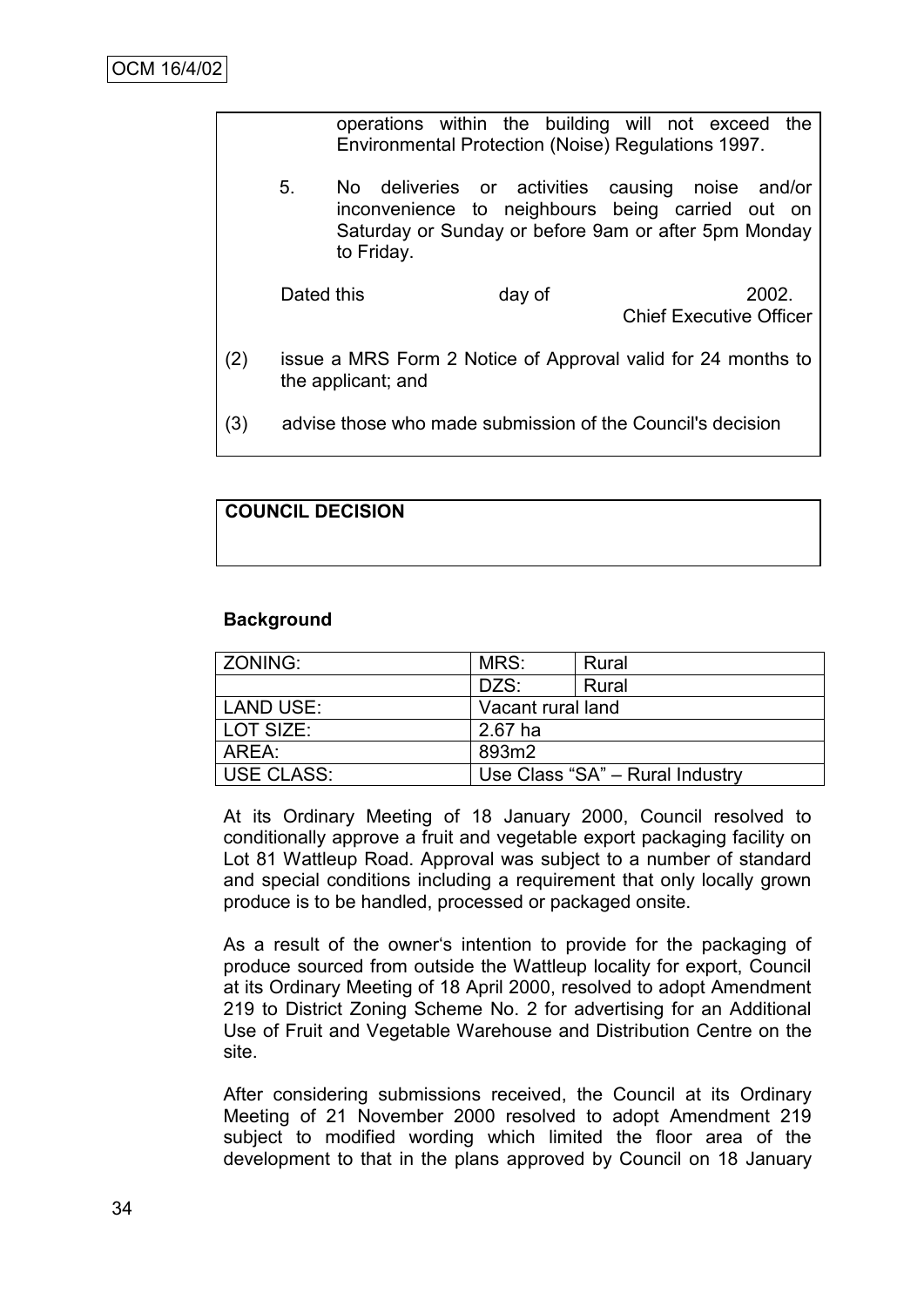operations within the building will not exceed the Environmental Protection (Noise) Regulations 1997.

5. No deliveries or activities causing noise and/or inconvenience to neighbours being carried out on Saturday or Sunday or before 9am or after 5pm Monday to Friday.

Dated this day of 2002.
Chief Executive Officer

(2) issue a MRS Form 2 Notice of Approval valid for 24 months to the applicant; and

(3) advise those who made submission of the Council's decision

**COUNCIL DECISION**

**Background**

| ZONING: | MRS: | Rural |
|---|---|---|
| | DZS: | Rural |
| LAND USE: | Vacant rural land | |
| LOT SIZE: | 2.67 ha | |
| AREA: | 893m2 | |
| USE CLASS: | Use Class "SA" – Rural Industry | |

At its Ordinary Meeting of 18 January 2000, Council resolved to conditionally approve a fruit and vegetable export packaging facility on Lot 81 Wattleup Road. Approval was subject to a number of standard and special conditions including a requirement that only locally grown produce is to be handled, processed or packaged onsite.

As a result of the owner's intention to provide for the packaging of produce sourced from outside the Wattleup locality for export, Council at its Ordinary Meeting of 18 April 2000, resolved to adopt Amendment 219 to District Zoning Scheme No. 2 for advertising for an Additional Use of Fruit and Vegetable Warehouse and Distribution Centre on the site.

After considering submissions received, the Council at its Ordinary Meeting of 21 November 2000 resolved to adopt Amendment 219 subject to modified wording which limited the floor area of the development to that in the plans approved by Council on 18 January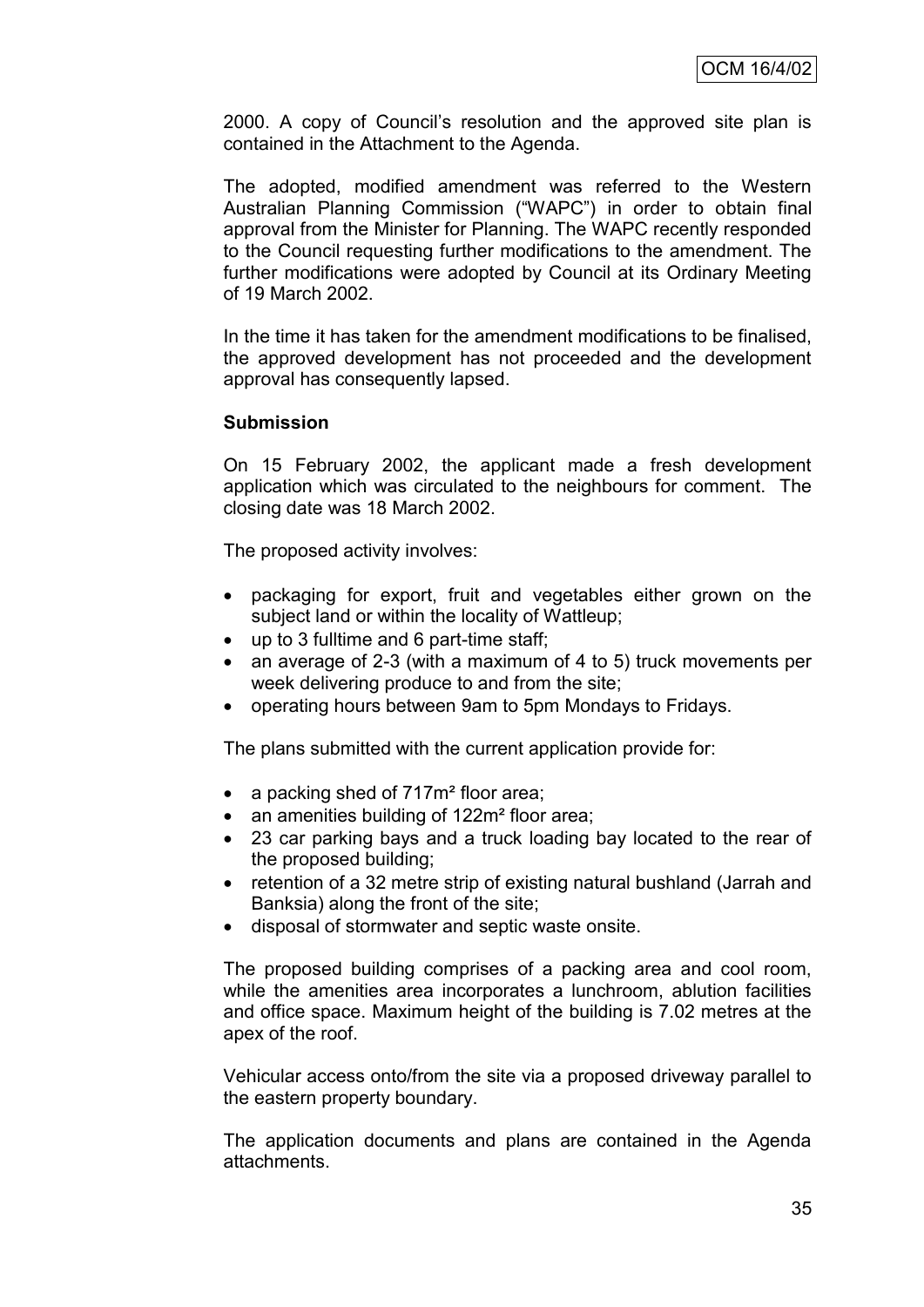2000. A copy of Council's resolution and the approved site plan is contained in the Attachment to the Agenda.

The adopted, modified amendment was referred to the Western Australian Planning Commission ("WAPC") in order to obtain final approval from the Minister for Planning. The WAPC recently responded to the Council requesting further modifications to the amendment. The further modifications were adopted by Council at its Ordinary Meeting of 19 March 2002.

In the time it has taken for the amendment modifications to be finalised, the approved development has not proceeded and the development approval has consequently lapsed.

**Submission**

On 15 February 2002, the applicant made a fresh development application which was circulated to the neighbours for comment. The closing date was 18 March 2002.

The proposed activity involves:

- packaging for export, fruit and vegetables either grown on the subject land or within the locality of Wattleup;
- up to 3 fulltime and 6 part-time staff;
- an average of 2-3 (with a maximum of 4 to 5) truck movements per week delivering produce to and from the site;
- operating hours between 9am to 5pm Mondays to Fridays.

The plans submitted with the current application provide for:

- a packing shed of 717m² floor area;
- an amenities building of 122m² floor area;
- 23 car parking bays and a truck loading bay located to the rear of the proposed building;
- retention of a 32 metre strip of existing natural bushland (Jarrah and Banksia) along the front of the site;
- disposal of stormwater and septic waste onsite.

The proposed building comprises of a packing area and cool room, while the amenities area incorporates a lunchroom, ablution facilities and office space. Maximum height of the building is 7.02 metres at the apex of the roof.

Vehicular access onto/from the site via a proposed driveway parallel to the eastern property boundary.

The application documents and plans are contained in the Agenda attachments.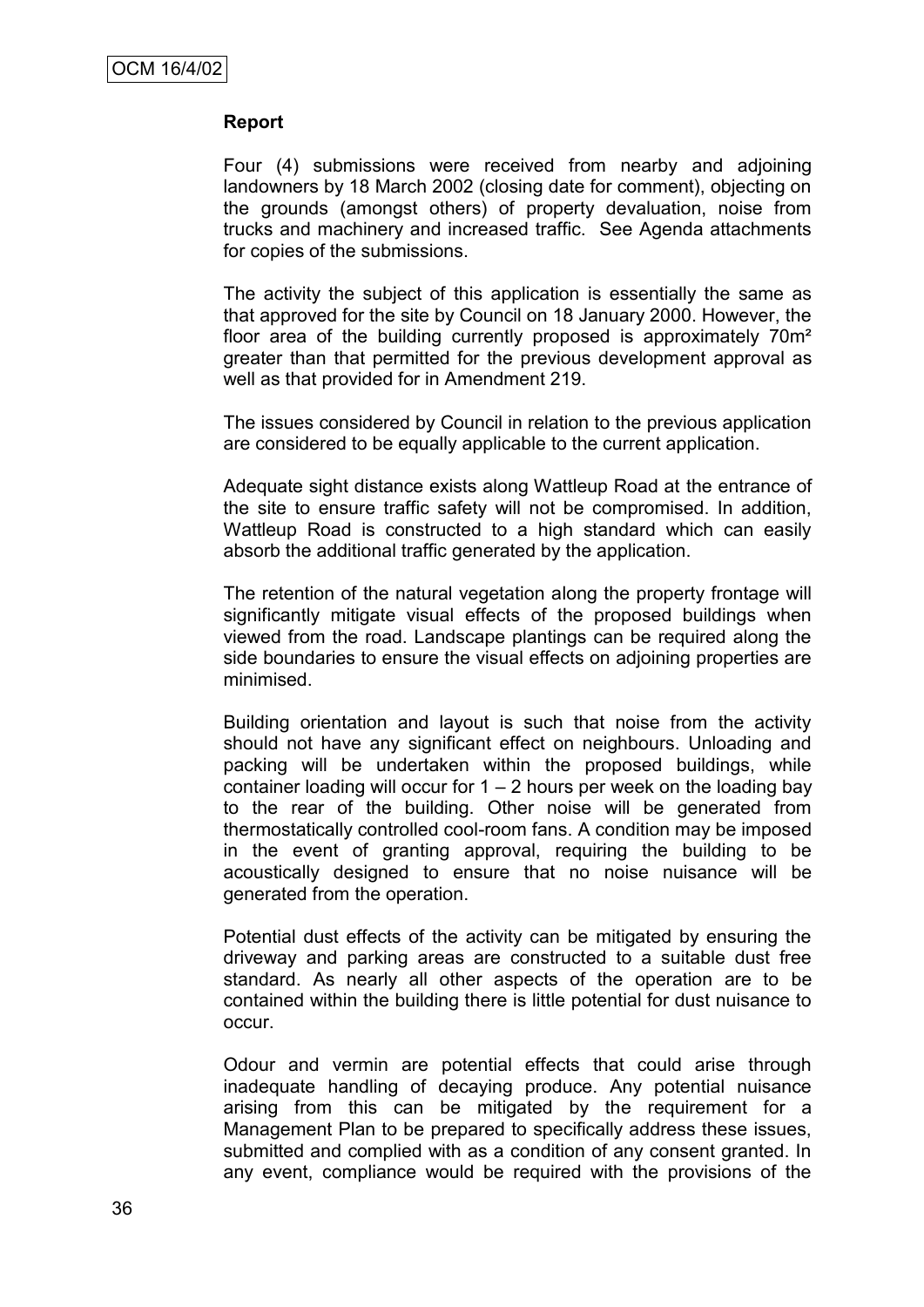**Report**

Four (4) submissions were received from nearby and adjoining landowners by 18 March 2002 (closing date for comment), objecting on the grounds (amongst others) of property devaluation, noise from trucks and machinery and increased traffic. See Agenda attachments for copies of the submissions.

The activity the subject of this application is essentially the same as that approved for the site by Council on 18 January 2000. However, the floor area of the building currently proposed is approximately 70m² greater than that permitted for the previous development approval as well as that provided for in Amendment 219.

The issues considered by Council in relation to the previous application are considered to be equally applicable to the current application.

Adequate sight distance exists along Wattleup Road at the entrance of the site to ensure traffic safety will not be compromised. In addition, Wattleup Road is constructed to a high standard which can easily absorb the additional traffic generated by the application.

The retention of the natural vegetation along the property frontage will significantly mitigate visual effects of the proposed buildings when viewed from the road. Landscape plantings can be required along the side boundaries to ensure the visual effects on adjoining properties are minimised.

Building orientation and layout is such that noise from the activity should not have any significant effect on neighbours. Unloading and packing will be undertaken within the proposed buildings, while container loading will occur for 1 – 2 hours per week on the loading bay to the rear of the building. Other noise will be generated from thermostatically controlled cool-room fans. A condition may be imposed in the event of granting approval, requiring the building to be acoustically designed to ensure that no noise nuisance will be generated from the operation.

Potential dust effects of the activity can be mitigated by ensuring the driveway and parking areas are constructed to a suitable dust free standard. As nearly all other aspects of the operation are to be contained within the building there is little potential for dust nuisance to occur.

Odour and vermin are potential effects that could arise through inadequate handling of decaying produce. Any potential nuisance arising from this can be mitigated by the requirement for a Management Plan to be prepared to specifically address these issues, submitted and complied with as a condition of any consent granted. In any event, compliance would be required with the provisions of the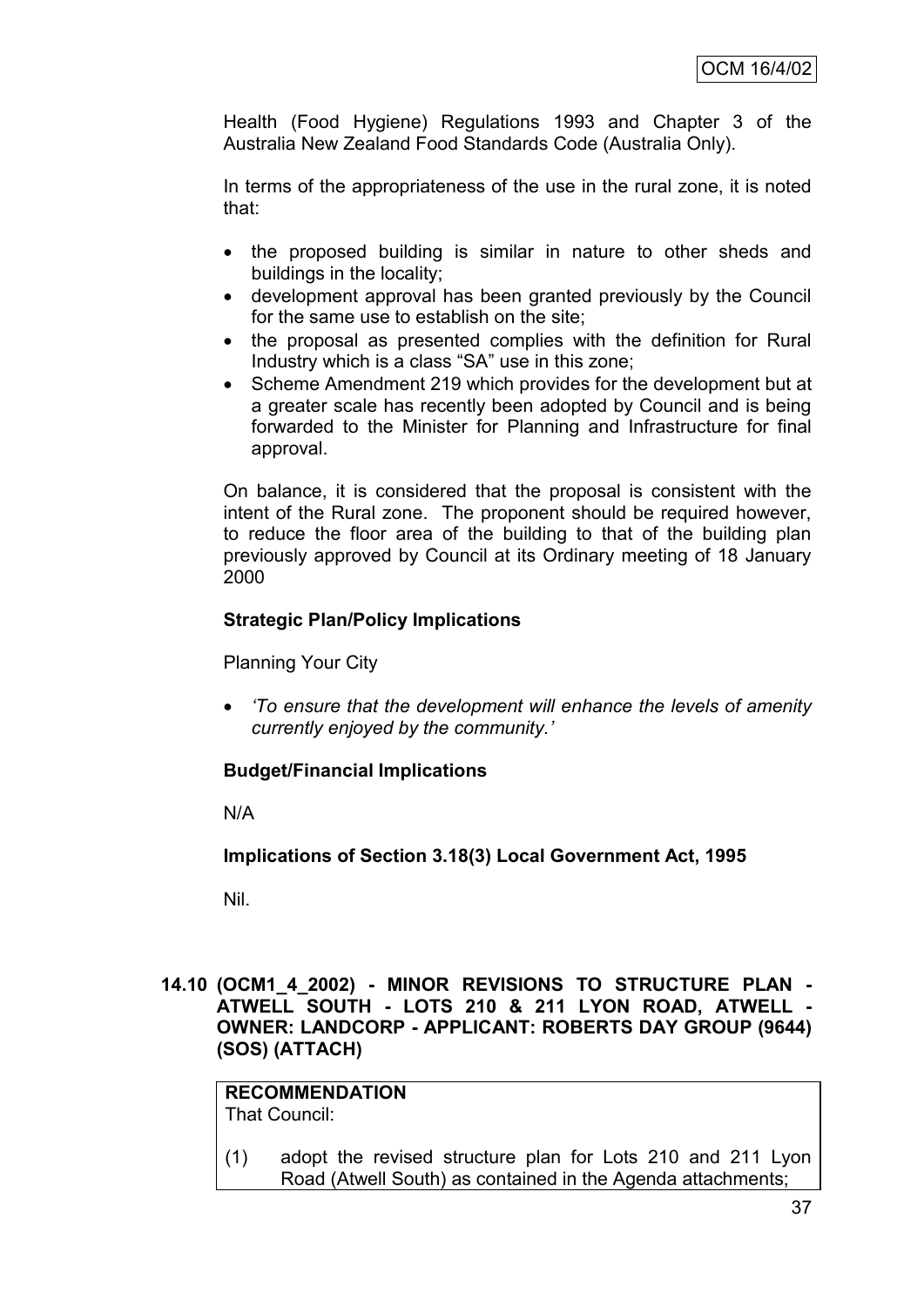Health (Food Hygiene) Regulations 1993 and Chapter 3 of the Australia New Zealand Food Standards Code (Australia Only).

In terms of the appropriateness of the use in the rural zone, it is noted that:

- the proposed building is similar in nature to other sheds and buildings in the locality;
- development approval has been granted previously by the Council for the same use to establish on the site;
- the proposal as presented complies with the definition for Rural Industry which is a class "SA" use in this zone;
- Scheme Amendment 219 which provides for the development but at a greater scale has recently been adopted by Council and is being forwarded to the Minister for Planning and Infrastructure for final approval.

On balance, it is considered that the proposal is consistent with the intent of the Rural zone. The proponent should be required however, to reduce the floor area of the building to that of the building plan previously approved by Council at its Ordinary meeting of 18 January 2000

**Strategic Plan/Policy Implications**

Planning Your City

- *'To ensure that the development will enhance the levels of amenity currently enjoyed by the community.'*

**Budget/Financial Implications**

N/A

**Implications of Section 3.18(3) Local Government Act, 1995**

Nil.

## 14.10 (OCM1_4_2002) - MINOR REVISIONS TO STRUCTURE PLAN - ATWELL SOUTH - LOTS 210 & 211 LYON ROAD, ATWELL - OWNER: LANDCORP - APPLICANT: ROBERTS DAY GROUP (9644) (SOS) (ATTACH)

**RECOMMENDATION**

That Council:

(1) adopt the revised structure plan for Lots 210 and 211 Lyon Road (Atwell South) as contained in the Agenda attachments;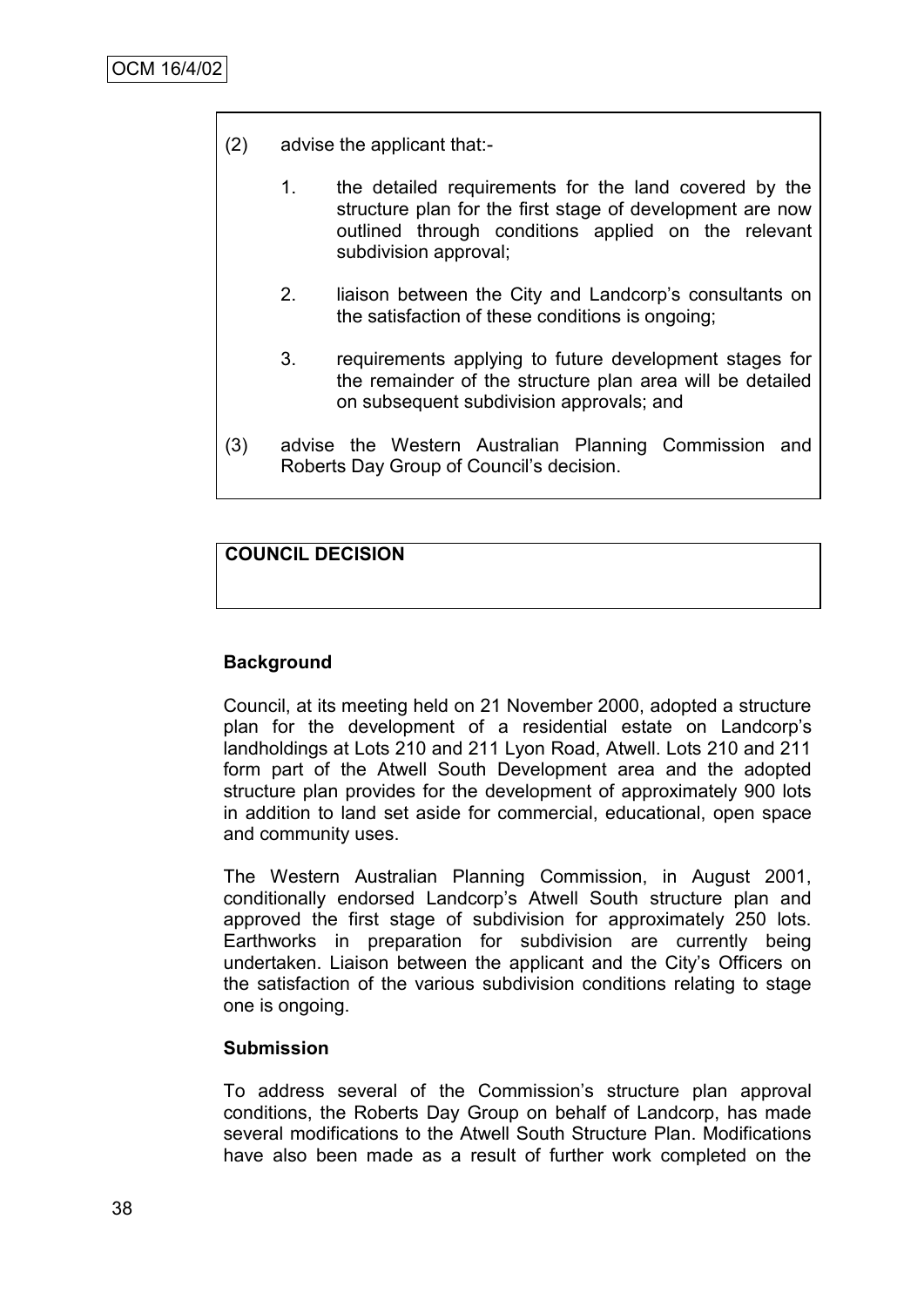(2) advise the applicant that:-

1. the detailed requirements for the land covered by the structure plan for the first stage of development are now outlined through conditions applied on the relevant subdivision approval;

2. liaison between the City and Landcorp's consultants on the satisfaction of these conditions is ongoing;

3. requirements applying to future development stages for the remainder of the structure plan area will be detailed on subsequent subdivision approvals; and

(3) advise the Western Australian Planning Commission and Roberts Day Group of Council's decision.

**COUNCIL DECISION**

**Background**

Council, at its meeting held on 21 November 2000, adopted a structure plan for the development of a residential estate on Landcorp's landholdings at Lots 210 and 211 Lyon Road, Atwell. Lots 210 and 211 form part of the Atwell South Development area and the adopted structure plan provides for the development of approximately 900 lots in addition to land set aside for commercial, educational, open space and community uses.

The Western Australian Planning Commission, in August 2001, conditionally endorsed Landcorp's Atwell South structure plan and approved the first stage of subdivision for approximately 250 lots. Earthworks in preparation for subdivision are currently being undertaken. Liaison between the applicant and the City's Officers on the satisfaction of the various subdivision conditions relating to stage one is ongoing.

**Submission**

To address several of the Commission's structure plan approval conditions, the Roberts Day Group on behalf of Landcorp, has made several modifications to the Atwell South Structure Plan. Modifications have also been made as a result of further work completed on the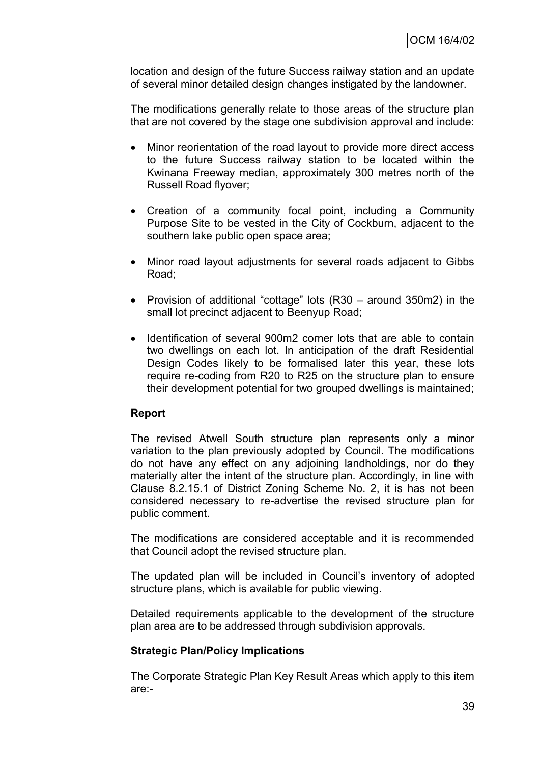location and design of the future Success railway station and an update of several minor detailed design changes instigated by the landowner.

The modifications generally relate to those areas of the structure plan that are not covered by the stage one subdivision approval and include:

- Minor reorientation of the road layout to provide more direct access to the future Success railway station to be located within the Kwinana Freeway median, approximately 300 metres north of the Russell Road flyover;
- Creation of a community focal point, including a Community Purpose Site to be vested in the City of Cockburn, adjacent to the southern lake public open space area;
- Minor road layout adjustments for several roads adjacent to Gibbs Road;
- Provision of additional "cottage" lots (R30 – around 350m2) in the small lot precinct adjacent to Beenyup Road;
- Identification of several 900m2 corner lots that are able to contain two dwellings on each lot. In anticipation of the draft Residential Design Codes likely to be formalised later this year, these lots require re-coding from R20 to R25 on the structure plan to ensure their development potential for two grouped dwellings is maintained;

**Report**

The revised Atwell South structure plan represents only a minor variation to the plan previously adopted by Council. The modifications do not have any effect on any adjoining landholdings, nor do they materially alter the intent of the structure plan. Accordingly, in line with Clause 8.2.15.1 of District Zoning Scheme No. 2, it is has not been considered necessary to re-advertise the revised structure plan for public comment.

The modifications are considered acceptable and it is recommended that Council adopt the revised structure plan.

The updated plan will be included in Council's inventory of adopted structure plans, which is available for public viewing.

Detailed requirements applicable to the development of the structure plan area are to be addressed through subdivision approvals.

**Strategic Plan/Policy Implications**

The Corporate Strategic Plan Key Result Areas which apply to this item are:-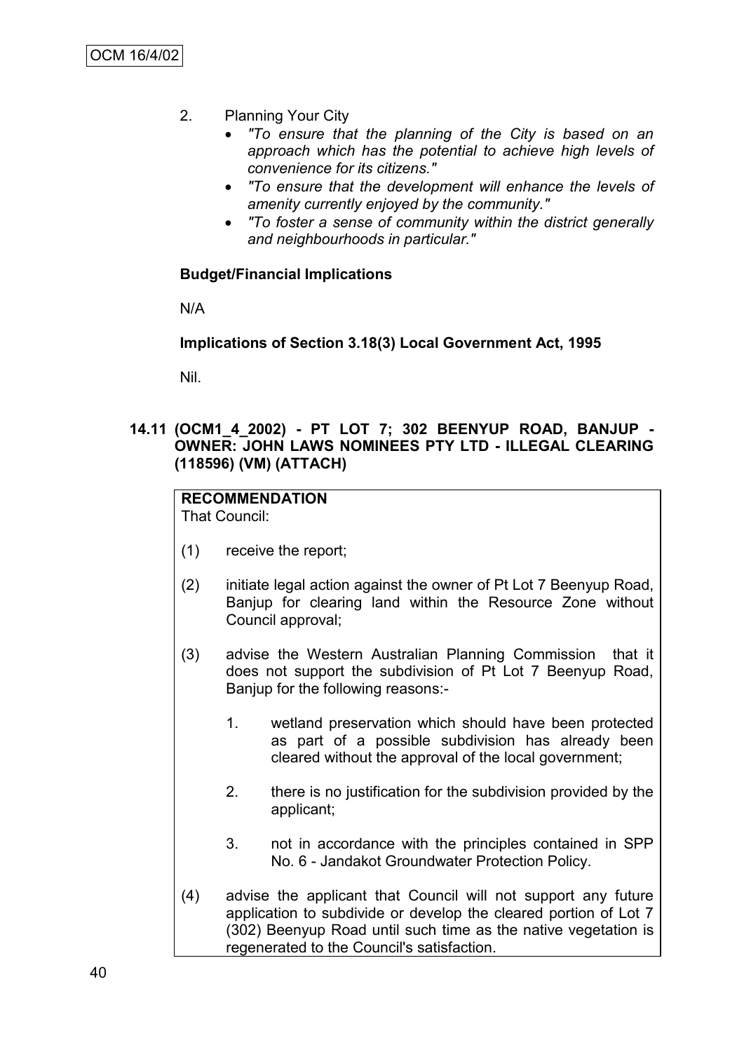2. Planning Your City
   - *"To ensure that the planning of the City is based on an approach which has the potential to achieve high levels of convenience for its citizens."*
   - *"To ensure that the development will enhance the levels of amenity currently enjoyed by the community."*
   - *"To foster a sense of community within the district generally and neighbourhoods in particular."*

**Budget/Financial Implications**

N/A

**Implications of Section 3.18(3) Local Government Act, 1995**

Nil.

### 14.11 (OCM1_4_2002) - PT LOT 7; 302 BEENYUP ROAD, BANJUP - OWNER: JOHN LAWS NOMINEES PTY LTD - ILLEGAL CLEARING (118596) (VM) (ATTACH)

**RECOMMENDATION**

That Council:

(1) receive the report;

(2) initiate legal action against the owner of Pt Lot 7 Beenyup Road, Banjup for clearing land within the Resource Zone without Council approval;

(3) advise the Western Australian Planning Commission that it does not support the subdivision of Pt Lot 7 Beenyup Road, Banjup for the following reasons:-

   1. wetland preservation which should have been protected as part of a possible subdivision has already been cleared without the approval of the local government;

   2. there is no justification for the subdivision provided by the applicant;

   3. not in accordance with the principles contained in SPP No. 6 - Jandakot Groundwater Protection Policy.

(4) advise the applicant that Council will not support any future application to subdivide or develop the cleared portion of Lot 7 (302) Beenyup Road until such time as the native vegetation is regenerated to the Council's satisfaction.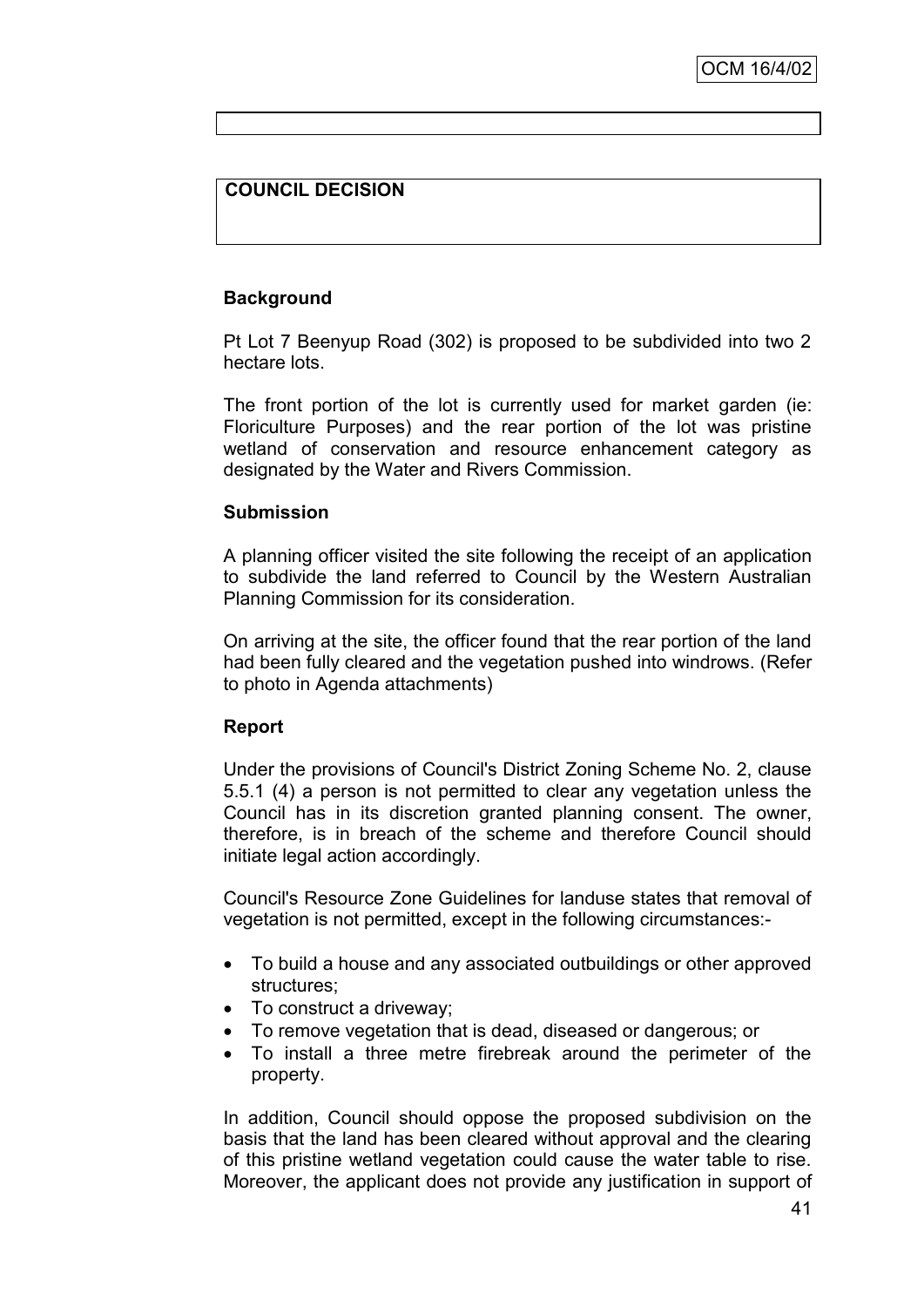**COUNCIL DECISION**

**Background**

Pt Lot 7 Beenyup Road (302) is proposed to be subdivided into two 2 hectare lots.

The front portion of the lot is currently used for market garden (ie: Floriculture Purposes) and the rear portion of the lot was pristine wetland of conservation and resource enhancement category as designated by the Water and Rivers Commission.

**Submission**

A planning officer visited the site following the receipt of an application to subdivide the land referred to Council by the Western Australian Planning Commission for its consideration.

On arriving at the site, the officer found that the rear portion of the land had been fully cleared and the vegetation pushed into windrows. (Refer to photo in Agenda attachments)

**Report**

Under the provisions of Council's District Zoning Scheme No. 2, clause 5.5.1 (4) a person is not permitted to clear any vegetation unless the Council has in its discretion granted planning consent. The owner, therefore, is in breach of the scheme and therefore Council should initiate legal action accordingly.

Council's Resource Zone Guidelines for landuse states that removal of vegetation is not permitted, except in the following circumstances:-

- To build a house and any associated outbuildings or other approved structures;
- To construct a driveway;
- To remove vegetation that is dead, diseased or dangerous; or
- To install a three metre firebreak around the perimeter of the property.

In addition, Council should oppose the proposed subdivision on the basis that the land has been cleared without approval and the clearing of this pristine wetland vegetation could cause the water table to rise. Moreover, the applicant does not provide any justification in support of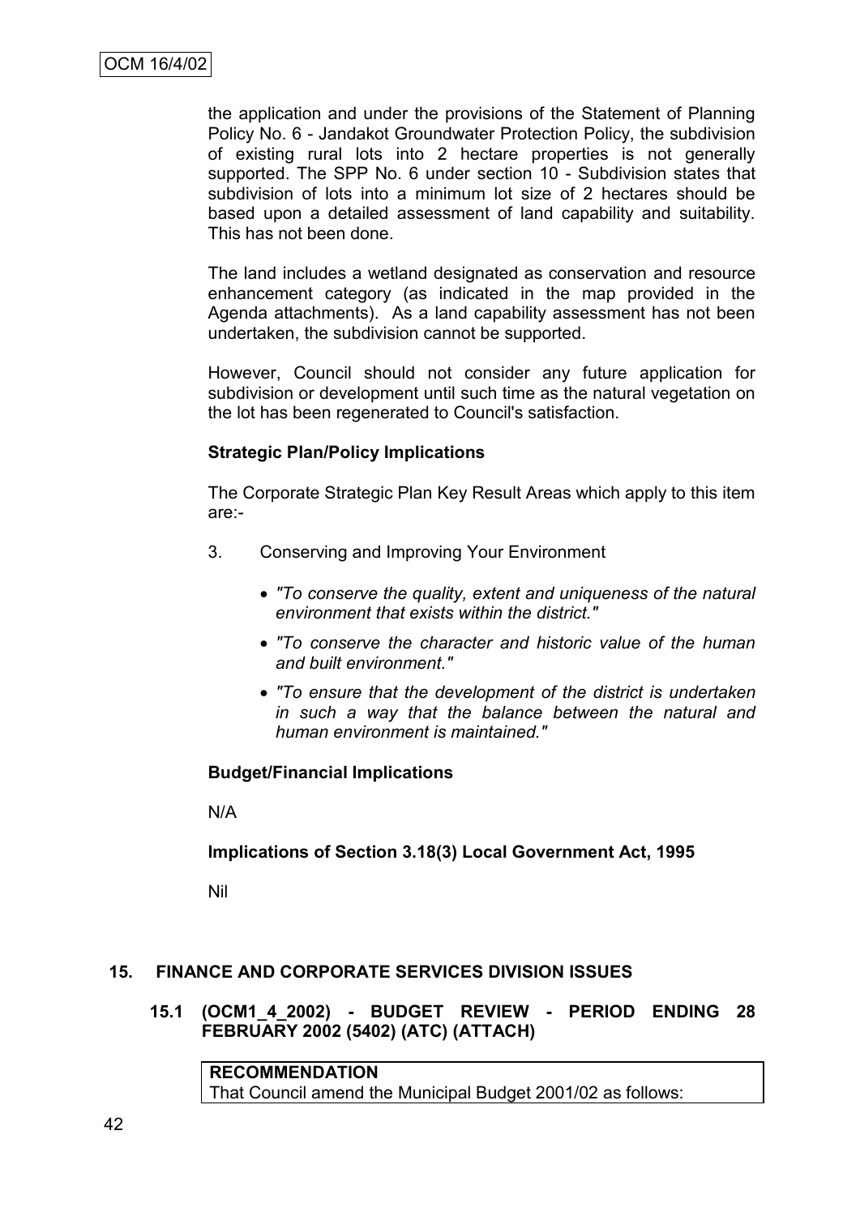the application and under the provisions of the Statement of Planning Policy No. 6 - Jandakot Groundwater Protection Policy, the subdivision of existing rural lots into 2 hectare properties is not generally supported. The SPP No. 6 under section 10 - Subdivision states that subdivision of lots into a minimum lot size of 2 hectares should be based upon a detailed assessment of land capability and suitability. This has not been done.

The land includes a wetland designated as conservation and resource enhancement category (as indicated in the map provided in the Agenda attachments). As a land capability assessment has not been undertaken, the subdivision cannot be supported.

However, Council should not consider any future application for subdivision or development until such time as the natural vegetation on the lot has been regenerated to Council's satisfaction.

**Strategic Plan/Policy Implications**

The Corporate Strategic Plan Key Result Areas which apply to this item are:-

3. Conserving and Improving Your Environment

    - *"To conserve the quality, extent and uniqueness of the natural environment that exists within the district."*
    - *"To conserve the character and historic value of the human and built environment."*
    - *"To ensure that the development of the district is undertaken in such a way that the balance between the natural and human environment is maintained."*

**Budget/Financial Implications**

N/A

**Implications of Section 3.18(3) Local Government Act, 1995**

Nil

## 15. FINANCE AND CORPORATE SERVICES DIVISION ISSUES

### 15.1 (OCM1_4_2002) - BUDGET REVIEW - PERIOD ENDING 28 FEBRUARY 2002 (5402) (ATC) (ATTACH)

| **RECOMMENDATION** |
|---|
| That Council amend the Municipal Budget 2001/02 as follows: |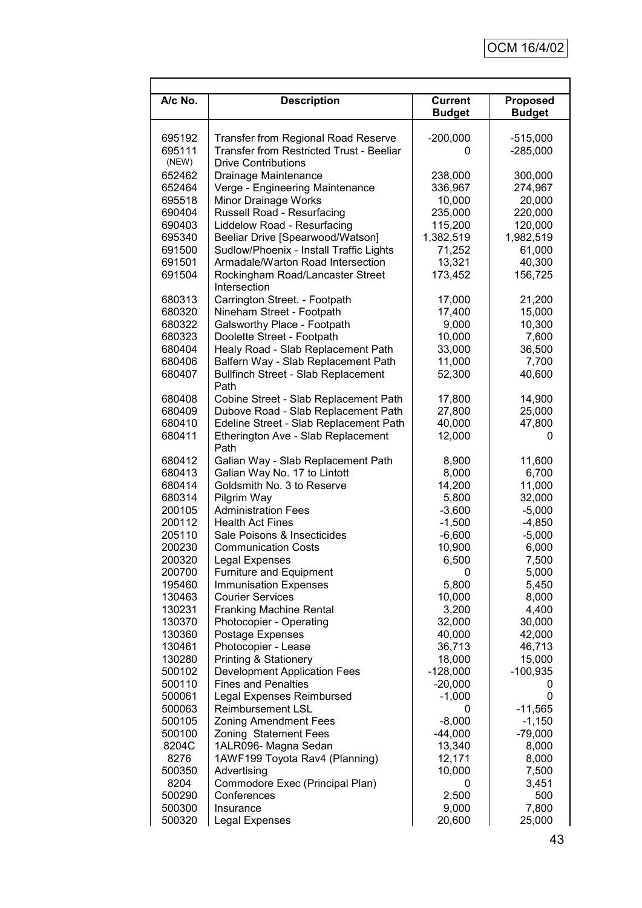| A/c No. | Description | Current Budget | Proposed Budget |
|---|---|---|---|
| 695192 | Transfer from Regional Road Reserve | -200,000 | -515,000 |
| 695111 (NEW) | Transfer from Restricted Trust - Beeliar Drive Contributions | 0 | -285,000 |
| 652462 | Drainage Maintenance | 238,000 | 300,000 |
| 652464 | Verge - Engineering Maintenance | 336,967 | 274,967 |
| 695518 | Minor Drainage Works | 10,000 | 20,000 |
| 690404 | Russell Road - Resurfacing | 235,000 | 220,000 |
| 690403 | Liddelow Road - Resurfacing | 115,200 | 120,000 |
| 695340 | Beeliar Drive [Spearwood/Watson] | 1,382,519 | 1,982,519 |
| 691500 | Sudlow/Phoenix - Install Traffic Lights | 71,252 | 61,000 |
| 691501 | Armadale/Warton Road Intersection | 13,321 | 40,300 |
| 691504 | Rockingham Road/Lancaster Street Intersection | 173,452 | 156,725 |
| 680313 | Carrington Street. - Footpath | 17,000 | 21,200 |
| 680320 | Nineham Street - Footpath | 17,400 | 15,000 |
| 680322 | Galsworthy Place - Footpath | 9,000 | 10,300 |
| 680323 | Doolette Street - Footpath | 10,000 | 7,600 |
| 680404 | Healy Road - Slab Replacement Path | 33,000 | 36,500 |
| 680406 | Balfern Way - Slab Replacement Path | 11,000 | 7,700 |
| 680407 | Bullfinch Street - Slab Replacement Path | 52,300 | 40,600 |
| 680408 | Cobine Street - Slab Replacement Path | 17,800 | 14,900 |
| 680409 | Dubove Road - Slab Replacement Path | 27,800 | 25,000 |
| 680410 | Edeline Street - Slab Replacement Path | 40,000 | 47,800 |
| 680411 | Etherington Ave - Slab Replacement Path | 12,000 | 0 |
| 680412 | Galian Way - Slab Replacement Path | 8,900 | 11,600 |
| 680413 | Galian Way No. 17 to Lintott | 8,000 | 6,700 |
| 680414 | Goldsmith No. 3 to Reserve | 14,200 | 11,000 |
| 680314 | Pilgrim Way | 5,800 | 32,000 |
| 200105 | Administration Fees | -3,600 | -5,000 |
| 200112 | Health Act Fines | -1,500 | -4,850 |
| 205110 | Sale Poisons & Insecticides | -6,600 | -5,000 |
| 200230 | Communication Costs | 10,900 | 6,000 |
| 200320 | Legal Expenses | 6,500 | 7,500 |
| 200700 | Furniture and Equipment | 0 | 5,000 |
| 195460 | Immunisation Expenses | 5,800 | 5,450 |
| 130463 | Courier Services | 10,000 | 8,000 |
| 130231 | Franking Machine Rental | 3,200 | 4,400 |
| 130370 | Photocopier - Operating | 32,000 | 30,000 |
| 130360 | Postage Expenses | 40,000 | 42,000 |
| 130461 | Photocopier - Lease | 36,713 | 46,713 |
| 130280 | Printing & Stationery | 18,000 | 15,000 |
| 500102 | Development Application Fees | -128,000 | -100,935 |
| 500110 | Fines and Penalties | -20,000 | 0 |
| 500061 | Legal Expenses Reimbursed | -1,000 | 0 |
| 500063 | Reimbursement LSL | 0 | -11,565 |
| 500105 | Zoning Amendment Fees | -8,000 | -1,150 |
| 500100 | Zoning Statement Fees | -44,000 | -79,000 |
| 8204C | 1ALR096- Magna Sedan | 13,340 | 8,000 |
| 8276 | 1AWF199 Toyota Rav4 (Planning) | 12,171 | 8,000 |
| 500350 | Advertising | 10,000 | 7,500 |
| 8204 | Commodore Exec (Principal Plan) | 0 | 3,451 |
| 500290 | Conferences | 2,500 | 500 |
| 500300 | Insurance | 9,000 | 7,800 |
| 500320 | Legal Expenses | 20,600 | 25,000 |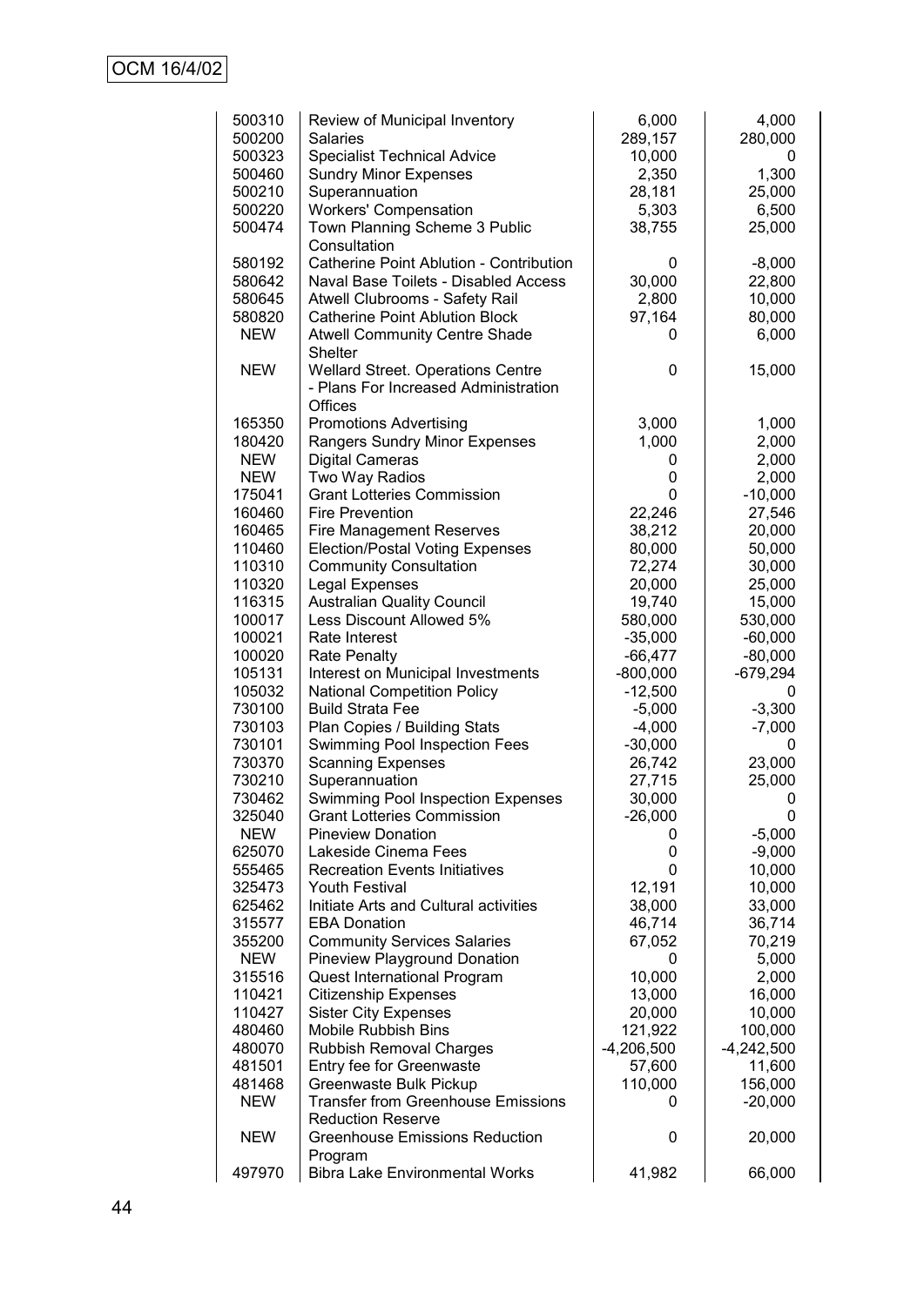| | | | |
|---|---|---|---|
| 500310 | Review of Municipal Inventory | 6,000 | 4,000 |
| 500200 | Salaries | 289,157 | 280,000 |
| 500323 | Specialist Technical Advice | 10,000 | 0 |
| 500460 | Sundry Minor Expenses | 2,350 | 1,300 |
| 500210 | Superannuation | 28,181 | 25,000 |
| 500220 | Workers' Compensation | 5,303 | 6,500 |
| 500474 | Town Planning Scheme 3 Public Consultation | 38,755 | 25,000 |
| 580192 | Catherine Point Ablution - Contribution | 0 | -8,000 |
| 580642 | Naval Base Toilets - Disabled Access | 30,000 | 22,800 |
| 580645 | Atwell Clubrooms - Safety Rail | 2,800 | 10,000 |
| 580820 | Catherine Point Ablution Block | 97,164 | 80,000 |
| NEW | Atwell Community Centre Shade Shelter | 0 | 6,000 |
| NEW | Wellard Street. Operations Centre - Plans For Increased Administration Offices | 0 | 15,000 |
| 165350 | Promotions Advertising | 3,000 | 1,000 |
| 180420 | Rangers Sundry Minor Expenses | 1,000 | 2,000 |
| NEW | Digital Cameras | 0 | 2,000 |
| NEW | Two Way Radios | 0 | 2,000 |
| 175041 | Grant Lotteries Commission | 0 | -10,000 |
| 160460 | Fire Prevention | 22,246 | 27,546 |
| 160465 | Fire Management Reserves | 38,212 | 20,000 |
| 110460 | Election/Postal Voting Expenses | 80,000 | 50,000 |
| 110310 | Community Consultation | 72,274 | 30,000 |
| 110320 | Legal Expenses | 20,000 | 25,000 |
| 116315 | Australian Quality Council | 19,740 | 15,000 |
| 100017 | Less Discount Allowed 5% | 580,000 | 530,000 |
| 100021 | Rate Interest | -35,000 | -60,000 |
| 100020 | Rate Penalty | -66,477 | -80,000 |
| 105131 | Interest on Municipal Investments | -800,000 | -679,294 |
| 105032 | National Competition Policy | -12,500 | 0 |
| 730100 | Build Strata Fee | -5,000 | -3,300 |
| 730103 | Plan Copies / Building Stats | -4,000 | -7,000 |
| 730101 | Swimming Pool Inspection Fees | -30,000 | 0 |
| 730370 | Scanning Expenses | 26,742 | 23,000 |
| 730210 | Superannuation | 27,715 | 25,000 |
| 730462 | Swimming Pool Inspection Expenses | 30,000 | 0 |
| 325040 | Grant Lotteries Commission | -26,000 | 0 |
| NEW | Pineview Donation | 0 | -5,000 |
| 625070 | Lakeside Cinema Fees | 0 | -9,000 |
| 555465 | Recreation Events Initiatives | 0 | 10,000 |
| 325473 | Youth Festival | 12,191 | 10,000 |
| 625462 | Initiate Arts and Cultural activities | 38,000 | 33,000 |
| 315577 | EBA Donation | 46,714 | 36,714 |
| 355200 | Community Services Salaries | 67,052 | 70,219 |
| NEW | Pineview Playground Donation | 0 | 5,000 |
| 315516 | Quest International Program | 10,000 | 2,000 |
| 110421 | Citizenship Expenses | 13,000 | 16,000 |
| 110427 | Sister City Expenses | 20,000 | 10,000 |
| 480460 | Mobile Rubbish Bins | 121,922 | 100,000 |
| 480070 | Rubbish Removal Charges | -4,206,500 | -4,242,500 |
| 481501 | Entry fee for Greenwaste | 57,600 | 11,600 |
| 481468 | Greenwaste Bulk Pickup | 110,000 | 156,000 |
| NEW | Transfer from Greenhouse Emissions Reduction Reserve | 0 | -20,000 |
| NEW | Greenhouse Emissions Reduction Program | 0 | 20,000 |
| 497970 | Bibra Lake Environmental Works | 41,982 | 66,000 |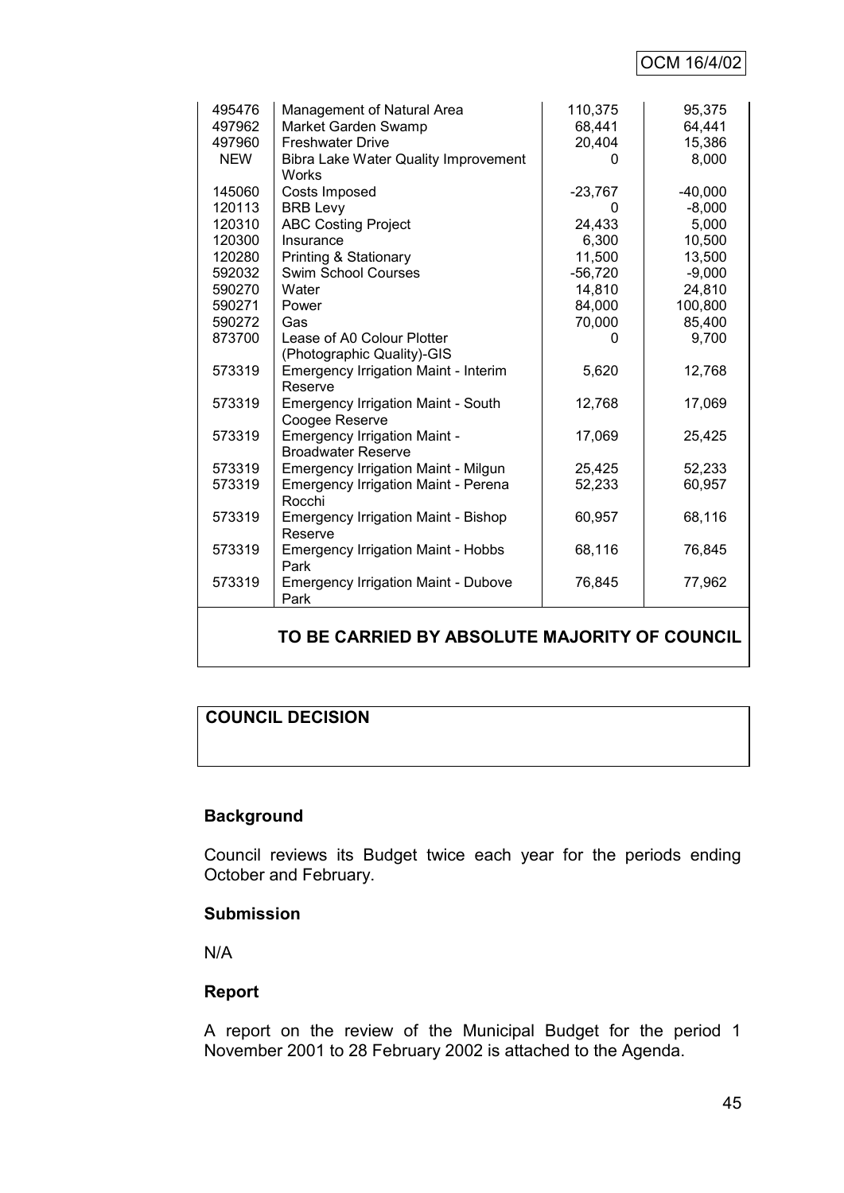| | | | |
|---|---|---|---|
| 495476 | Management of Natural Area | 110,375 | 95,375 |
| 497962 | Market Garden Swamp | 68,441 | 64,441 |
| 497960 | Freshwater Drive | 20,404 | 15,386 |
| NEW | Bibra Lake Water Quality Improvement Works | 0 | 8,000 |
| 145060 | Costs Imposed | -23,767 | -40,000 |
| 120113 | BRB Levy | 0 | -8,000 |
| 120310 | ABC Costing Project | 24,433 | 5,000 |
| 120300 | Insurance | 6,300 | 10,500 |
| 120280 | Printing & Stationary | 11,500 | 13,500 |
| 592032 | Swim School Courses | -56,720 | -9,000 |
| 590270 | Water | 14,810 | 24,810 |
| 590271 | Power | 84,000 | 100,800 |
| 590272 | Gas | 70,000 | 85,400 |
| 873700 | Lease of A0 Colour Plotter (Photographic Quality)-GIS | 0 | 9,700 |
| 573319 | Emergency Irrigation Maint - Interim Reserve | 5,620 | 12,768 |
| 573319 | Emergency Irrigation Maint - South Coogee Reserve | 12,768 | 17,069 |
| 573319 | Emergency Irrigation Maint - Broadwater Reserve | 17,069 | 25,425 |
| 573319 | Emergency Irrigation Maint - Milgun | 25,425 | 52,233 |
| 573319 | Emergency Irrigation Maint - Perena Rocchi | 52,233 | 60,957 |
| 573319 | Emergency Irrigation Maint - Bishop Reserve | 60,957 | 68,116 |
| 573319 | Emergency Irrigation Maint - Hobbs Park | 68,116 | 76,845 |
| 573319 | Emergency Irrigation Maint - Dubove Park | 76,845 | 77,962 |

**TO BE CARRIED BY ABSOLUTE MAJORITY OF COUNCIL**

**COUNCIL DECISION**

### Background

Council reviews its Budget twice each year for the periods ending October and February.

### Submission

N/A

### Report

A report on the review of the Municipal Budget for the period 1 November 2001 to 28 February 2002 is attached to the Agenda.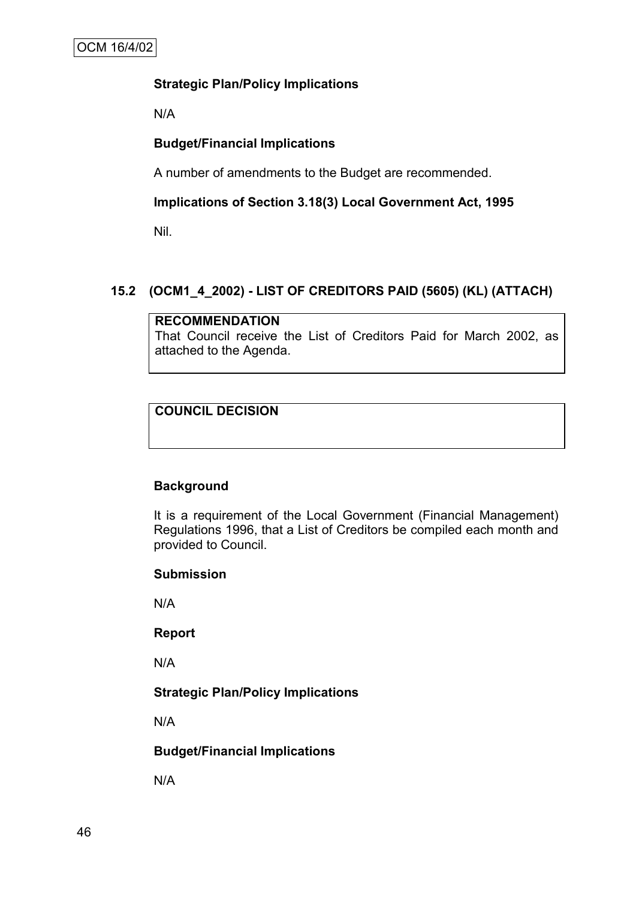**Strategic Plan/Policy Implications**

N/A

**Budget/Financial Implications**

A number of amendments to the Budget are recommended.

**Implications of Section 3.18(3) Local Government Act, 1995**

Nil.

## 15.2 (OCM1_4_2002) - LIST OF CREDITORS PAID (5605) (KL) (ATTACH)

**RECOMMENDATION**
That Council receive the List of Creditors Paid for March 2002, as attached to the Agenda.

**COUNCIL DECISION**

**Background**

It is a requirement of the Local Government (Financial Management) Regulations 1996, that a List of Creditors be compiled each month and provided to Council.

**Submission**

N/A

**Report**

N/A

**Strategic Plan/Policy Implications**

N/A

**Budget/Financial Implications**

N/A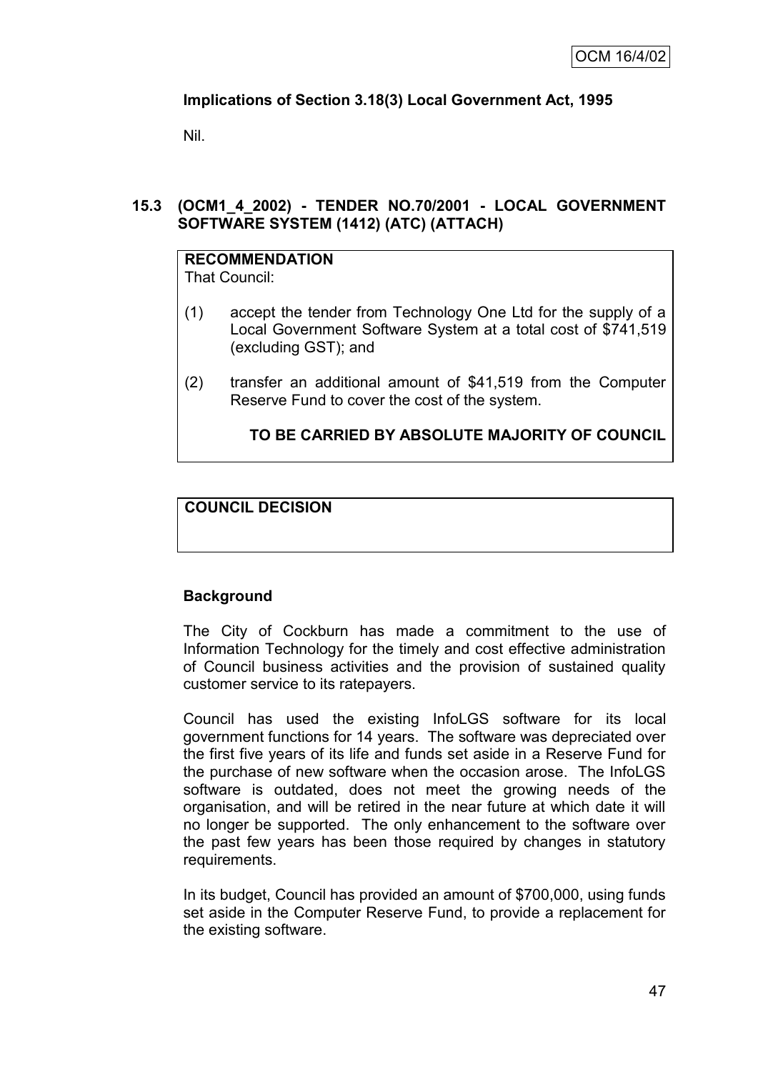**Implications of Section 3.18(3) Local Government Act, 1995**

Nil.

## 15.3 (OCM1_4_2002) - TENDER NO.70/2001 - LOCAL GOVERNMENT SOFTWARE SYSTEM (1412) (ATC) (ATTACH)

**RECOMMENDATION**

That Council:

(1) accept the tender from Technology One Ltd for the supply of a Local Government Software System at a total cost of $741,519 (excluding GST); and

(2) transfer an additional amount of $41,519 from the Computer Reserve Fund to cover the cost of the system.

**TO BE CARRIED BY ABSOLUTE MAJORITY OF COUNCIL**

**COUNCIL DECISION**

**Background**

The City of Cockburn has made a commitment to the use of Information Technology for the timely and cost effective administration of Council business activities and the provision of sustained quality customer service to its ratepayers.

Council has used the existing InfoLGS software for its local government functions for 14 years. The software was depreciated over the first five years of its life and funds set aside in a Reserve Fund for the purchase of new software when the occasion arose. The InfoLGS software is outdated, does not meet the growing needs of the organisation, and will be retired in the near future at which date it will no longer be supported. The only enhancement to the software over the past few years has been those required by changes in statutory requirements.

In its budget, Council has provided an amount of $700,000, using funds set aside in the Computer Reserve Fund, to provide a replacement for the existing software.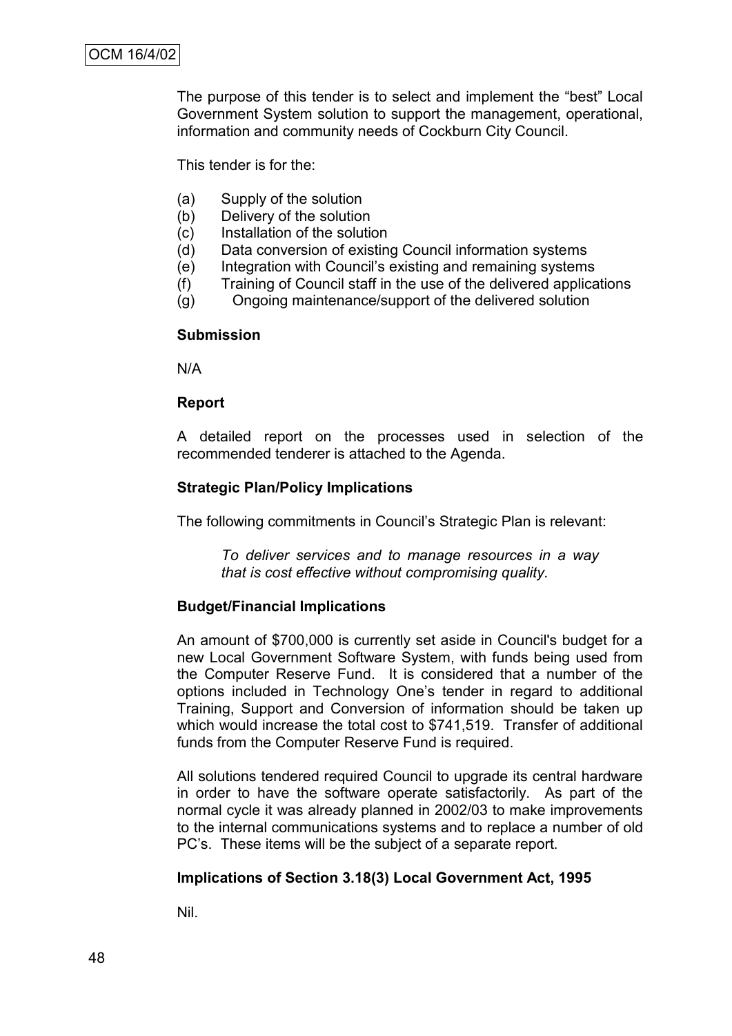The purpose of this tender is to select and implement the "best" Local Government System solution to support the management, operational, information and community needs of Cockburn City Council.

This tender is for the:

(a) Supply of the solution
(b) Delivery of the solution
(c) Installation of the solution
(d) Data conversion of existing Council information systems
(e) Integration with Council's existing and remaining systems
(f) Training of Council staff in the use of the delivered applications
(g) Ongoing maintenance/support of the delivered solution

**Submission**

N/A

**Report**

A detailed report on the processes used in selection of the recommended tenderer is attached to the Agenda.

**Strategic Plan/Policy Implications**

The following commitments in Council's Strategic Plan is relevant:

*To deliver services and to manage resources in a way that is cost effective without compromising quality.*

**Budget/Financial Implications**

An amount of $700,000 is currently set aside in Council's budget for a new Local Government Software System, with funds being used from the Computer Reserve Fund. It is considered that a number of the options included in Technology One's tender in regard to additional Training, Support and Conversion of information should be taken up which would increase the total cost to $741,519. Transfer of additional funds from the Computer Reserve Fund is required.

All solutions tendered required Council to upgrade its central hardware in order to have the software operate satisfactorily. As part of the normal cycle it was already planned in 2002/03 to make improvements to the internal communications systems and to replace a number of old PC's. These items will be the subject of a separate report.

**Implications of Section 3.18(3) Local Government Act, 1995**

Nil.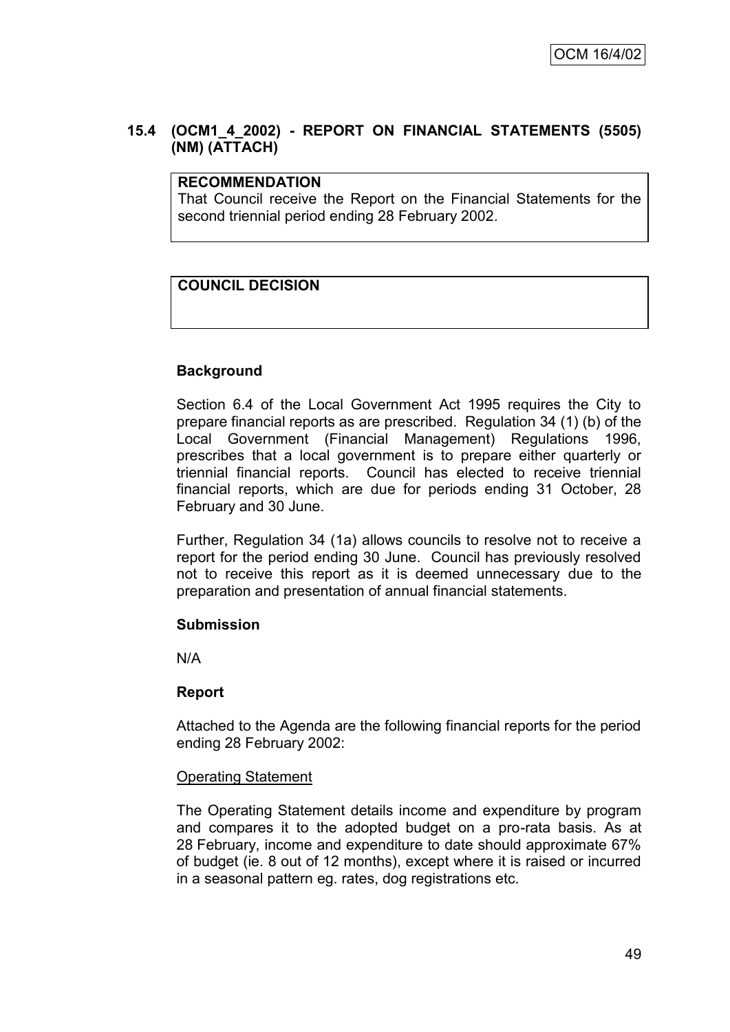### 15.4 (OCM1_4_2002) - REPORT ON FINANCIAL STATEMENTS (5505) (NM) (ATTACH)

| **RECOMMENDATION** |
|---|
| That Council receive the Report on the Financial Statements for the second triennial period ending 28 February 2002. |

| **COUNCIL DECISION** |
|---|
| |

**Background**

Section 6.4 of the Local Government Act 1995 requires the City to prepare financial reports as are prescribed. Regulation 34 (1) (b) of the Local Government (Financial Management) Regulations 1996, prescribes that a local government is to prepare either quarterly or triennial financial reports. Council has elected to receive triennial financial reports, which are due for periods ending 31 October, 28 February and 30 June.

Further, Regulation 34 (1a) allows councils to resolve not to receive a report for the period ending 30 June. Council has previously resolved not to receive this report as it is deemed unnecessary due to the preparation and presentation of annual financial statements.

**Submission**

N/A

**Report**

Attached to the Agenda are the following financial reports for the period ending 28 February 2002:

Operating Statement

The Operating Statement details income and expenditure by program and compares it to the adopted budget on a pro-rata basis. As at 28 February, income and expenditure to date should approximate 67% of budget (ie. 8 out of 12 months), except where it is raised or incurred in a seasonal pattern eg. rates, dog registrations etc.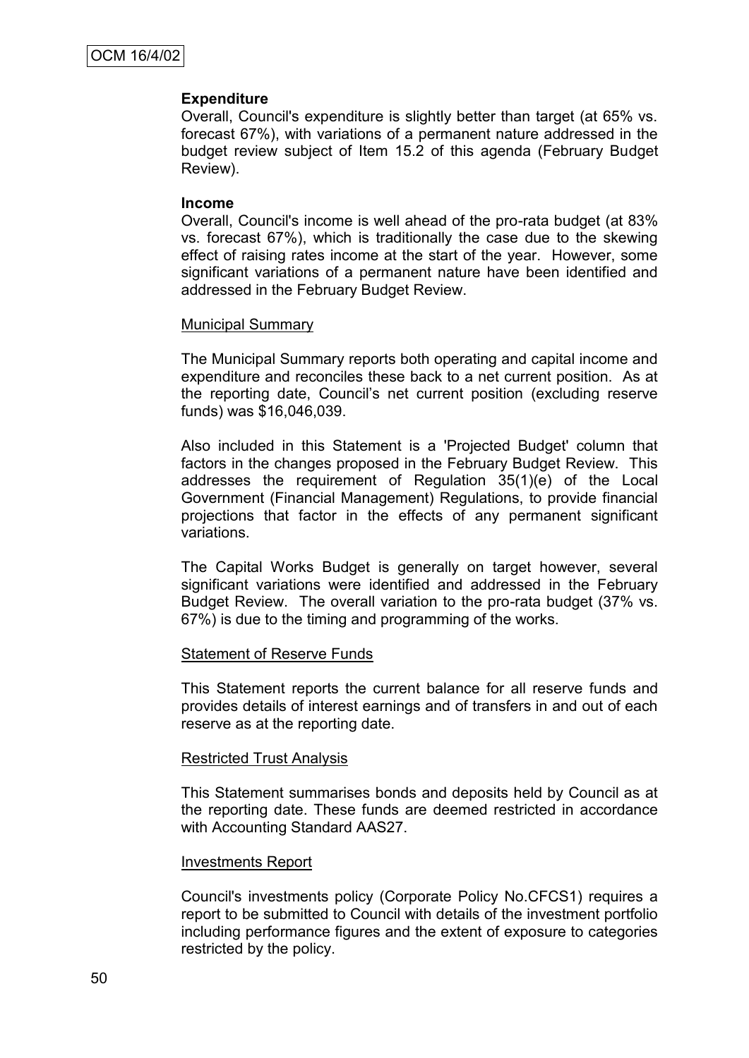**Expenditure**
Overall, Council's expenditure is slightly better than target (at 65% vs. forecast 67%), with variations of a permanent nature addressed in the budget review subject of Item 15.2 of this agenda (February Budget Review).

**Income**
Overall, Council's income is well ahead of the pro-rata budget (at 83% vs. forecast 67%), which is traditionally the case due to the skewing effect of raising rates income at the start of the year. However, some significant variations of a permanent nature have been identified and addressed in the February Budget Review.

Municipal Summary

The Municipal Summary reports both operating and capital income and expenditure and reconciles these back to a net current position. As at the reporting date, Council's net current position (excluding reserve funds) was $16,046,039.

Also included in this Statement is a 'Projected Budget' column that factors in the changes proposed in the February Budget Review. This addresses the requirement of Regulation 35(1)(e) of the Local Government (Financial Management) Regulations, to provide financial projections that factor in the effects of any permanent significant variations.

The Capital Works Budget is generally on target however, several significant variations were identified and addressed in the February Budget Review. The overall variation to the pro-rata budget (37% vs. 67%) is due to the timing and programming of the works.

Statement of Reserve Funds

This Statement reports the current balance for all reserve funds and provides details of interest earnings and of transfers in and out of each reserve as at the reporting date.

Restricted Trust Analysis

This Statement summarises bonds and deposits held by Council as at the reporting date. These funds are deemed restricted in accordance with Accounting Standard AAS27.

Investments Report

Council's investments policy (Corporate Policy No.CFCS1) requires a report to be submitted to Council with details of the investment portfolio including performance figures and the extent of exposure to categories restricted by the policy.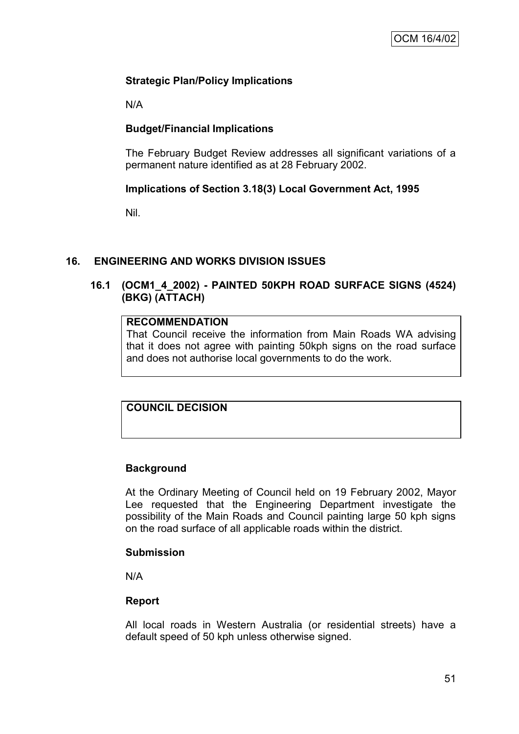**Strategic Plan/Policy Implications**

N/A

**Budget/Financial Implications**

The February Budget Review addresses all significant variations of a permanent nature identified as at 28 February 2002.

**Implications of Section 3.18(3) Local Government Act, 1995**

Nil.

## 16. ENGINEERING AND WORKS DIVISION ISSUES

### 16.1 (OCM1_4_2002) - PAINTED 50KPH ROAD SURFACE SIGNS (4524) (BKG) (ATTACH)

| **RECOMMENDATION** |
| --- |
| That Council receive the information from Main Roads WA advising that it does not agree with painting 50kph signs on the road surface and does not authorise local governments to do the work. |

| **COUNCIL DECISION** |
| --- |
| |

**Background**

At the Ordinary Meeting of Council held on 19 February 2002, Mayor Lee requested that the Engineering Department investigate the possibility of the Main Roads and Council painting large 50 kph signs on the road surface of all applicable roads within the district.

**Submission**

N/A

**Report**

All local roads in Western Australia (or residential streets) have a default speed of 50 kph unless otherwise signed.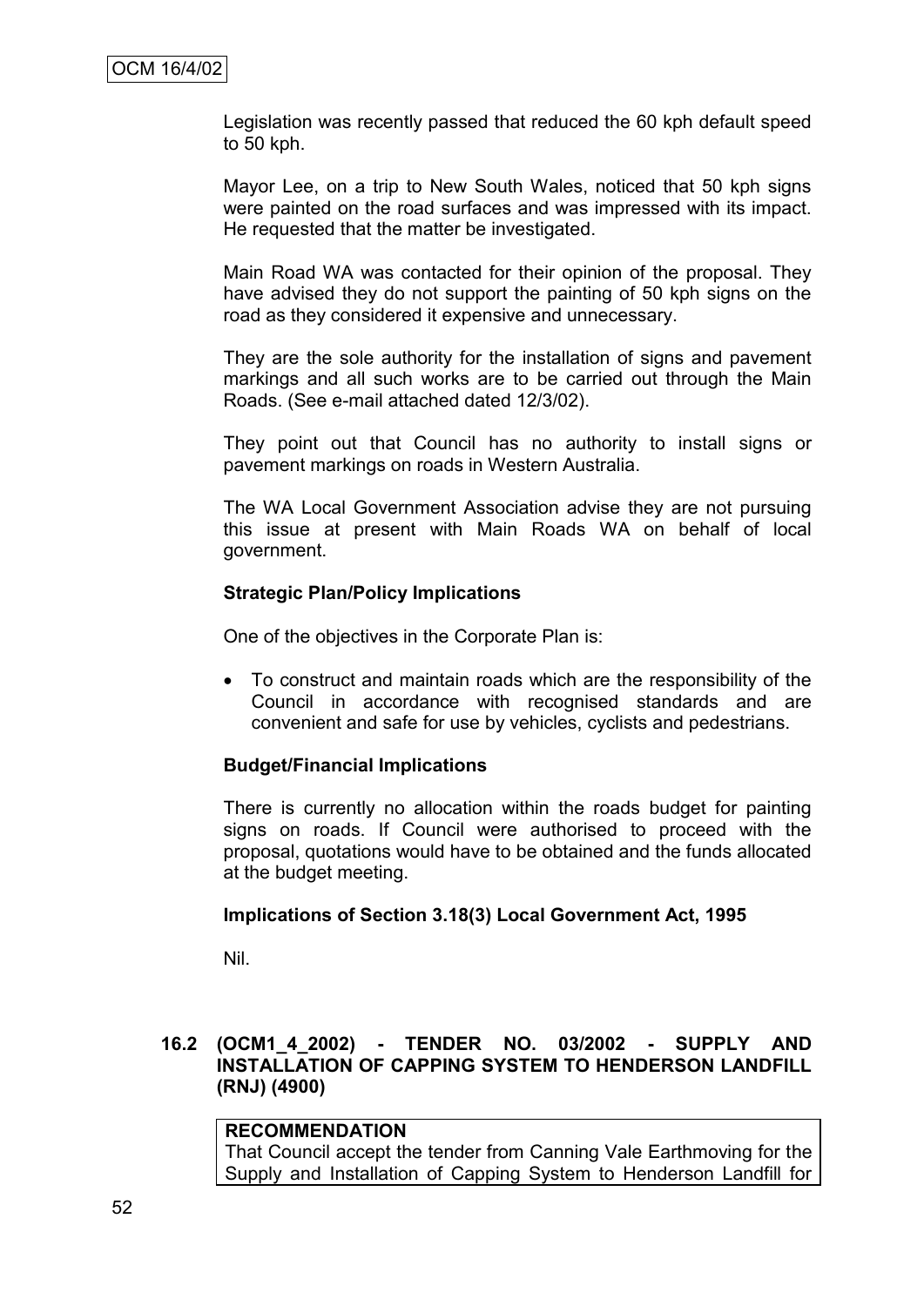Legislation was recently passed that reduced the 60 kph default speed to 50 kph.

Mayor Lee, on a trip to New South Wales, noticed that 50 kph signs were painted on the road surfaces and was impressed with its impact. He requested that the matter be investigated.

Main Road WA was contacted for their opinion of the proposal. They have advised they do not support the painting of 50 kph signs on the road as they considered it expensive and unnecessary.

They are the sole authority for the installation of signs and pavement markings and all such works are to be carried out through the Main Roads. (See e-mail attached dated 12/3/02).

They point out that Council has no authority to install signs or pavement markings on roads in Western Australia.

The WA Local Government Association advise they are not pursuing this issue at present with Main Roads WA on behalf of local government.

**Strategic Plan/Policy Implications**

One of the objectives in the Corporate Plan is:

- To construct and maintain roads which are the responsibility of the Council in accordance with recognised standards and are convenient and safe for use by vehicles, cyclists and pedestrians.

**Budget/Financial Implications**

There is currently no allocation within the roads budget for painting signs on roads. If Council were authorised to proceed with the proposal, quotations would have to be obtained and the funds allocated at the budget meeting.

**Implications of Section 3.18(3) Local Government Act, 1995**

Nil.

### 16.2 (OCM1_4_2002) - TENDER NO. 03/2002 - SUPPLY AND INSTALLATION OF CAPPING SYSTEM TO HENDERSON LANDFILL (RNJ) (4900)

**RECOMMENDATION**

That Council accept the tender from Canning Vale Earthmoving for the Supply and Installation of Capping System to Henderson Landfill for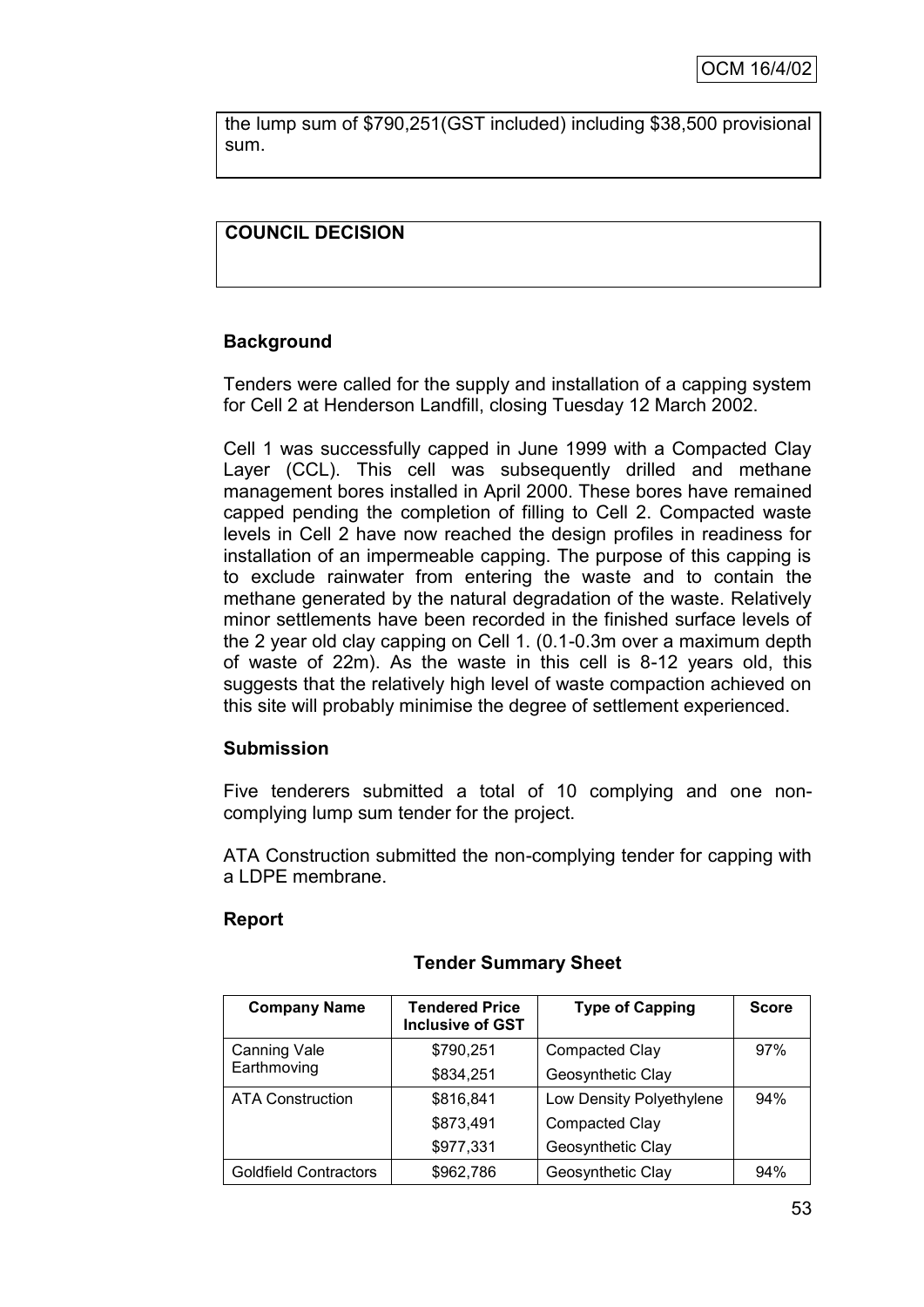the lump sum of $790,251(GST included) including $38,500 provisional sum.

**COUNCIL DECISION**

### Background

Tenders were called for the supply and installation of a capping system for Cell 2 at Henderson Landfill, closing Tuesday 12 March 2002.

Cell 1 was successfully capped in June 1999 with a Compacted Clay Layer (CCL). This cell was subsequently drilled and methane management bores installed in April 2000. These bores have remained capped pending the completion of filling to Cell 2. Compacted waste levels in Cell 2 have now reached the design profiles in readiness for installation of an impermeable capping. The purpose of this capping is to exclude rainwater from entering the waste and to contain the methane generated by the natural degradation of the waste. Relatively minor settlements have been recorded in the finished surface levels of the 2 year old clay capping on Cell 1. (0.1-0.3m over a maximum depth of waste of 22m). As the waste in this cell is 8-12 years old, this suggests that the relatively high level of waste compaction achieved on this site will probably minimise the degree of settlement experienced.

### Submission

Five tenderers submitted a total of 10 complying and one non-complying lump sum tender for the project.

ATA Construction submitted the non-complying tender for capping with a LDPE membrane.

### Report

**Tender Summary Sheet**

| Company Name | Tendered Price Inclusive of GST | Type of Capping | Score |
|---|---|---|---|
| Canning Vale Earthmoving | $790,251 | Compacted Clay | 97% |
| | $834,251 | Geosynthetic Clay | |
| ATA Construction | $816,841 | Low Density Polyethylene | 94% |
| | $873,491 | Compacted Clay | |
| | $977,331 | Geosynthetic Clay | |
| Goldfield Contractors | $962,786 | Geosynthetic Clay | 94% |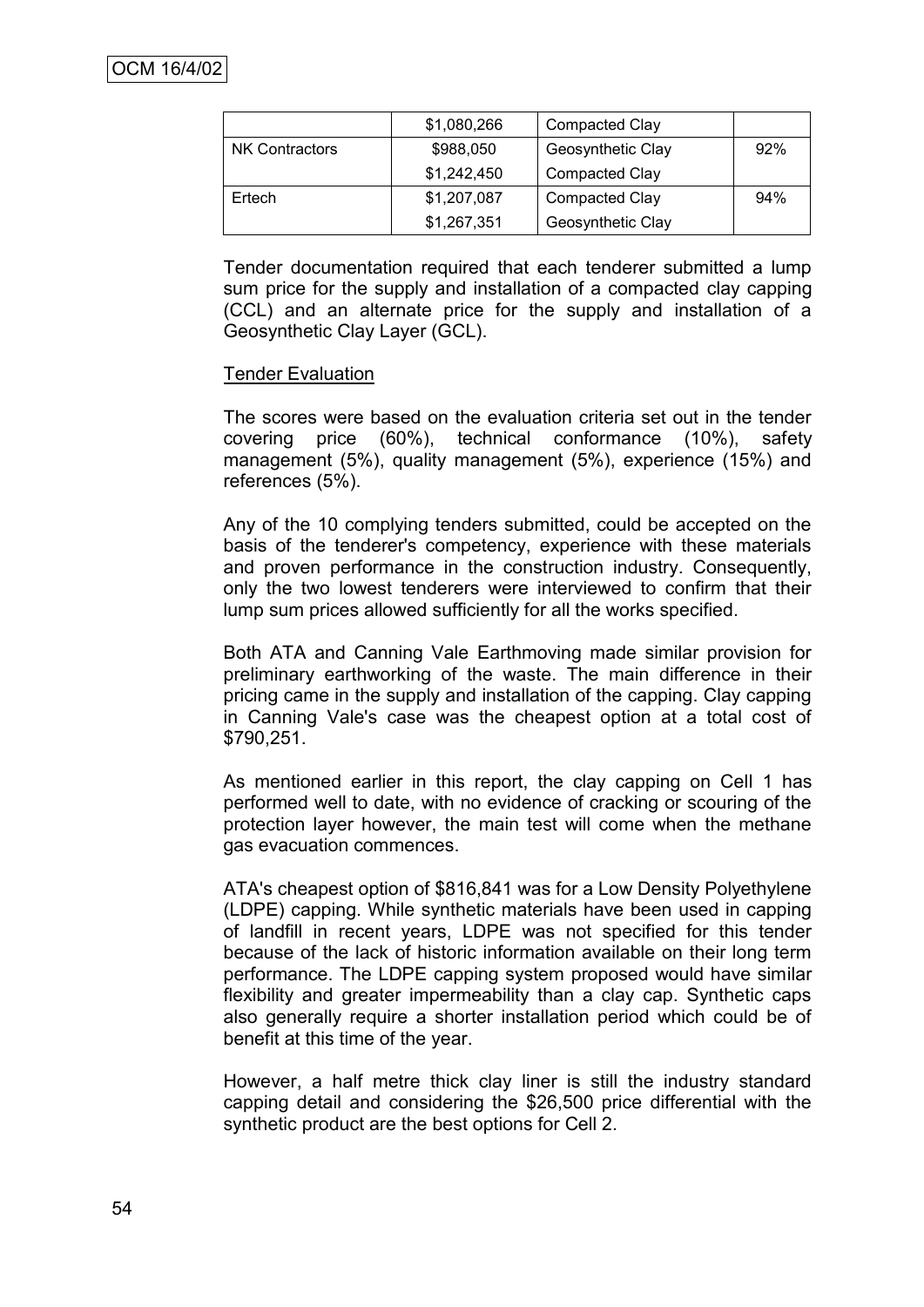|  | $1,080,266 | Compacted Clay |  |
| --- | --- | --- | --- |
| NK Contractors | $988,050 | Geosynthetic Clay | 92% |
|  | $1,242,450 | Compacted Clay |  |
| Ertech | $1,207,087 | Compacted Clay | 94% |
|  | $1,267,351 | Geosynthetic Clay |  |

Tender documentation required that each tenderer submitted a lump sum price for the supply and installation of a compacted clay capping (CCL) and an alternate price for the supply and installation of a Geosynthetic Clay Layer (GCL).

Tender Evaluation

The scores were based on the evaluation criteria set out in the tender covering price (60%), technical conformance (10%), safety management (5%), quality management (5%), experience (15%) and references (5%).

Any of the 10 complying tenders submitted, could be accepted on the basis of the tenderer's competency, experience with these materials and proven performance in the construction industry. Consequently, only the two lowest tenderers were interviewed to confirm that their lump sum prices allowed sufficiently for all the works specified.

Both ATA and Canning Vale Earthmoving made similar provision for preliminary earthworking of the waste. The main difference in their pricing came in the supply and installation of the capping. Clay capping in Canning Vale's case was the cheapest option at a total cost of $790,251.

As mentioned earlier in this report, the clay capping on Cell 1 has performed well to date, with no evidence of cracking or scouring of the protection layer however, the main test will come when the methane gas evacuation commences.

ATA's cheapest option of $816,841 was for a Low Density Polyethylene (LDPE) capping. While synthetic materials have been used in capping of landfill in recent years, LDPE was not specified for this tender because of the lack of historic information available on their long term performance. The LDPE capping system proposed would have similar flexibility and greater impermeability than a clay cap. Synthetic caps also generally require a shorter installation period which could be of benefit at this time of the year.

However, a half metre thick clay liner is still the industry standard capping detail and considering the $26,500 price differential with the synthetic product are the best options for Cell 2.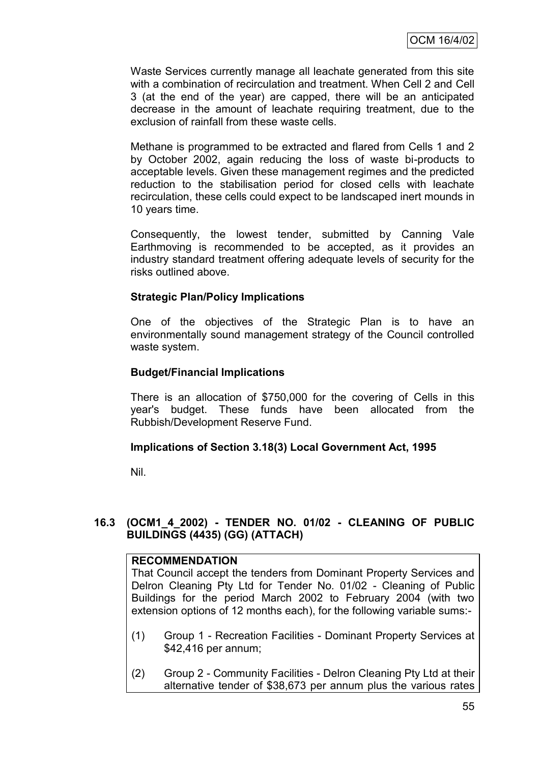Waste Services currently manage all leachate generated from this site with a combination of recirculation and treatment. When Cell 2 and Cell 3 (at the end of the year) are capped, there will be an anticipated decrease in the amount of leachate requiring treatment, due to the exclusion of rainfall from these waste cells.

Methane is programmed to be extracted and flared from Cells 1 and 2 by October 2002, again reducing the loss of waste bi-products to acceptable levels. Given these management regimes and the predicted reduction to the stabilisation period for closed cells with leachate recirculation, these cells could expect to be landscaped inert mounds in 10 years time.

Consequently, the lowest tender, submitted by Canning Vale Earthmoving is recommended to be accepted, as it provides an industry standard treatment offering adequate levels of security for the risks outlined above.

**Strategic Plan/Policy Implications**

One of the objectives of the Strategic Plan is to have an environmentally sound management strategy of the Council controlled waste system.

**Budget/Financial Implications**

There is an allocation of $750,000 for the covering of Cells in this year's budget. These funds have been allocated from the Rubbish/Development Reserve Fund.

**Implications of Section 3.18(3) Local Government Act, 1995**

Nil.

## 16.3 (OCM1_4_2002) - TENDER NO. 01/02 - CLEANING OF PUBLIC BUILDINGS (4435) (GG) (ATTACH)

**RECOMMENDATION**

That Council accept the tenders from Dominant Property Services and Delron Cleaning Pty Ltd for Tender No. 01/02 - Cleaning of Public Buildings for the period March 2002 to February 2004 (with two extension options of 12 months each), for the following variable sums:-

(1) Group 1 - Recreation Facilities - Dominant Property Services at $42,416 per annum;

(2) Group 2 - Community Facilities - Delron Cleaning Pty Ltd at their alternative tender of $38,673 per annum plus the various rates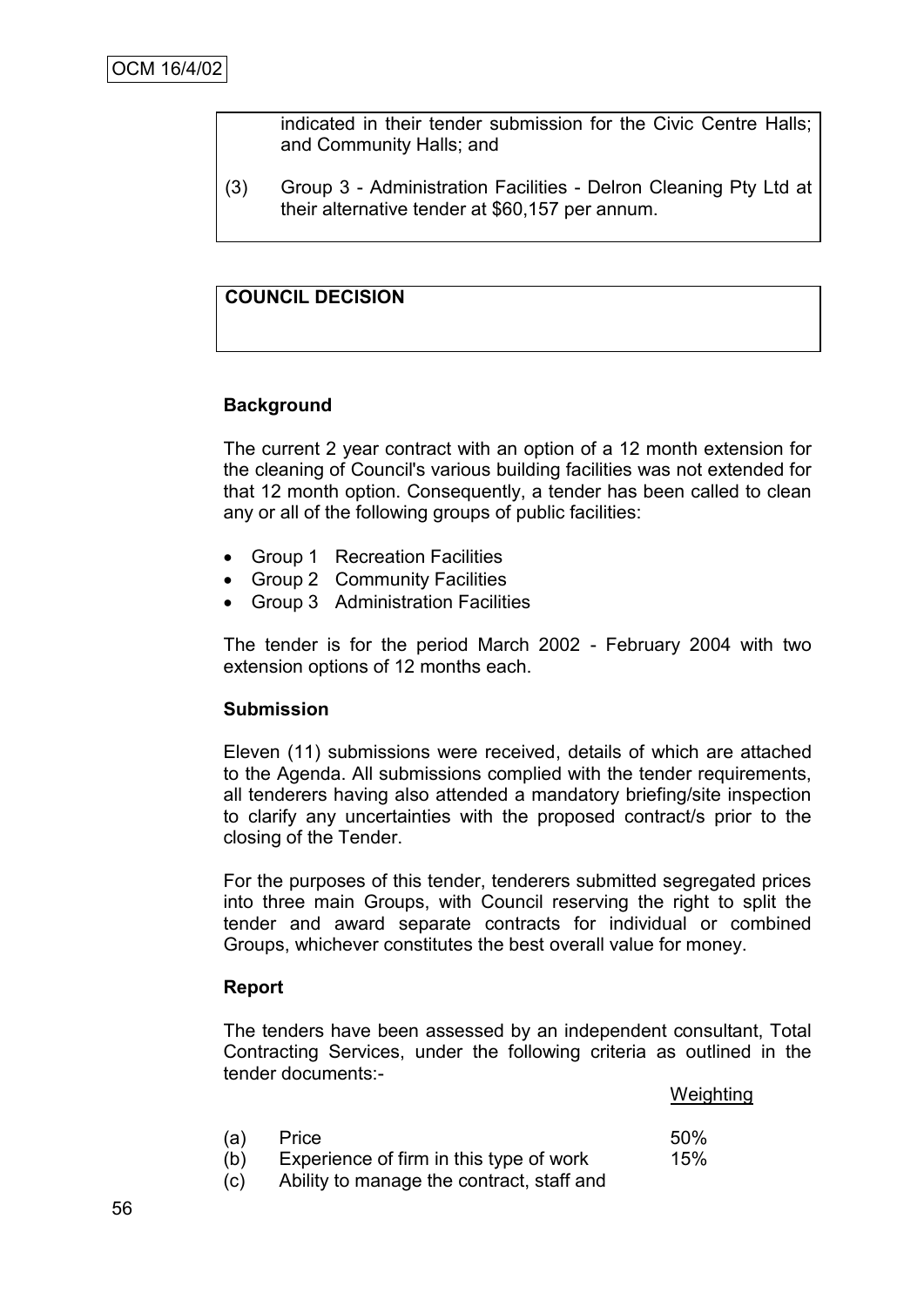indicated in their tender submission for the Civic Centre Halls; and Community Halls; and

(3) Group 3 - Administration Facilities - Delron Cleaning Pty Ltd at their alternative tender at $60,157 per annum.

**COUNCIL DECISION**

**Background**

The current 2 year contract with an option of a 12 month extension for the cleaning of Council's various building facilities was not extended for that 12 month option. Consequently, a tender has been called to clean any or all of the following groups of public facilities:

- Group 1 Recreation Facilities
- Group 2 Community Facilities
- Group 3 Administration Facilities

The tender is for the period March 2002 - February 2004 with two extension options of 12 months each.

**Submission**

Eleven (11) submissions were received, details of which are attached to the Agenda. All submissions complied with the tender requirements, all tenderers having also attended a mandatory briefing/site inspection to clarify any uncertainties with the proposed contract/s prior to the closing of the Tender.

For the purposes of this tender, tenderers submitted segregated prices into three main Groups, with Council reserving the right to split the tender and award separate contracts for individual or combined Groups, whichever constitutes the best overall value for money.

**Report**

The tenders have been assessed by an independent consultant, Total Contracting Services, under the following criteria as outlined in the tender documents:-

| | | Weighting |
|---|---|---|
| (a) | Price | 50% |
| (b) | Experience of firm in this type of work | 15% |
| (c) | Ability to manage the contract, staff and | |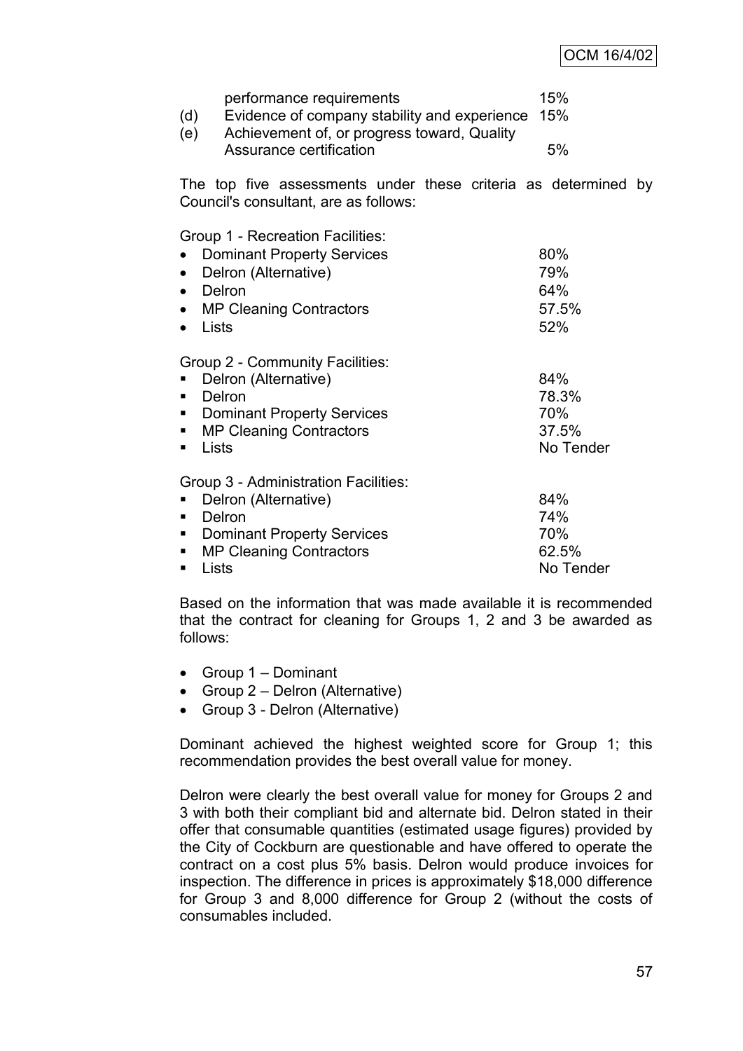performance requirements 15%

(d) Evidence of company stability and experience 15%

(e) Achievement of, or progress toward, Quality Assurance certification 5%

The top five assessments under these criteria as determined by Council's consultant, are as follows:

Group 1 - Recreation Facilities:

| | |
|---|---|
| • Dominant Property Services | 80% |
| • Delron (Alternative) | 79% |
| • Delron | 64% |
| • MP Cleaning Contractors | 57.5% |
| • Lists | 52% |

Group 2 - Community Facilities:

| | |
|---|---|
| ▪ Delron (Alternative) | 84% |
| ▪ Delron | 78.3% |
| ▪ Dominant Property Services | 70% |
| ▪ MP Cleaning Contractors | 37.5% |
| ▪ Lists | No Tender |

Group 3 - Administration Facilities:

| | |
|---|---|
| ▪ Delron (Alternative) | 84% |
| ▪ Delron | 74% |
| ▪ Dominant Property Services | 70% |
| ▪ MP Cleaning Contractors | 62.5% |
| ▪ Lists | No Tender |

Based on the information that was made available it is recommended that the contract for cleaning for Groups 1, 2 and 3 be awarded as follows:

- Group 1 – Dominant
- Group 2 – Delron (Alternative)
- Group 3 - Delron (Alternative)

Dominant achieved the highest weighted score for Group 1; this recommendation provides the best overall value for money.

Delron were clearly the best overall value for money for Groups 2 and 3 with both their compliant bid and alternate bid. Delron stated in their offer that consumable quantities (estimated usage figures) provided by the City of Cockburn are questionable and have offered to operate the contract on a cost plus 5% basis. Delron would produce invoices for inspection. The difference in prices is approximately $18,000 difference for Group 3 and 8,000 difference for Group 2 (without the costs of consumables included.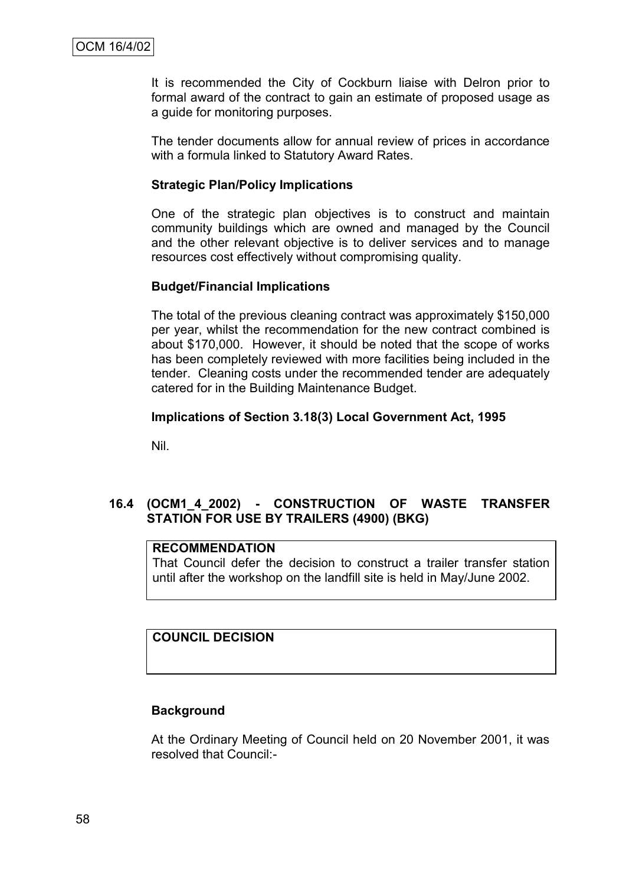It is recommended the City of Cockburn liaise with Delron prior to formal award of the contract to gain an estimate of proposed usage as a guide for monitoring purposes.

The tender documents allow for annual review of prices in accordance with a formula linked to Statutory Award Rates.

**Strategic Plan/Policy Implications**

One of the strategic plan objectives is to construct and maintain community buildings which are owned and managed by the Council and the other relevant objective is to deliver services and to manage resources cost effectively without compromising quality.

**Budget/Financial Implications**

The total of the previous cleaning contract was approximately $150,000 per year, whilst the recommendation for the new contract combined is about $170,000. However, it should be noted that the scope of works has been completely reviewed with more facilities being included in the tender. Cleaning costs under the recommended tender are adequately catered for in the Building Maintenance Budget.

**Implications of Section 3.18(3) Local Government Act, 1995**

Nil.

### 16.4 (OCM1_4_2002) - CONSTRUCTION OF WASTE TRANSFER STATION FOR USE BY TRAILERS (4900) (BKG)

**RECOMMENDATION**
That Council defer the decision to construct a trailer transfer station until after the workshop on the landfill site is held in May/June 2002.

**COUNCIL DECISION**

**Background**

At the Ordinary Meeting of Council held on 20 November 2001, it was resolved that Council:-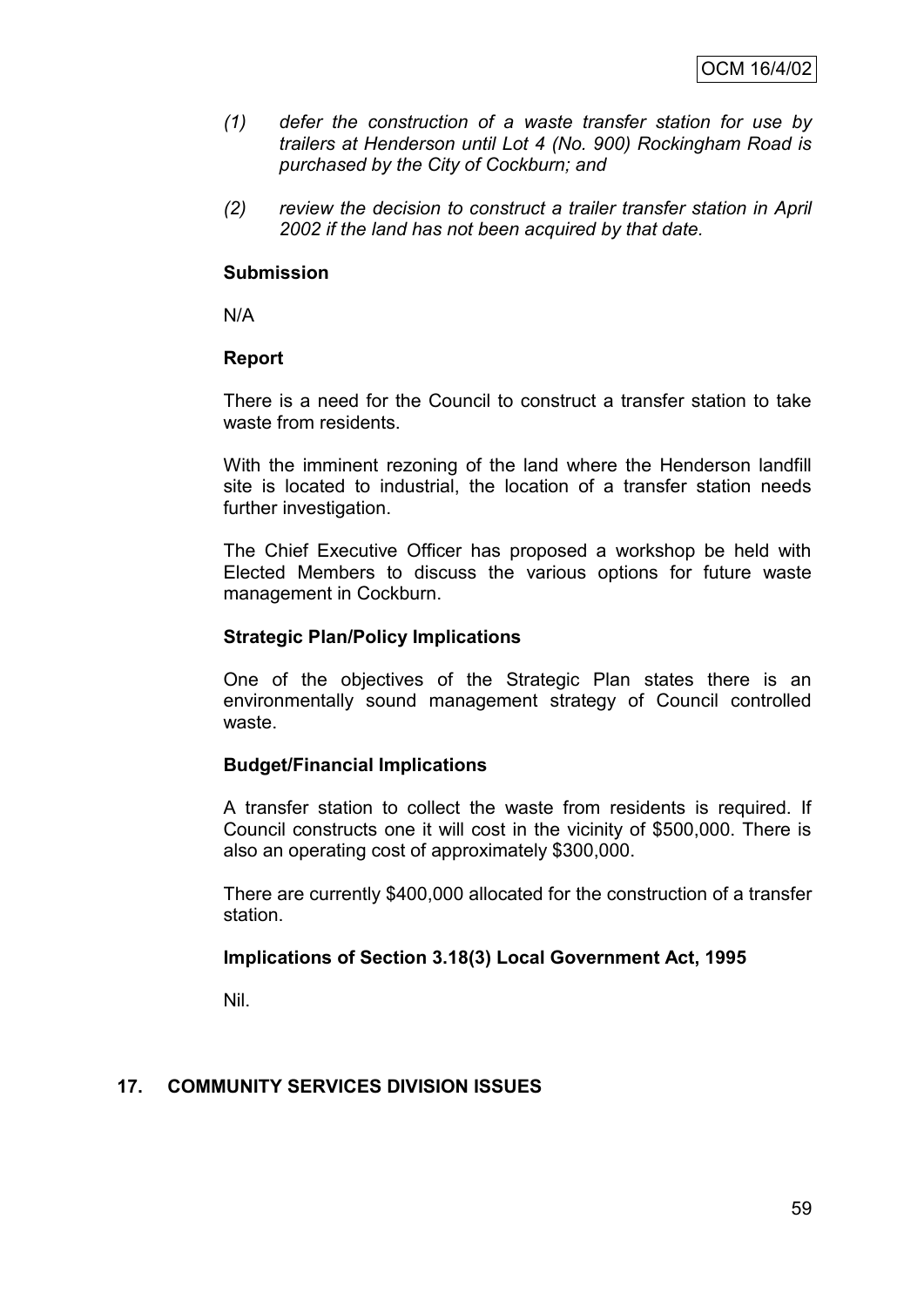*(1) defer the construction of a waste transfer station for use by trailers at Henderson until Lot 4 (No. 900) Rockingham Road is purchased by the City of Cockburn; and*

*(2) review the decision to construct a trailer transfer station in April 2002 if the land has not been acquired by that date.*

**Submission**

N/A

**Report**

There is a need for the Council to construct a transfer station to take waste from residents.

With the imminent rezoning of the land where the Henderson landfill site is located to industrial, the location of a transfer station needs further investigation.

The Chief Executive Officer has proposed a workshop be held with Elected Members to discuss the various options for future waste management in Cockburn.

**Strategic Plan/Policy Implications**

One of the objectives of the Strategic Plan states there is an environmentally sound management strategy of Council controlled waste.

**Budget/Financial Implications**

A transfer station to collect the waste from residents is required. If Council constructs one it will cost in the vicinity of $500,000. There is also an operating cost of approximately $300,000.

There are currently $400,000 allocated for the construction of a transfer station.

**Implications of Section 3.18(3) Local Government Act, 1995**

Nil.

## 17. COMMUNITY SERVICES DIVISION ISSUES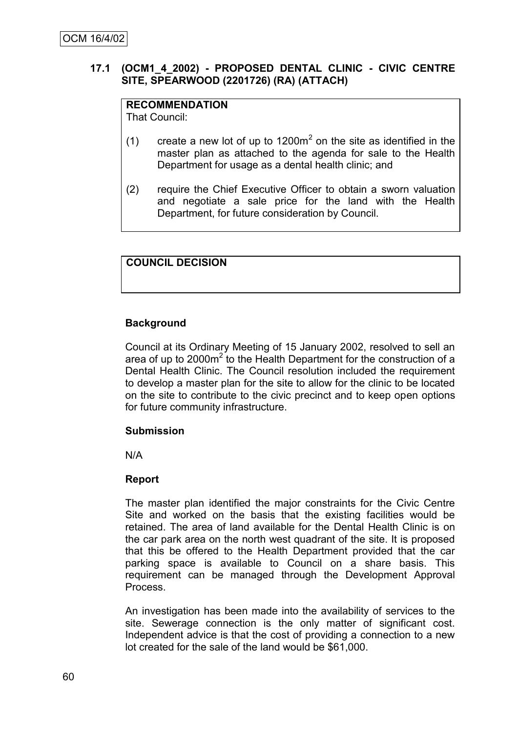OCM 16/4/02

**17.1 (OCM1_4_2002) - PROPOSED DENTAL CLINIC - CIVIC CENTRE SITE, SPEARWOOD (2201726) (RA) (ATTACH)**

**RECOMMENDATION**
That Council:

(1) create a new lot of up to 1200m$^2$ on the site as identified in the master plan as attached to the agenda for sale to the Health Department for usage as a dental health clinic; and

(2) require the Chief Executive Officer to obtain a sworn valuation and negotiate a sale price for the land with the Health Department, for future consideration by Council.

**COUNCIL DECISION**

**Background**

Council at its Ordinary Meeting of 15 January 2002, resolved to sell an area of up to 2000m$^2$ to the Health Department for the construction of a Dental Health Clinic. The Council resolution included the requirement to develop a master plan for the site to allow for the clinic to be located on the site to contribute to the civic precinct and to keep open options for future community infrastructure.

**Submission**

N/A

**Report**

The master plan identified the major constraints for the Civic Centre Site and worked on the basis that the existing facilities would be retained. The area of land available for the Dental Health Clinic is on the car park area on the north west quadrant of the site. It is proposed that this be offered to the Health Department provided that the car parking space is available to Council on a share basis. This requirement can be managed through the Development Approval Process.

An investigation has been made into the availability of services to the site. Sewerage connection is the only matter of significant cost. Independent advice is that the cost of providing a connection to a new lot created for the sale of the land would be $61,000.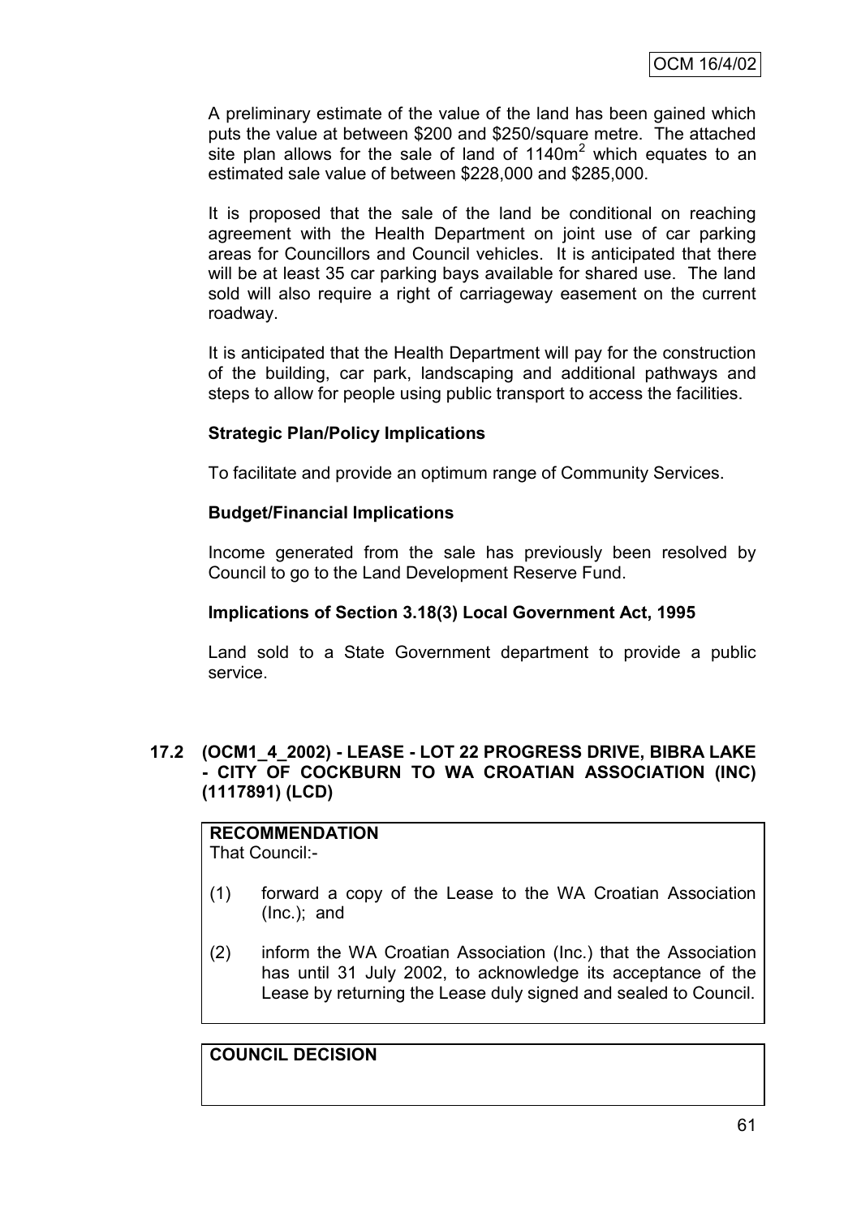A preliminary estimate of the value of the land has been gained which puts the value at between \$200 and \$250/square metre. The attached site plan allows for the sale of land of $1140m^2$ which equates to an estimated sale value of between \$228,000 and \$285,000.

It is proposed that the sale of the land be conditional on reaching agreement with the Health Department on joint use of car parking areas for Councillors and Council vehicles. It is anticipated that there will be at least 35 car parking bays available for shared use. The land sold will also require a right of carriageway easement on the current roadway.

It is anticipated that the Health Department will pay for the construction of the building, car park, landscaping and additional pathways and steps to allow for people using public transport to access the facilities.

**Strategic Plan/Policy Implications**

To facilitate and provide an optimum range of Community Services.

**Budget/Financial Implications**

Income generated from the sale has previously been resolved by Council to go to the Land Development Reserve Fund.

**Implications of Section 3.18(3) Local Government Act, 1995**

Land sold to a State Government department to provide a public service.

## 17.2 (OCM1_4_2002) - LEASE - LOT 22 PROGRESS DRIVE, BIBRA LAKE - CITY OF COCKBURN TO WA CROATIAN ASSOCIATION (INC) (1117891) (LCD)

**RECOMMENDATION**

That Council:-

(1) forward a copy of the Lease to the WA Croatian Association (Inc.); and

(2) inform the WA Croatian Association (Inc.) that the Association has until 31 July 2002, to acknowledge its acceptance of the Lease by returning the Lease duly signed and sealed to Council.

**COUNCIL DECISION**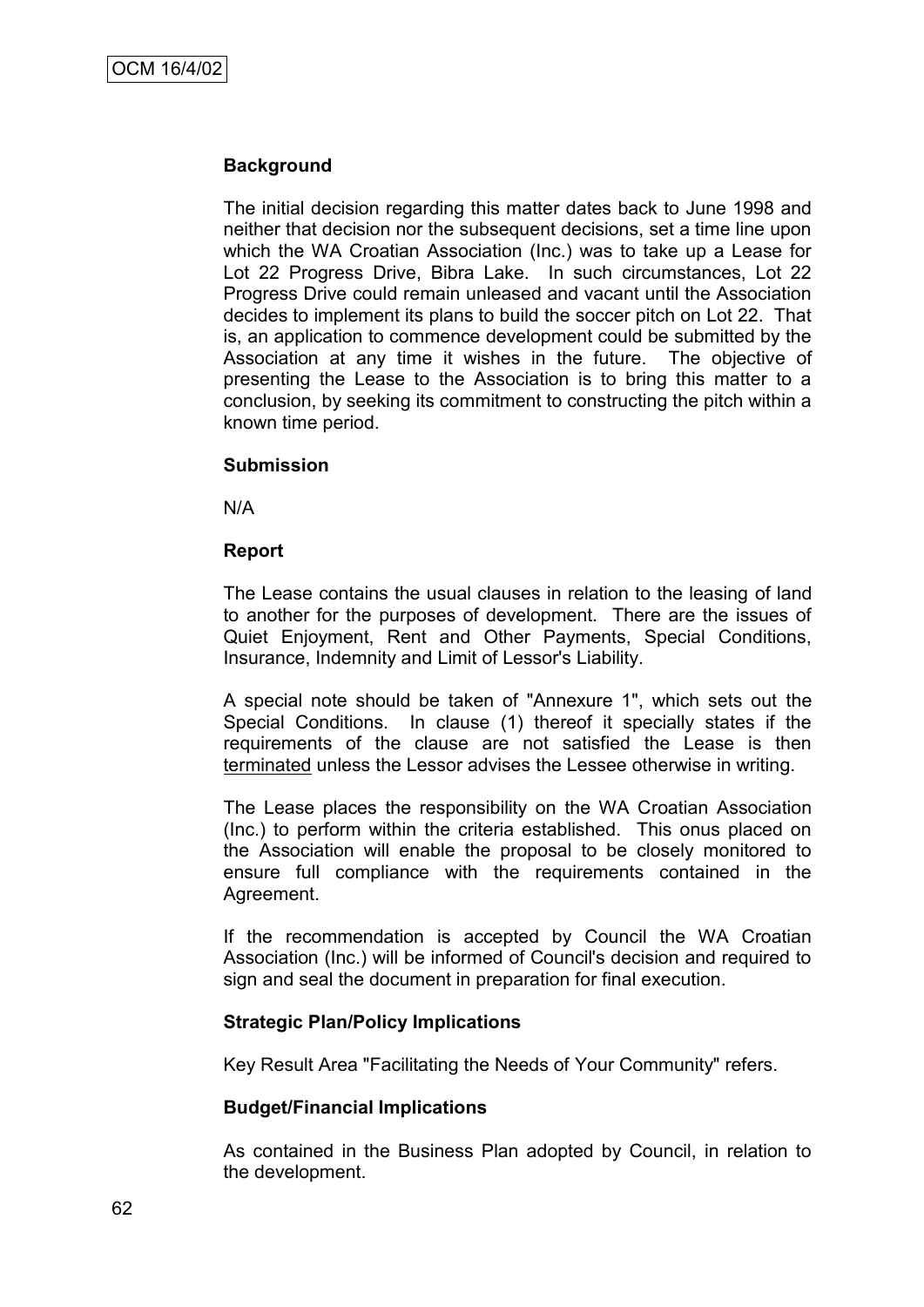### Background

The initial decision regarding this matter dates back to June 1998 and neither that decision nor the subsequent decisions, set a time line upon which the WA Croatian Association (Inc.) was to take up a Lease for Lot 22 Progress Drive, Bibra Lake. In such circumstances, Lot 22 Progress Drive could remain unleased and vacant until the Association decides to implement its plans to build the soccer pitch on Lot 22. That is, an application to commence development could be submitted by the Association at any time it wishes in the future. The objective of presenting the Lease to the Association is to bring this matter to a conclusion, by seeking its commitment to constructing the pitch within a known time period.

### Submission

N/A

### Report

The Lease contains the usual clauses in relation to the leasing of land to another for the purposes of development. There are the issues of Quiet Enjoyment, Rent and Other Payments, Special Conditions, Insurance, Indemnity and Limit of Lessor's Liability.

A special note should be taken of "Annexure 1", which sets out the Special Conditions. In clause (1) thereof it specially states if the requirements of the clause are not satisfied the Lease is then terminated unless the Lessor advises the Lessee otherwise in writing.

The Lease places the responsibility on the WA Croatian Association (Inc.) to perform within the criteria established. This onus placed on the Association will enable the proposal to be closely monitored to ensure full compliance with the requirements contained in the Agreement.

If the recommendation is accepted by Council the WA Croatian Association (Inc.) will be informed of Council's decision and required to sign and seal the document in preparation for final execution.

### Strategic Plan/Policy Implications

Key Result Area "Facilitating the Needs of Your Community" refers.

### Budget/Financial Implications

As contained in the Business Plan adopted by Council, in relation to the development.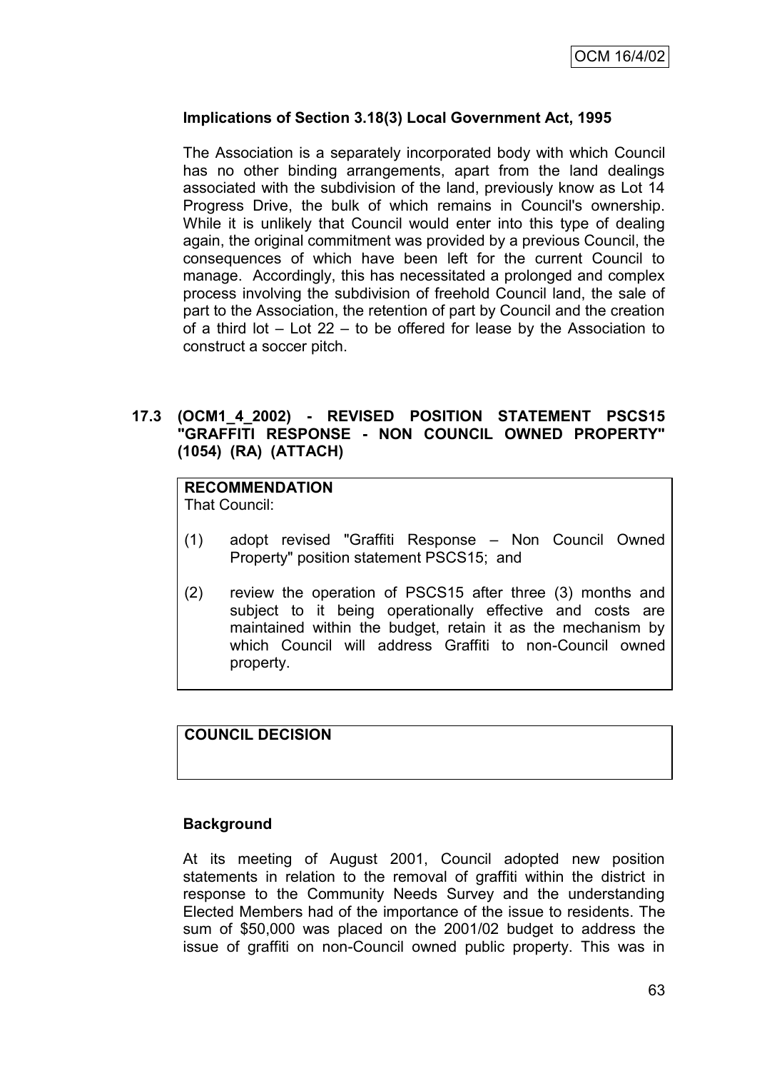**Implications of Section 3.18(3) Local Government Act, 1995**

The Association is a separately incorporated body with which Council has no other binding arrangements, apart from the land dealings associated with the subdivision of the land, previously know as Lot 14 Progress Drive, the bulk of which remains in Council's ownership. While it is unlikely that Council would enter into this type of dealing again, the original commitment was provided by a previous Council, the consequences of which have been left for the current Council to manage. Accordingly, this has necessitated a prolonged and complex process involving the subdivision of freehold Council land, the sale of part to the Association, the retention of part by Council and the creation of a third lot – Lot 22 – to be offered for lease by the Association to construct a soccer pitch.

## 17.3 (OCM1_4_2002) - REVISED POSITION STATEMENT PSCS15 "GRAFFITI RESPONSE - NON COUNCIL OWNED PROPERTY" (1054) (RA) (ATTACH)

**RECOMMENDATION**
That Council:

(1) adopt revised "Graffiti Response – Non Council Owned Property" position statement PSCS15; and

(2) review the operation of PSCS15 after three (3) months and subject to it being operationally effective and costs are maintained within the budget, retain it as the mechanism by which Council will address Graffiti to non-Council owned property.

**COUNCIL DECISION**

**Background**

At its meeting of August 2001, Council adopted new position statements in relation to the removal of graffiti within the district in response to the Community Needs Survey and the understanding Elected Members had of the importance of the issue to residents. The sum of $50,000 was placed on the 2001/02 budget to address the issue of graffiti on non-Council owned public property. This was in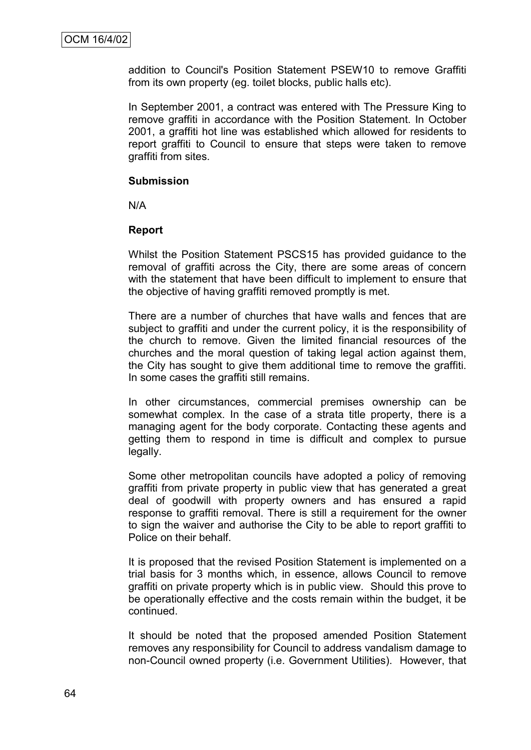addition to Council's Position Statement PSEW10 to remove Graffiti from its own property (eg. toilet blocks, public halls etc).

In September 2001, a contract was entered with The Pressure King to remove graffiti in accordance with the Position Statement. In October 2001, a graffiti hot line was established which allowed for residents to report graffiti to Council to ensure that steps were taken to remove graffiti from sites.

**Submission**

N/A

**Report**

Whilst the Position Statement PSCS15 has provided guidance to the removal of graffiti across the City, there are some areas of concern with the statement that have been difficult to implement to ensure that the objective of having graffiti removed promptly is met.

There are a number of churches that have walls and fences that are subject to graffiti and under the current policy, it is the responsibility of the church to remove. Given the limited financial resources of the churches and the moral question of taking legal action against them, the City has sought to give them additional time to remove the graffiti. In some cases the graffiti still remains.

In other circumstances, commercial premises ownership can be somewhat complex. In the case of a strata title property, there is a managing agent for the body corporate. Contacting these agents and getting them to respond in time is difficult and complex to pursue legally.

Some other metropolitan councils have adopted a policy of removing graffiti from private property in public view that has generated a great deal of goodwill with property owners and has ensured a rapid response to graffiti removal. There is still a requirement for the owner to sign the waiver and authorise the City to be able to report graffiti to Police on their behalf.

It is proposed that the revised Position Statement is implemented on a trial basis for 3 months which, in essence, allows Council to remove graffiti on private property which is in public view. Should this prove to be operationally effective and the costs remain within the budget, it be continued.

It should be noted that the proposed amended Position Statement removes any responsibility for Council to address vandalism damage to non-Council owned property (i.e. Government Utilities). However, that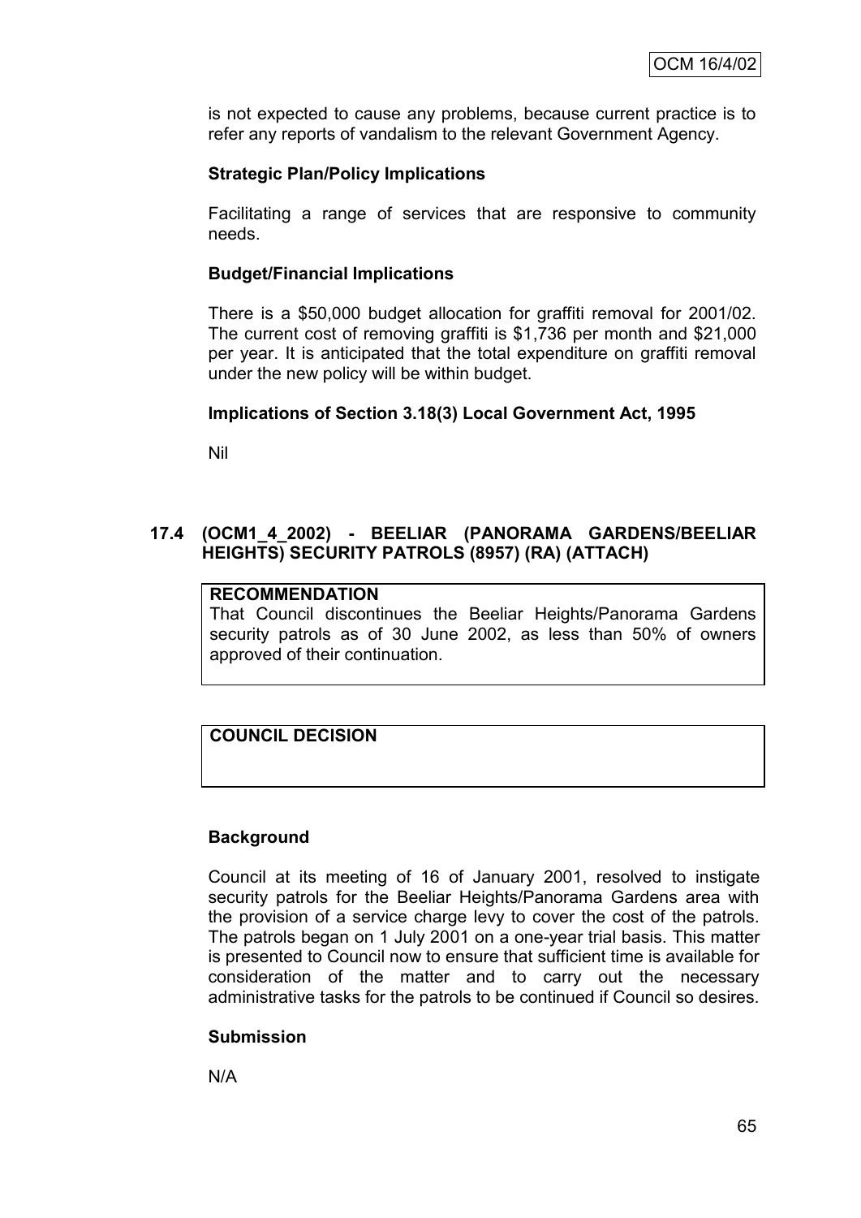is not expected to cause any problems, because current practice is to refer any reports of vandalism to the relevant Government Agency.

**Strategic Plan/Policy Implications**

Facilitating a range of services that are responsive to community needs.

**Budget/Financial Implications**

There is a $50,000 budget allocation for graffiti removal for 2001/02. The current cost of removing graffiti is $1,736 per month and $21,000 per year. It is anticipated that the total expenditure on graffiti removal under the new policy will be within budget.

**Implications of Section 3.18(3) Local Government Act, 1995**

Nil

## 17.4 (OCM1_4_2002) - BEELIAR (PANORAMA GARDENS/BEELIAR HEIGHTS) SECURITY PATROLS (8957) (RA) (ATTACH)

**RECOMMENDATION**

That Council discontinues the Beeliar Heights/Panorama Gardens security patrols as of 30 June 2002, as less than 50% of owners approved of their continuation.

**COUNCIL DECISION**

**Background**

Council at its meeting of 16 of January 2001, resolved to instigate security patrols for the Beeliar Heights/Panorama Gardens area with the provision of a service charge levy to cover the cost of the patrols. The patrols began on 1 July 2001 on a one-year trial basis. This matter is presented to Council now to ensure that sufficient time is available for consideration of the matter and to carry out the necessary administrative tasks for the patrols to be continued if Council so desires.

**Submission**

N/A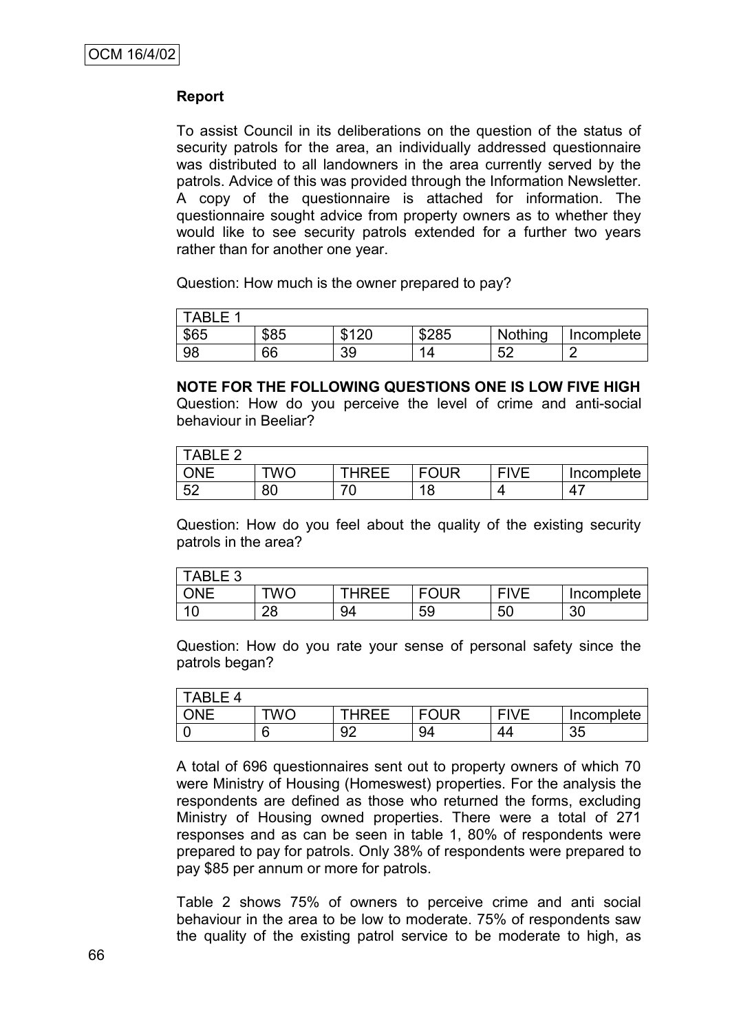**Report**

To assist Council in its deliberations on the question of the status of security patrols for the area, an individually addressed questionnaire was distributed to all landowners in the area currently served by the patrols. Advice of this was provided through the Information Newsletter. A copy of the questionnaire is attached for information. The questionnaire sought advice from property owners as to whether they would like to see security patrols extended for a further two years rather than for another one year.

Question: How much is the owner prepared to pay?

| TABLE 1 | | | | | |
|---|---|---|---|---|---|
| $65 | $85 | $120 | $285 | Nothing | Incomplete |
| 98 | 66 | 39 | 14 | 52 | 2 |

**NOTE FOR THE FOLLOWING QUESTIONS ONE IS LOW FIVE HIGH**

Question: How do you perceive the level of crime and anti-social behaviour in Beeliar?

| TABLE 2 | | | | | |
|---|---|---|---|---|---|
| ONE | TWO | THREE | FOUR | FIVE | Incomplete |
| 52 | 80 | 70 | 18 | 4 | 47 |

Question: How do you feel about the quality of the existing security patrols in the area?

| TABLE 3 | | | | | |
|---|---|---|---|---|---|
| ONE | TWO | THREE | FOUR | FIVE | Incomplete |
| 10 | 28 | 94 | 59 | 50 | 30 |

Question: How do you rate your sense of personal safety since the patrols began?

| TABLE 4 | | | | | |
|---|---|---|---|---|---|
| ONE | TWO | THREE | FOUR | FIVE | Incomplete |
| 0 | 6 | 92 | 94 | 44 | 35 |

A total of 696 questionnaires sent out to property owners of which 70 were Ministry of Housing (Homeswest) properties. For the analysis the respondents are defined as those who returned the forms, excluding Ministry of Housing owned properties. There were a total of 271 responses and as can be seen in table 1, 80% of respondents were prepared to pay for patrols. Only 38% of respondents were prepared to pay $85 per annum or more for patrols.

Table 2 shows 75% of owners to perceive crime and anti social behaviour in the area to be low to moderate. 75% of respondents saw the quality of the existing patrol service to be moderate to high, as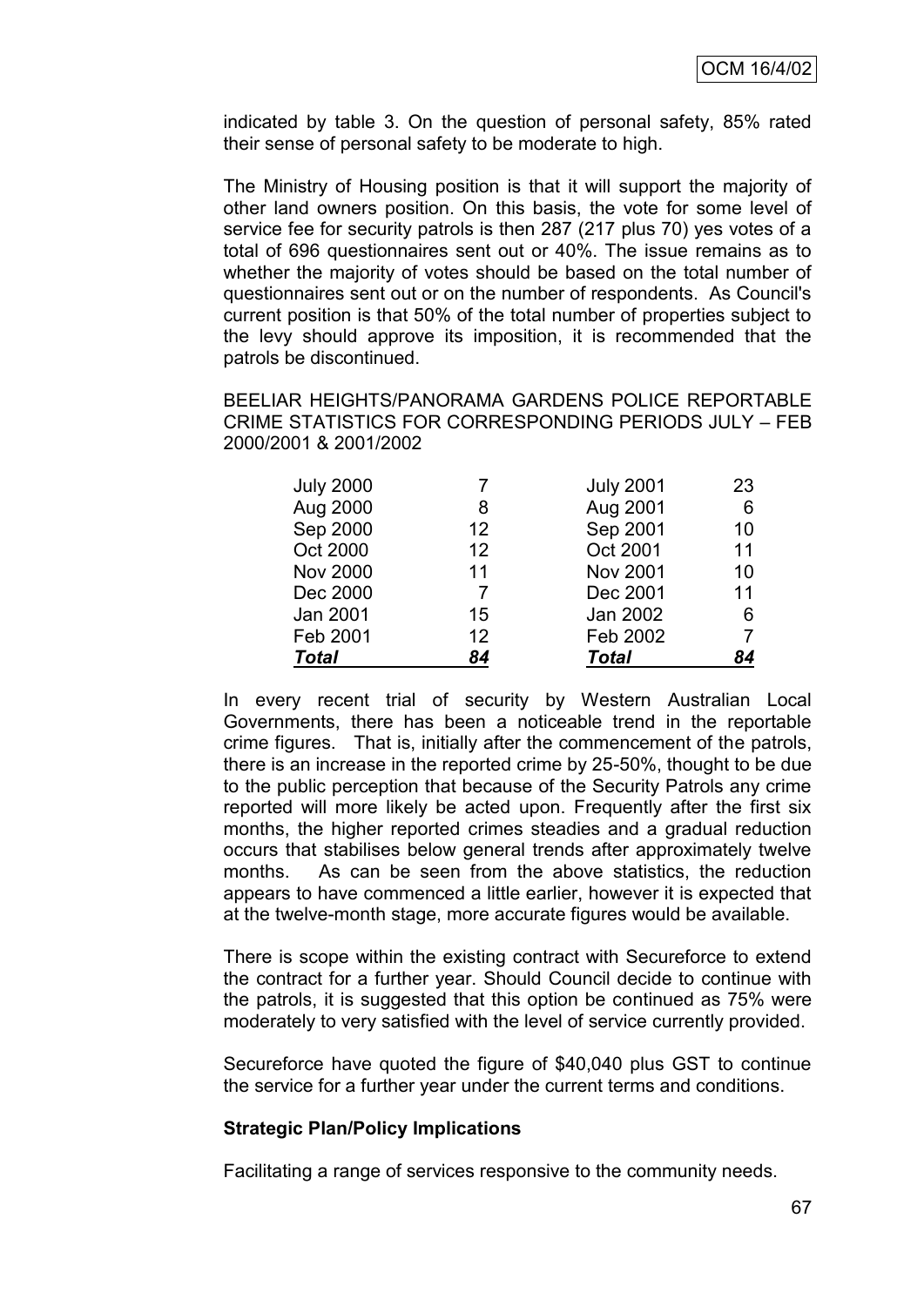indicated by table 3. On the question of personal safety, 85% rated their sense of personal safety to be moderate to high.

The Ministry of Housing position is that it will support the majority of other land owners position. On this basis, the vote for some level of service fee for security patrols is then 287 (217 plus 70) yes votes of a total of 696 questionnaires sent out or 40%. The issue remains as to whether the majority of votes should be based on the total number of questionnaires sent out or on the number of respondents. As Council's current position is that 50% of the total number of properties subject to the levy should approve its imposition, it is recommended that the patrols be discontinued.

BEELIAR HEIGHTS/PANORAMA GARDENS POLICE REPORTABLE CRIME STATISTICS FOR CORRESPONDING PERIODS JULY – FEB 2000/2001 & 2001/2002

| | | | |
|---|---|---|---|
| July 2000 | 7 | July 2001 | 23 |
| Aug 2000 | 8 | Aug 2001 | 6 |
| Sep 2000 | 12 | Sep 2001 | 10 |
| Oct 2000 | 12 | Oct 2001 | 11 |
| Nov 2000 | 11 | Nov 2001 | 10 |
| Dec 2000 | 7 | Dec 2001 | 11 |
| Jan 2001 | 15 | Jan 2002 | 6 |
| Feb 2001 | 12 | Feb 2002 | 7 |
| ***Total*** | ***84*** | ***Total*** | ***84*** |

In every recent trial of security by Western Australian Local Governments, there has been a noticeable trend in the reportable crime figures. That is, initially after the commencement of the patrols, there is an increase in the reported crime by 25-50%, thought to be due to the public perception that because of the Security Patrols any crime reported will more likely be acted upon. Frequently after the first six months, the higher reported crimes steadies and a gradual reduction occurs that stabilises below general trends after approximately twelve months. As can be seen from the above statistics, the reduction appears to have commenced a little earlier, however it is expected that at the twelve-month stage, more accurate figures would be available.

There is scope within the existing contract with Secureforce to extend the contract for a further year. Should Council decide to continue with the patrols, it is suggested that this option be continued as 75% were moderately to very satisfied with the level of service currently provided.

Secureforce have quoted the figure of $40,040 plus GST to continue the service for a further year under the current terms and conditions.

**Strategic Plan/Policy Implications**

Facilitating a range of services responsive to the community needs.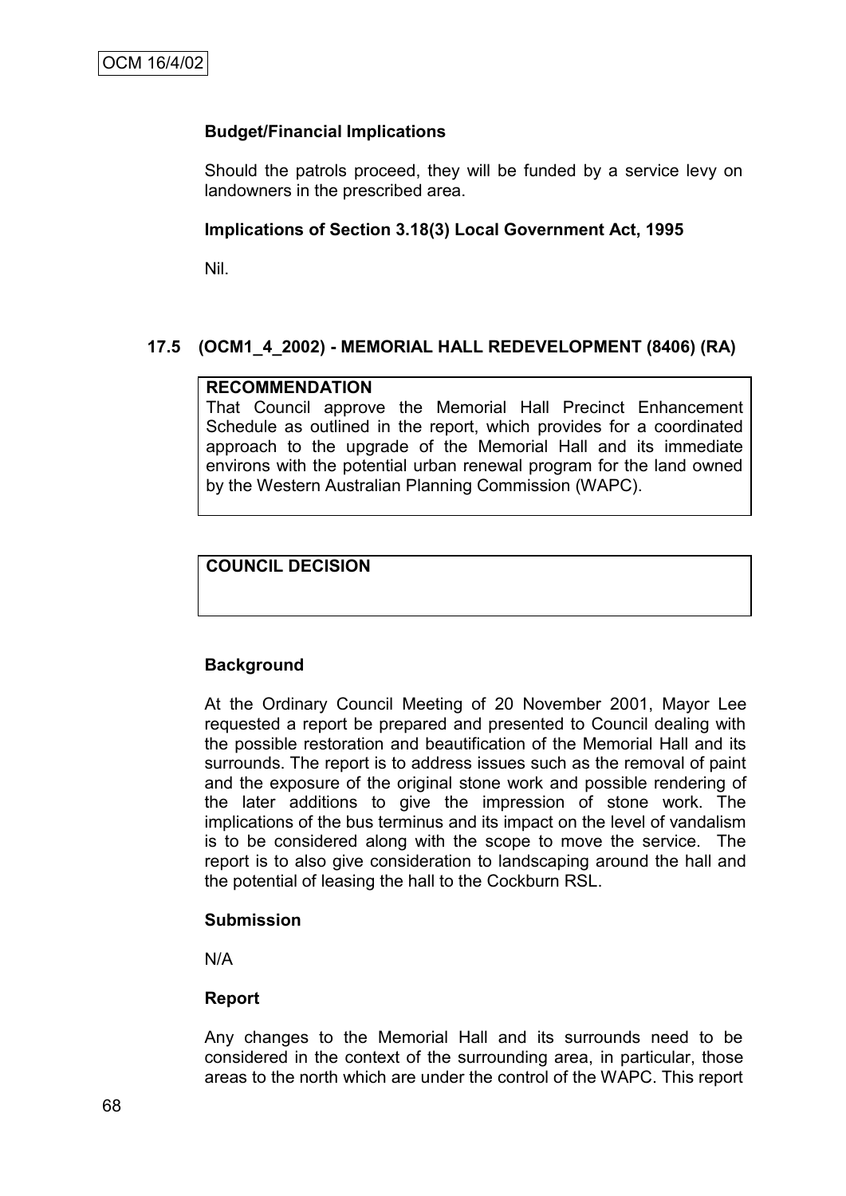**Budget/Financial Implications**

Should the patrols proceed, they will be funded by a service levy on landowners in the prescribed area.

**Implications of Section 3.18(3) Local Government Act, 1995**

Nil.

## 17.5 (OCM1_4_2002) - MEMORIAL HALL REDEVELOPMENT (8406) (RA)

**RECOMMENDATION**

That Council approve the Memorial Hall Precinct Enhancement Schedule as outlined in the report, which provides for a coordinated approach to the upgrade of the Memorial Hall and its immediate environs with the potential urban renewal program for the land owned by the Western Australian Planning Commission (WAPC).

**COUNCIL DECISION**

**Background**

At the Ordinary Council Meeting of 20 November 2001, Mayor Lee requested a report be prepared and presented to Council dealing with the possible restoration and beautification of the Memorial Hall and its surrounds. The report is to address issues such as the removal of paint and the exposure of the original stone work and possible rendering of the later additions to give the impression of stone work. The implications of the bus terminus and its impact on the level of vandalism is to be considered along with the scope to move the service. The report is to also give consideration to landscaping around the hall and the potential of leasing the hall to the Cockburn RSL.

**Submission**

N/A

**Report**

Any changes to the Memorial Hall and its surrounds need to be considered in the context of the surrounding area, in particular, those areas to the north which are under the control of the WAPC. This report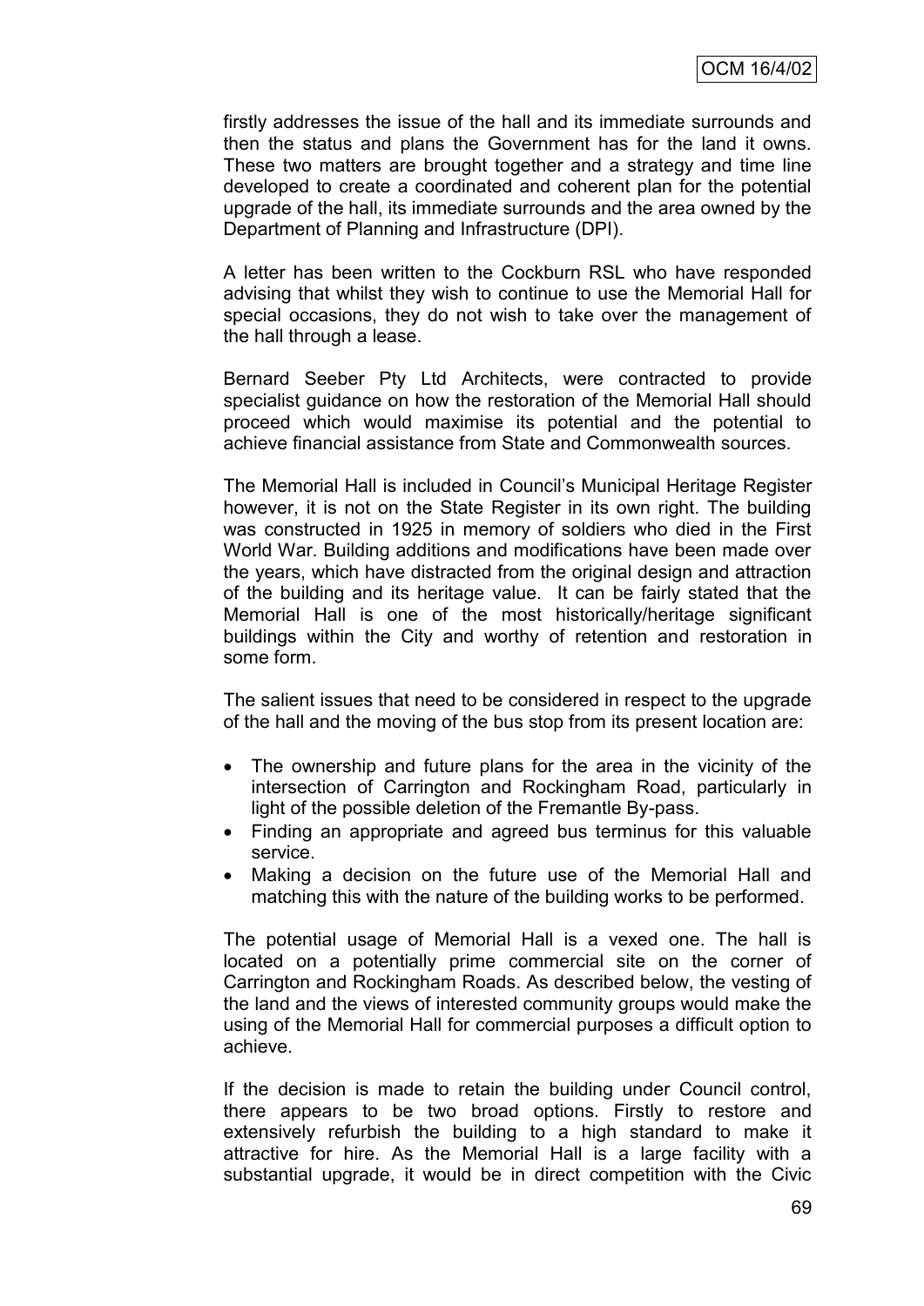firstly addresses the issue of the hall and its immediate surrounds and then the status and plans the Government has for the land it owns. These two matters are brought together and a strategy and time line developed to create a coordinated and coherent plan for the potential upgrade of the hall, its immediate surrounds and the area owned by the Department of Planning and Infrastructure (DPI).

A letter has been written to the Cockburn RSL who have responded advising that whilst they wish to continue to use the Memorial Hall for special occasions, they do not wish to take over the management of the hall through a lease.

Bernard Seeber Pty Ltd Architects, were contracted to provide specialist guidance on how the restoration of the Memorial Hall should proceed which would maximise its potential and the potential to achieve financial assistance from State and Commonwealth sources.

The Memorial Hall is included in Council's Municipal Heritage Register however, it is not on the State Register in its own right. The building was constructed in 1925 in memory of soldiers who died in the First World War. Building additions and modifications have been made over the years, which have distracted from the original design and attraction of the building and its heritage value. It can be fairly stated that the Memorial Hall is one of the most historically/heritage significant buildings within the City and worthy of retention and restoration in some form.

The salient issues that need to be considered in respect to the upgrade of the hall and the moving of the bus stop from its present location are:

- The ownership and future plans for the area in the vicinity of the intersection of Carrington and Rockingham Road, particularly in light of the possible deletion of the Fremantle By-pass.
- Finding an appropriate and agreed bus terminus for this valuable service.
- Making a decision on the future use of the Memorial Hall and matching this with the nature of the building works to be performed.

The potential usage of Memorial Hall is a vexed one. The hall is located on a potentially prime commercial site on the corner of Carrington and Rockingham Roads. As described below, the vesting of the land and the views of interested community groups would make the using of the Memorial Hall for commercial purposes a difficult option to achieve.

If the decision is made to retain the building under Council control, there appears to be two broad options. Firstly to restore and extensively refurbish the building to a high standard to make it attractive for hire. As the Memorial Hall is a large facility with a substantial upgrade, it would be in direct competition with the Civic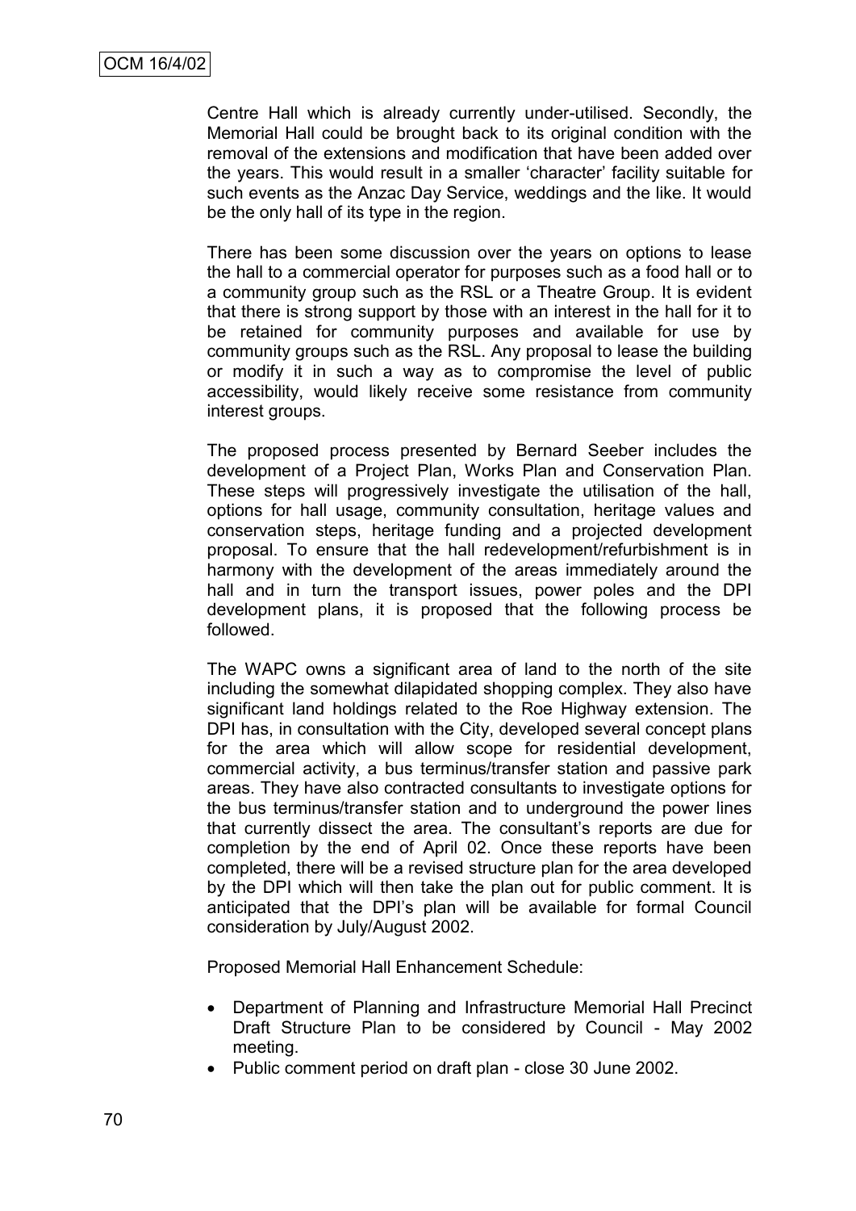Centre Hall which is already currently under-utilised. Secondly, the Memorial Hall could be brought back to its original condition with the removal of the extensions and modification that have been added over the years. This would result in a smaller 'character' facility suitable for such events as the Anzac Day Service, weddings and the like. It would be the only hall of its type in the region.

There has been some discussion over the years on options to lease the hall to a commercial operator for purposes such as a food hall or to a community group such as the RSL or a Theatre Group. It is evident that there is strong support by those with an interest in the hall for it to be retained for community purposes and available for use by community groups such as the RSL. Any proposal to lease the building or modify it in such a way as to compromise the level of public accessibility, would likely receive some resistance from community interest groups.

The proposed process presented by Bernard Seeber includes the development of a Project Plan, Works Plan and Conservation Plan. These steps will progressively investigate the utilisation of the hall, options for hall usage, community consultation, heritage values and conservation steps, heritage funding and a projected development proposal. To ensure that the hall redevelopment/refurbishment is in harmony with the development of the areas immediately around the hall and in turn the transport issues, power poles and the DPI development plans, it is proposed that the following process be followed.

The WAPC owns a significant area of land to the north of the site including the somewhat dilapidated shopping complex. They also have significant land holdings related to the Roe Highway extension. The DPI has, in consultation with the City, developed several concept plans for the area which will allow scope for residential development, commercial activity, a bus terminus/transfer station and passive park areas. They have also contracted consultants to investigate options for the bus terminus/transfer station and to underground the power lines that currently dissect the area. The consultant's reports are due for completion by the end of April 02. Once these reports have been completed, there will be a revised structure plan for the area developed by the DPI which will then take the plan out for public comment. It is anticipated that the DPI's plan will be available for formal Council consideration by July/August 2002.

Proposed Memorial Hall Enhancement Schedule:

- Department of Planning and Infrastructure Memorial Hall Precinct Draft Structure Plan to be considered by Council - May 2002 meeting.
- Public comment period on draft plan - close 30 June 2002.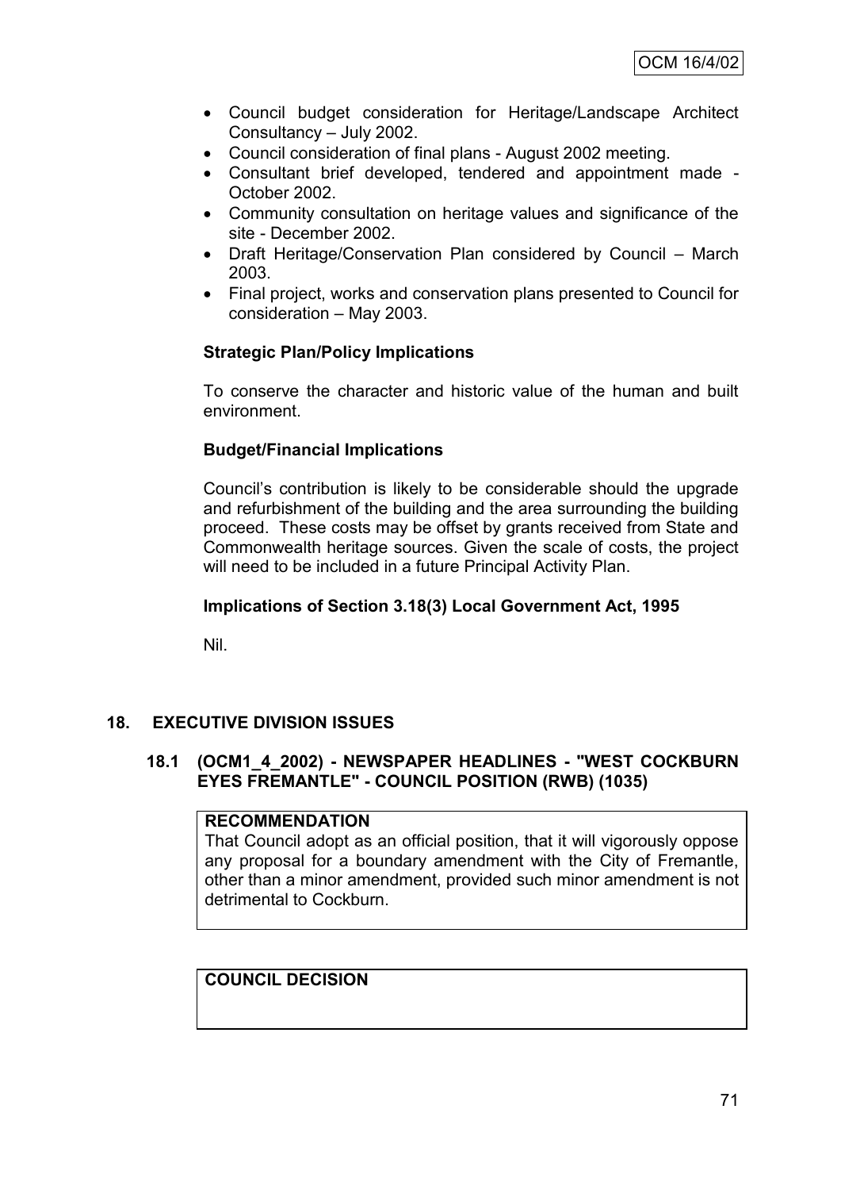- Council budget consideration for Heritage/Landscape Architect Consultancy – July 2002.
- Council consideration of final plans - August 2002 meeting.
- Consultant brief developed, tendered and appointment made - October 2002.
- Community consultation on heritage values and significance of the site - December 2002.
- Draft Heritage/Conservation Plan considered by Council – March 2003.
- Final project, works and conservation plans presented to Council for consideration – May 2003.

**Strategic Plan/Policy Implications**

To conserve the character and historic value of the human and built environment.

**Budget/Financial Implications**

Council's contribution is likely to be considerable should the upgrade and refurbishment of the building and the area surrounding the building proceed. These costs may be offset by grants received from State and Commonwealth heritage sources. Given the scale of costs, the project will need to be included in a future Principal Activity Plan.

**Implications of Section 3.18(3) Local Government Act, 1995**

Nil.

## 18. EXECUTIVE DIVISION ISSUES

### 18.1 (OCM1_4_2002) - NEWSPAPER HEADLINES - "WEST COCKBURN EYES FREMANTLE" - COUNCIL POSITION (RWB) (1035)

**RECOMMENDATION**

That Council adopt as an official position, that it will vigorously oppose any proposal for a boundary amendment with the City of Fremantle, other than a minor amendment, provided such minor amendment is not detrimental to Cockburn.

**COUNCIL DECISION**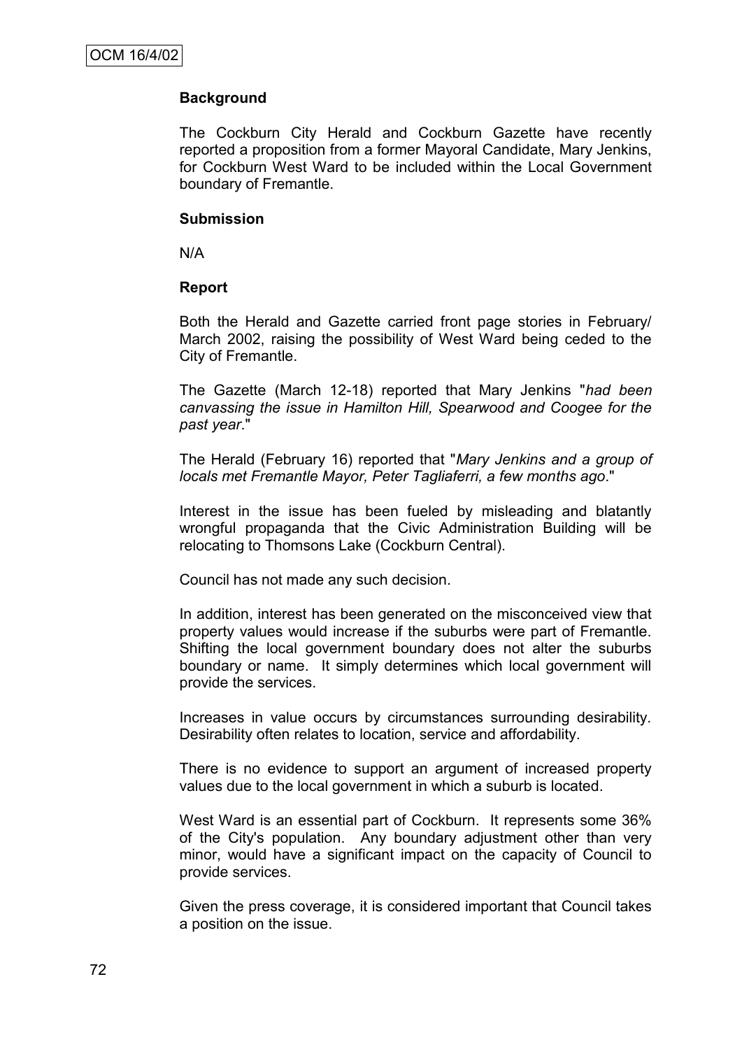OCM 16/4/02

### Background

The Cockburn City Herald and Cockburn Gazette have recently reported a proposition from a former Mayoral Candidate, Mary Jenkins, for Cockburn West Ward to be included within the Local Government boundary of Fremantle.

### Submission

N/A

### Report

Both the Herald and Gazette carried front page stories in February/ March 2002, raising the possibility of West Ward being ceded to the City of Fremantle.

The Gazette (March 12-18) reported that Mary Jenkins "*had been canvassing the issue in Hamilton Hill, Spearwood and Coogee for the past year*."

The Herald (February 16) reported that "*Mary Jenkins and a group of locals met Fremantle Mayor, Peter Tagliaferri, a few months ago*."

Interest in the issue has been fueled by misleading and blatantly wrongful propaganda that the Civic Administration Building will be relocating to Thomsons Lake (Cockburn Central).

Council has not made any such decision.

In addition, interest has been generated on the misconceived view that property values would increase if the suburbs were part of Fremantle. Shifting the local government boundary does not alter the suburbs boundary or name. It simply determines which local government will provide the services.

Increases in value occurs by circumstances surrounding desirability. Desirability often relates to location, service and affordability.

There is no evidence to support an argument of increased property values due to the local government in which a suburb is located.

West Ward is an essential part of Cockburn. It represents some 36% of the City's population. Any boundary adjustment other than very minor, would have a significant impact on the capacity of Council to provide services.

Given the press coverage, it is considered important that Council takes a position on the issue.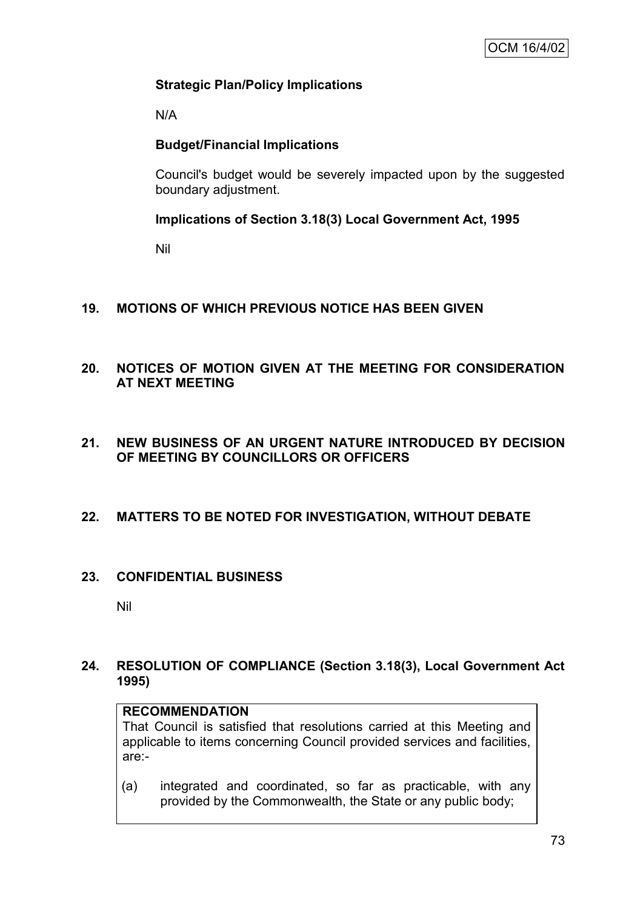**Strategic Plan/Policy Implications**

N/A

**Budget/Financial Implications**

Council's budget would be severely impacted upon by the suggested boundary adjustment.

**Implications of Section 3.18(3) Local Government Act, 1995**

Nil

## 19. MOTIONS OF WHICH PREVIOUS NOTICE HAS BEEN GIVEN

## 20. NOTICES OF MOTION GIVEN AT THE MEETING FOR CONSIDERATION AT NEXT MEETING

## 21. NEW BUSINESS OF AN URGENT NATURE INTRODUCED BY DECISION OF MEETING BY COUNCILLORS OR OFFICERS

## 22. MATTERS TO BE NOTED FOR INVESTIGATION, WITHOUT DEBATE

## 23. CONFIDENTIAL BUSINESS

Nil

## 24. RESOLUTION OF COMPLIANCE (Section 3.18(3), Local Government Act 1995)

**RECOMMENDATION**

That Council is satisfied that resolutions carried at this Meeting and applicable to items concerning Council provided services and facilities, are:-

(a) integrated and coordinated, so far as practicable, with any provided by the Commonwealth, the State or any public body;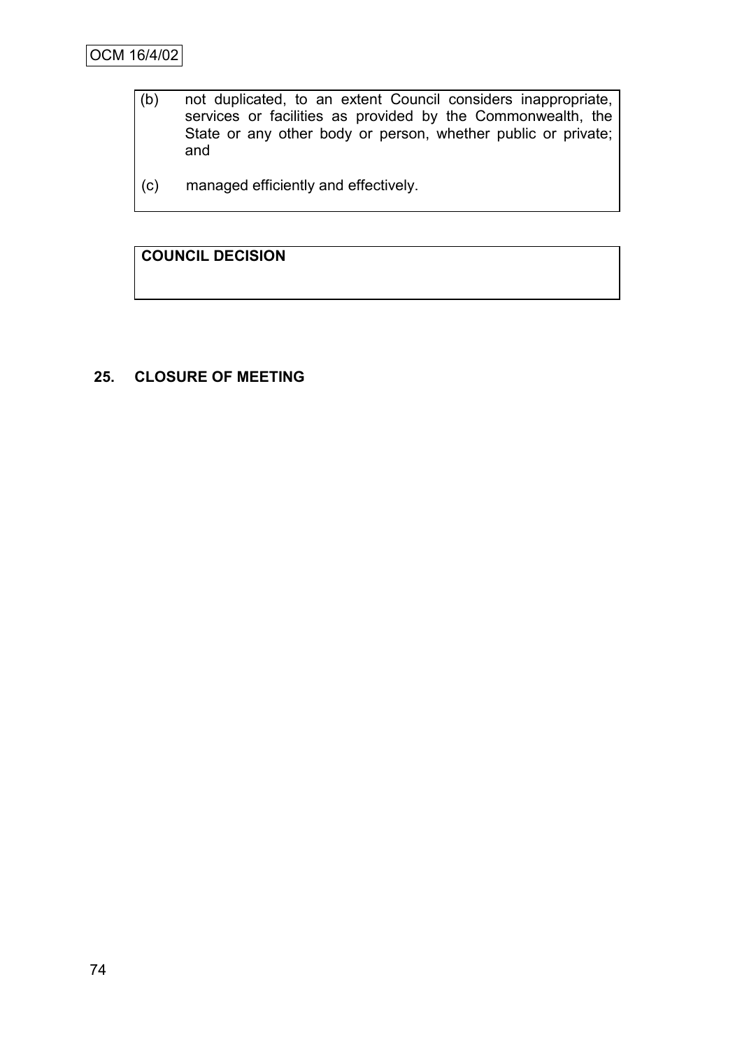(b) not duplicated, to an extent Council considers inappropriate, services or facilities as provided by the Commonwealth, the State or any other body or person, whether public or private; and

(c) managed efficiently and effectively.

**COUNCIL DECISION**

## 25. CLOSURE OF MEETING